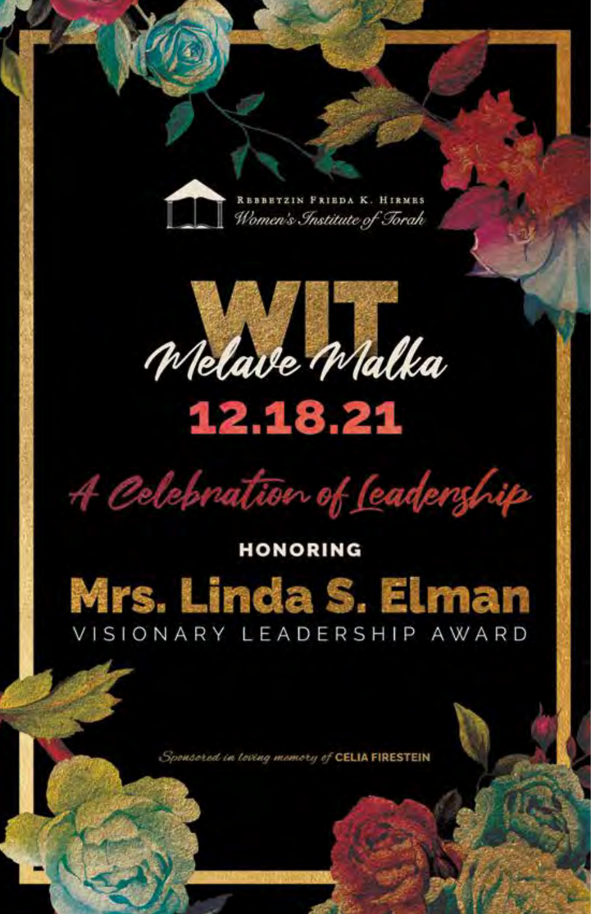Rebbetzin Frieda K. Hirmes
*Women's Institute of Torah*

# WIT Melave Malka

## 12.18.21

## *A Celebration of Leadership*

**HONORING**

# Mrs. Linda S. Elman

VISIONARY LEADERSHIP AWARD

*Sponsored in loving memory of* **CELIA FIRESTEIN**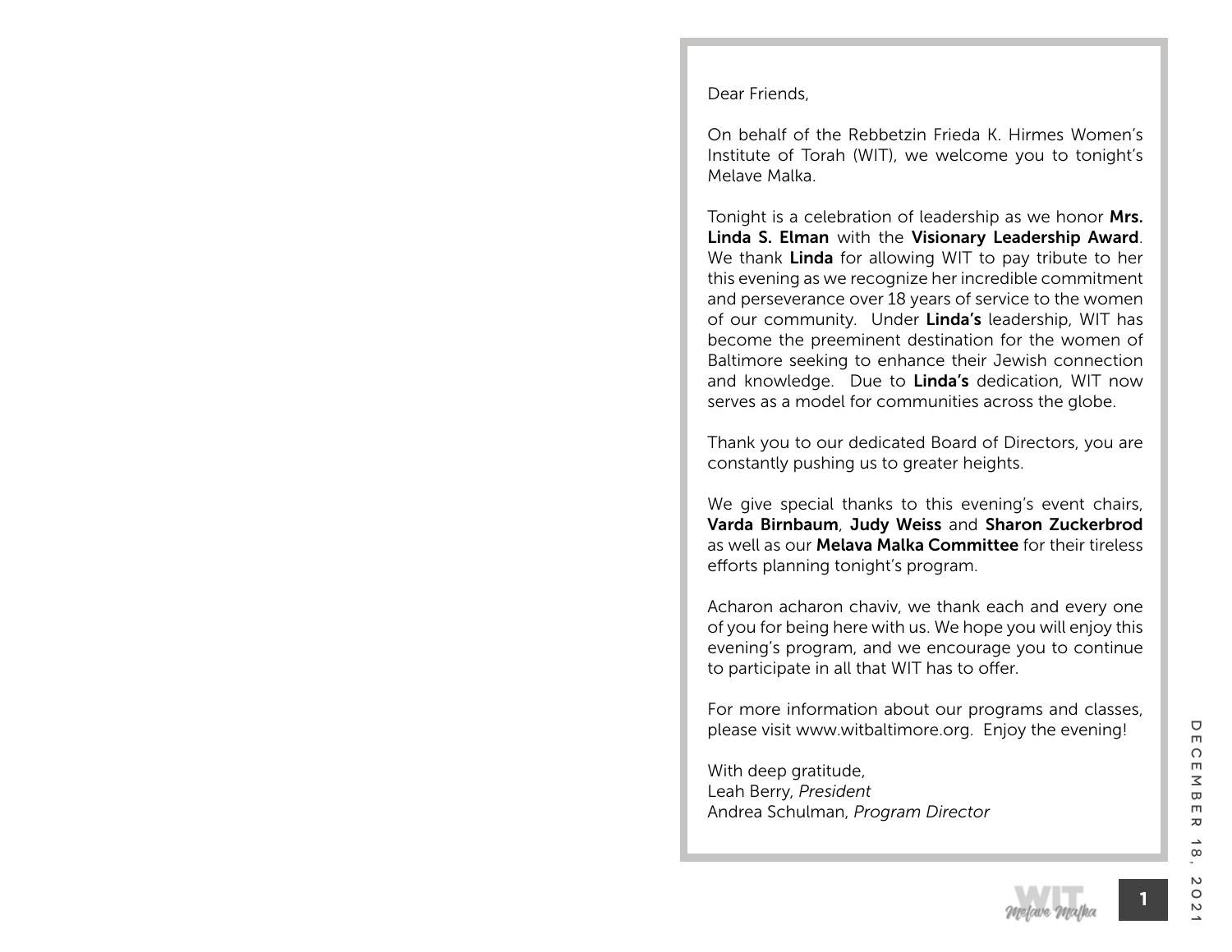Dear Friends,

On behalf of the Rebbetzin Frieda K. Hirmes Women's Institute of Torah (WIT), we welcome you to tonight's Melave Malka.

Tonight is a celebration of leadership as we honor **Mrs. Linda S. Elman** with the **Visionary Leadership Award**. We thank **Linda** for allowing WIT to pay tribute to her this evening as we recognize her incredible commitment and perseverance over 18 years of service to the women of our community. Under **Linda's** leadership, WIT has become the preeminent destination for the women of Baltimore seeking to enhance their Jewish connection and knowledge. Due to **Linda's** dedication, WIT now serves as a model for communities across the globe.

Thank you to our dedicated Board of Directors, you are constantly pushing us to greater heights.

We give special thanks to this evening's event chairs, **Varda Birnbaum**, **Judy Weiss** and **Sharon Zuckerbrod** as well as our **Melava Malka Committee** for their tireless efforts planning tonight's program.

Acharon acharon chaviv, we thank each and every one of you for being here with us. We hope you will enjoy this evening's program, and we encourage you to continue to participate in all that WIT has to offer.

For more information about our programs and classes, please visit www.witbaltimore.org. Enjoy the evening!

With deep gratitude,
Leah Berry, *President*
Andrea Schulman, *Program Director*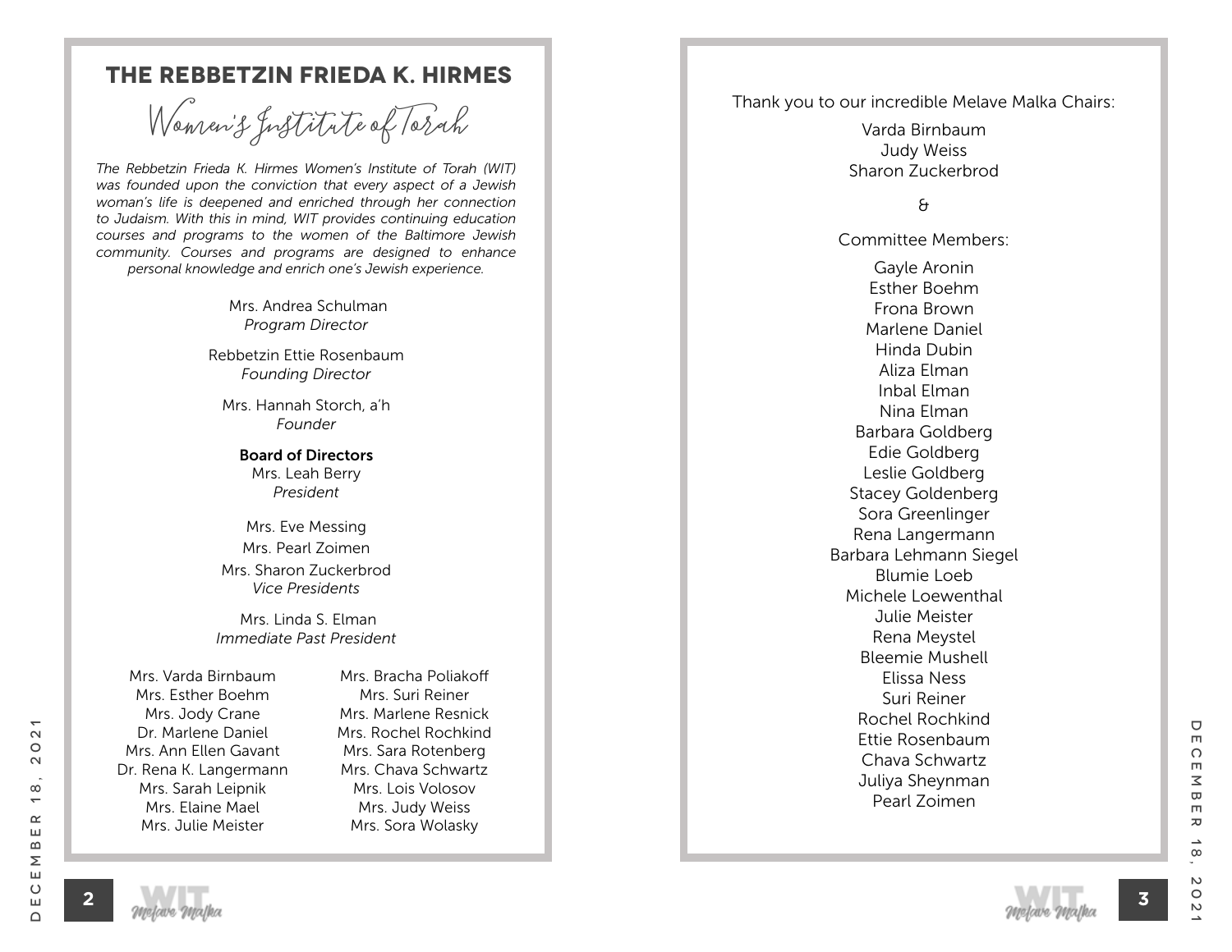# THE REBBETZIN FRIEDA K. HIRMES

## Women's Institute of Torah

*The Rebbetzin Frieda K. Hirmes Women's Institute of Torah (WIT) was founded upon the conviction that every aspect of a Jewish woman's life is deepened and enriched through her connection to Judaism. With this in mind, WIT provides continuing education courses and programs to the women of the Baltimore Jewish community. Courses and programs are designed to enhance personal knowledge and enrich one's Jewish experience.*

Mrs. Andrea Schulman
*Program Director*

Rebbetzin Ettie Rosenbaum
*Founding Director*

Mrs. Hannah Storch, a'h
*Founder*

**Board of Directors**

Mrs. Leah Berry
*President*

Mrs. Eve Messing
Mrs. Pearl Zoimen
Mrs. Sharon Zuckerbrod
*Vice Presidents*

Mrs. Linda S. Elman
*Immediate Past President*

Mrs. Varda Birnbaum
Mrs. Esther Boehm
Mrs. Jody Crane
Dr. Marlene Daniel
Mrs. Ann Ellen Gavant
Dr. Rena K. Langermann
Mrs. Sarah Leipnik
Mrs. Elaine Mael
Mrs. Julie Meister
Mrs. Bracha Poliakoff
Mrs. Suri Reiner
Mrs. Marlene Resnick
Mrs. Rochel Rochkind
Mrs. Sara Rotenberg
Mrs. Chava Schwartz
Mrs. Lois Volosov
Mrs. Judy Weiss
Mrs. Sora Wolasky

---

Thank you to our incredible Melave Malka Chairs:

Varda Birnbaum
Judy Weiss
Sharon Zuckerbrod

&

Committee Members:

Gayle Aronin
Esther Boehm
Frona Brown
Marlene Daniel
Hinda Dubin
Aliza Elman
Inbal Elman
Nina Elman
Barbara Goldberg
Edie Goldberg
Leslie Goldberg
Stacey Goldenberg
Sora Greenlinger
Rena Langermann
Barbara Lehmann Siegel
Blumie Loeb
Michele Loewenthal
Julie Meister
Rena Meystel
Bleemie Mushell
Elissa Ness
Suri Reiner
Rochel Rochkind
Ettie Rosenbaum
Chava Schwartz
Juliya Sheynman
Pearl Zoimen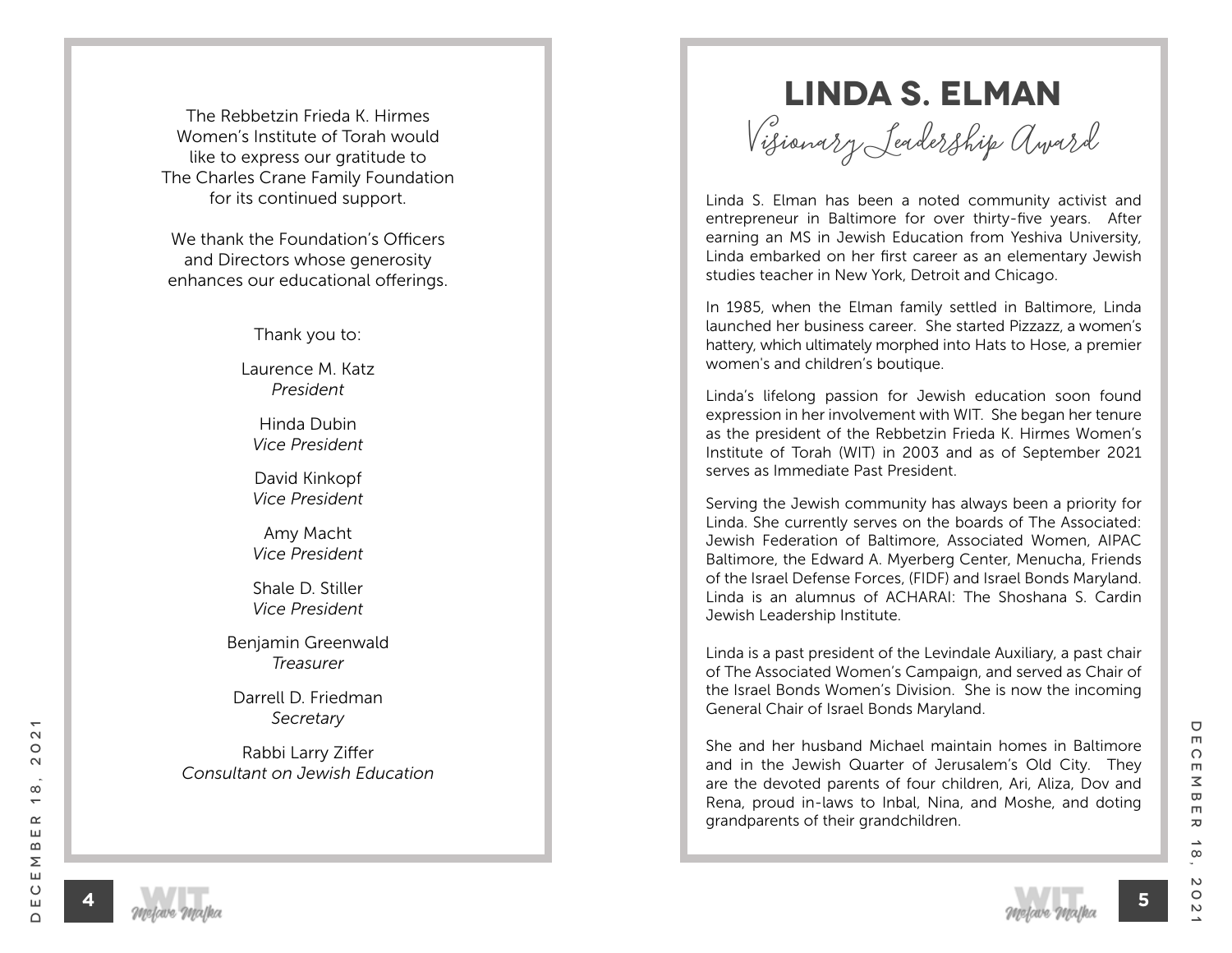The Rebbetzin Frieda K. Hirmes Women's Institute of Torah would like to express our gratitude to The Charles Crane Family Foundation for its continued support.

We thank the Foundation's Officers and Directors whose generosity enhances our educational offerings.

Thank you to:

Laurence M. Katz
*President*

Hinda Dubin
*Vice President*

David Kinkopf
*Vice President*

Amy Macht
*Vice President*

Shale D. Stiller
*Vice President*

Benjamin Greenwald
*Treasurer*

Darrell D. Friedman
*Secretary*

Rabbi Larry Ziffer
*Consultant on Jewish Education*

# LINDA S. ELMAN

## *Visionary Leadership Award*

Linda S. Elman has been a noted community activist and entrepreneur in Baltimore for over thirty-five years. After earning an MS in Jewish Education from Yeshiva University, Linda embarked on her first career as an elementary Jewish studies teacher in New York, Detroit and Chicago.

In 1985, when the Elman family settled in Baltimore, Linda launched her business career. She started Pizzazz, a women's hattery, which ultimately morphed into Hats to Hose, a premier women's and children's boutique.

Linda's lifelong passion for Jewish education soon found expression in her involvement with WIT. She began her tenure as the president of the Rebbetzin Frieda K. Hirmes Women's Institute of Torah (WIT) in 2003 and as of September 2021 serves as Immediate Past President.

Serving the Jewish community has always been a priority for Linda. She currently serves on the boards of The Associated: Jewish Federation of Baltimore, Associated Women, AIPAC Baltimore, the Edward A. Myerberg Center, Menucha, Friends of the Israel Defense Forces, (FIDF) and Israel Bonds Maryland. Linda is an alumnus of ACHARAI: The Shoshana S. Cardin Jewish Leadership Institute.

Linda is a past president of the Levindale Auxiliary, a past chair of The Associated Women's Campaign, and served as Chair of the Israel Bonds Women's Division. She is now the incoming General Chair of Israel Bonds Maryland.

She and her husband Michael maintain homes in Baltimore and in the Jewish Quarter of Jerusalem's Old City. They are the devoted parents of four children, Ari, Aliza, Dov and Rena, proud in-laws to Inbal, Nina, and Moshe, and doting grandparents of their grandchildren.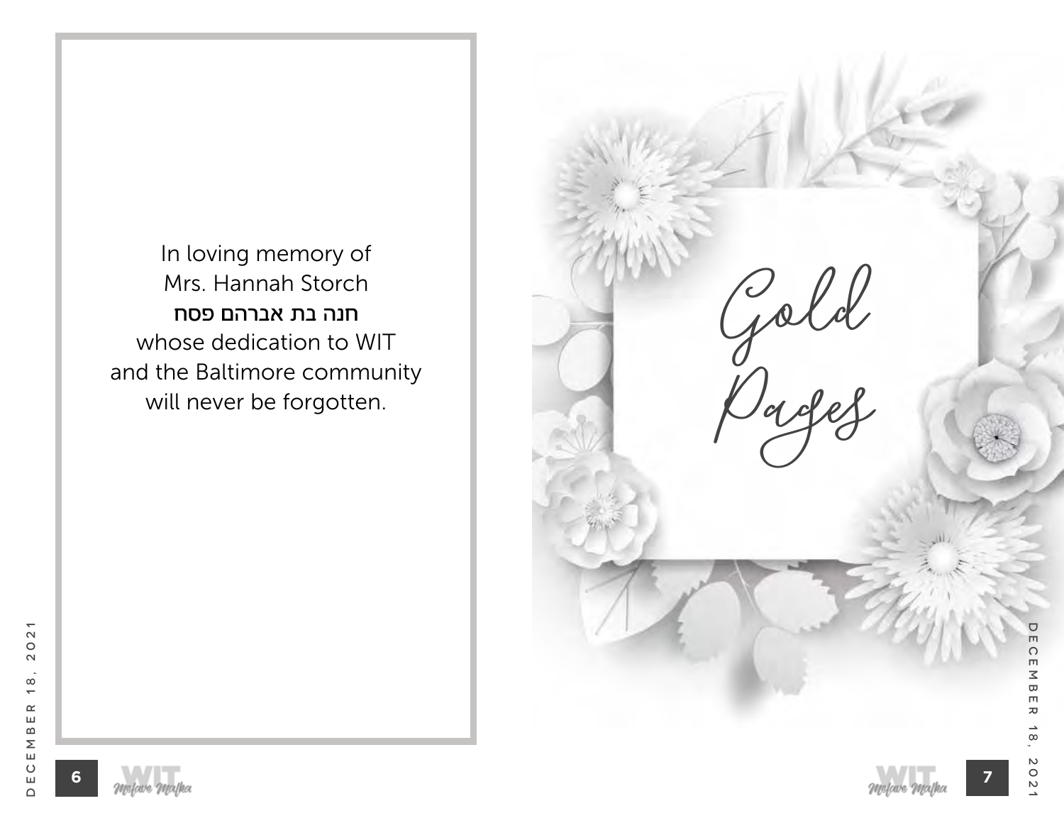In loving memory of
Mrs. Hannah Storch
**חנה בת אברהם פסח**
whose dedication to WIT
and the Baltimore community
will never be forgotten.

# Gold Pages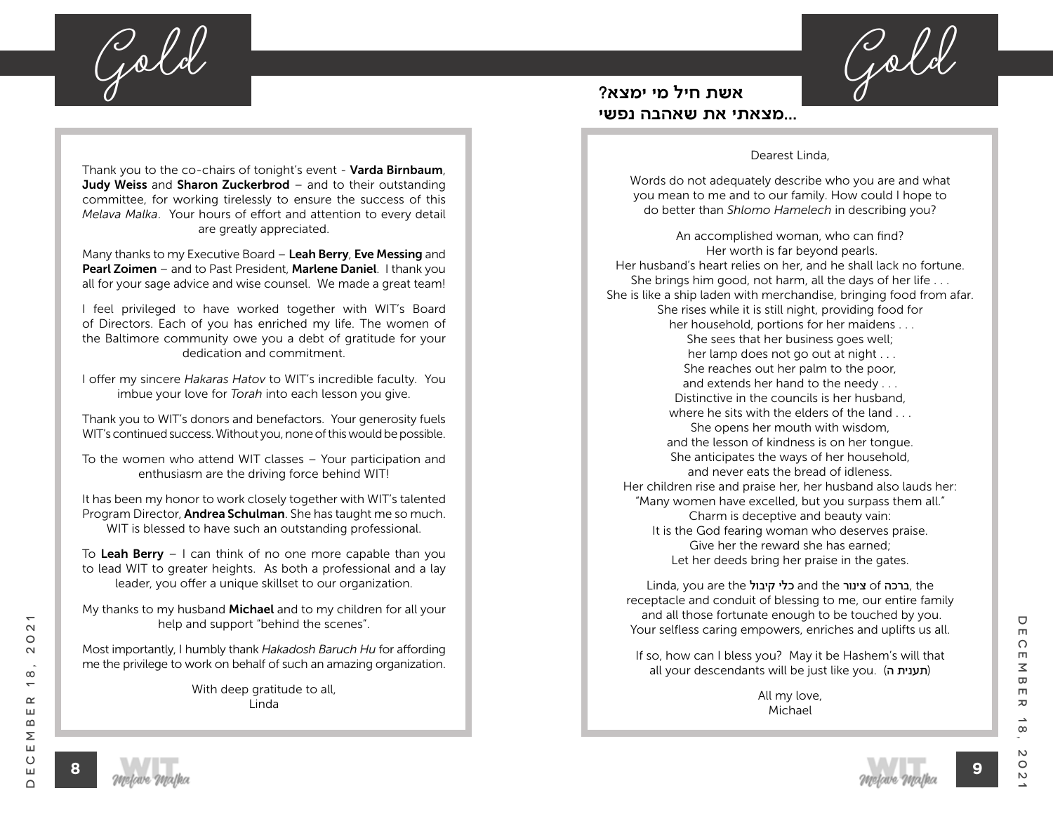## Gold

Thank you to the co-chairs of tonight's event - **Varda Birnbaum**, **Judy Weiss** and **Sharon Zuckerbrod** – and to their outstanding committee, for working tirelessly to ensure the success of this *Melava Malka*. Your hours of effort and attention to every detail are greatly appreciated.

Many thanks to my Executive Board – **Leah Berry**, **Eve Messing** and **Pearl Zoimen** – and to Past President, **Marlene Daniel**. I thank you all for your sage advice and wise counsel. We made a great team!

I feel privileged to have worked together with WIT's Board of Directors. Each of you has enriched my life. The women of the Baltimore community owe you a debt of gratitude for your dedication and commitment.

I offer my sincere *Hakaras Hatov* to WIT's incredible faculty. You imbue your love for *Torah* into each lesson you give.

Thank you to WIT's donors and benefactors. Your generosity fuels WIT's continued success. Without you, none of this would be possible.

To the women who attend WIT classes – Your participation and enthusiasm are the driving force behind WIT!

It has been my honor to work closely together with WIT's talented Program Director, **Andrea Schulman**. She has taught me so much. WIT is blessed to have such an outstanding professional.

To **Leah Berry** – I can think of no one more capable than you to lead WIT to greater heights. As both a professional and a lay leader, you offer a unique skillset to our organization.

My thanks to my husband **Michael** and to my children for all your help and support "behind the scenes".

Most importantly, I humbly thank *Hakadosh Baruch Hu* for affording me the privilege to work on behalf of such an amazing organization.

With deep gratitude to all,
Linda

## Gold

**אשת חיל מי ימצא?**
**מצאתי את שאהבה נפשי...**

Dearest Linda,

Words do not adequately describe who you are and what you mean to me and to our family. How could I hope to do better than *Shlomo Hamelech* in describing you?

An accomplished woman, who can find?
Her worth is far beyond pearls.
Her husband's heart relies on her, and he shall lack no fortune.
She brings him good, not harm, all the days of her life . . .
She is like a ship laden with merchandise, bringing food from afar.
She rises while it is still night, providing food for
her household, portions for her maidens . . .
She sees that her business goes well;
her lamp does not go out at night . . .
She reaches out her palm to the poor,
and extends her hand to the needy . . .
Distinctive in the councils is her husband,
where he sits with the elders of the land . . .
She opens her mouth with wisdom,
and the lesson of kindness is on her tongue.
She anticipates the ways of her household,
and never eats the bread of idleness.
Her children rise and praise her, her husband also lauds her:
"Many women have excelled, but you surpass them all."
Charm is deceptive and beauty vain:
It is the God fearing woman who deserves praise.
Give her the reward she has earned;
Let her deeds bring her praise in the gates.

Linda, you are the **כלי קיבול** and the **צינור** of **ברכה**, the receptacle and conduit of blessing to me, our entire family and all those fortunate enough to be touched by you. Your selfless caring empowers, enriches and uplifts us all.

If so, how can I bless you? May it be Hashem's will that all your descendants will be just like you. (תענית ה)

All my love,
Michael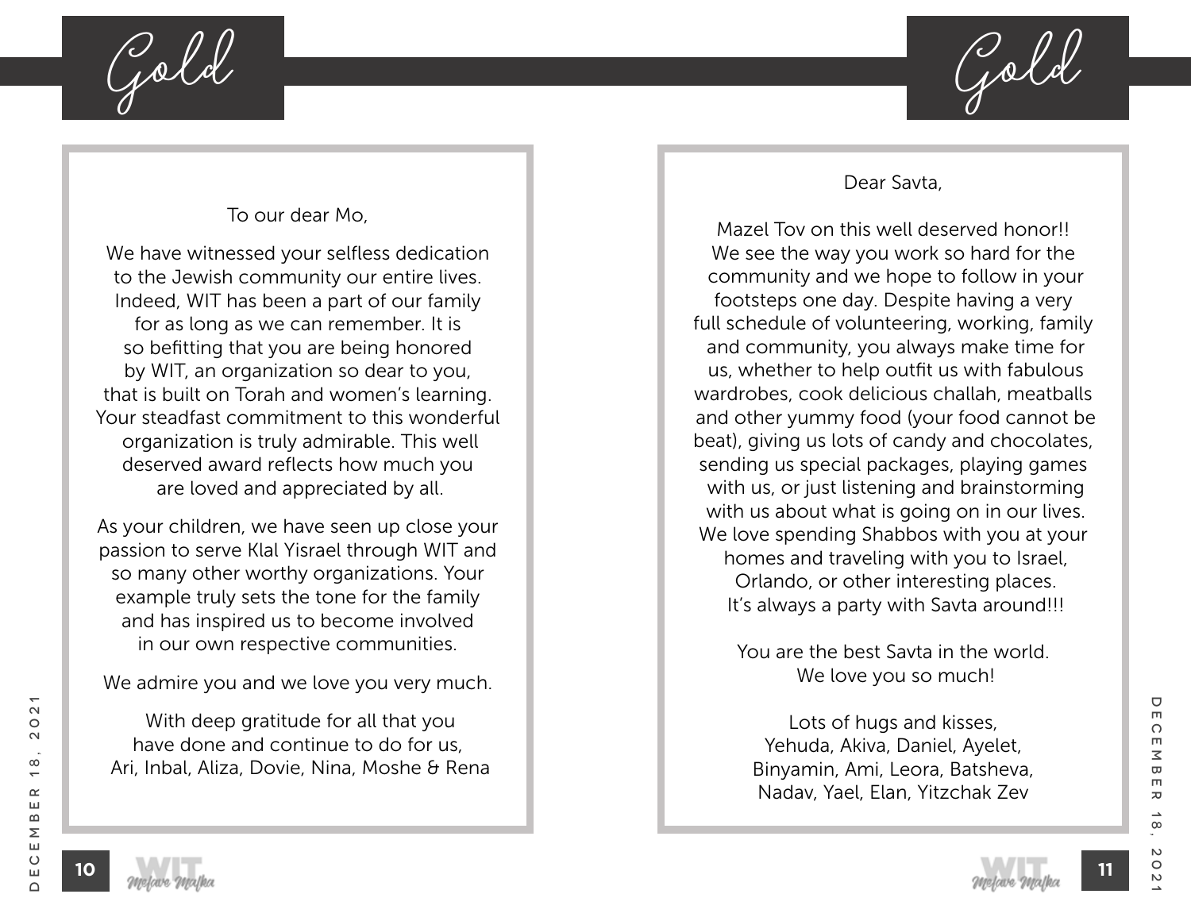## Gold

To our dear Mo,

We have witnessed your selfless dedication to the Jewish community our entire lives. Indeed, WIT has been a part of our family for as long as we can remember. It is so befitting that you are being honored by WIT, an organization so dear to you, that is built on Torah and women's learning. Your steadfast commitment to this wonderful organization is truly admirable. This well deserved award reflects how much you are loved and appreciated by all.

As your children, we have seen up close your passion to serve Klal Yisrael through WIT and so many other worthy organizations. Your example truly sets the tone for the family and has inspired us to become involved in our own respective communities.

We admire you and we love you very much.

With deep gratitude for all that you have done and continue to do for us,
Ari, Inbal, Aliza, Dovie, Nina, Moshe & Rena

## Gold

Dear Savta,

Mazel Tov on this well deserved honor!! We see the way you work so hard for the community and we hope to follow in your footsteps one day. Despite having a very full schedule of volunteering, working, family and community, you always make time for us, whether to help outfit us with fabulous wardrobes, cook delicious challah, meatballs and other yummy food (your food cannot be beat), giving us lots of candy and chocolates, sending us special packages, playing games with us, or just listening and brainstorming with us about what is going on in our lives. We love spending Shabbos with you at your homes and traveling with you to Israel, Orlando, or other interesting places. It's always a party with Savta around!!!

You are the best Savta in the world.
We love you so much!

Lots of hugs and kisses,
Yehuda, Akiva, Daniel, Ayelet,
Binyamin, Ami, Leora, Batsheva,
Nadav, Yael, Elan, Yitzchak Zev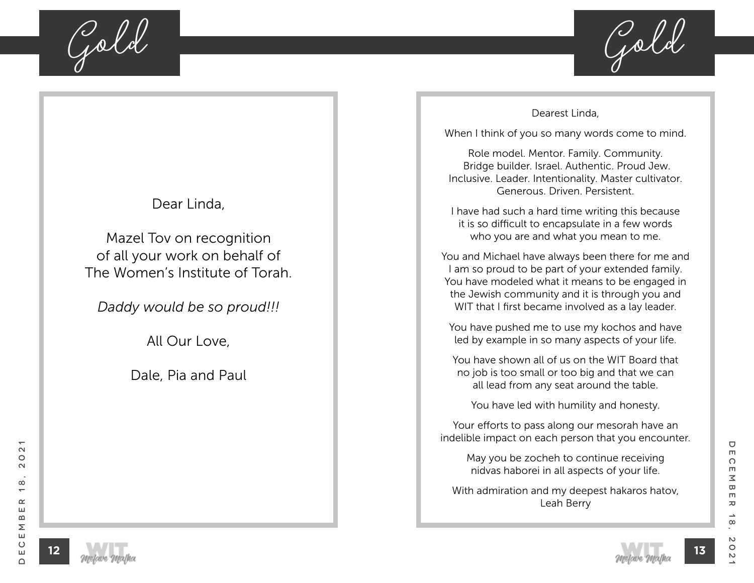## Gold

Dear Linda,

Mazel Tov on recognition
of all your work on behalf of
The Women's Institute of Torah.

*Daddy would be so proud!!!*

All Our Love,

Dale, Pia and Paul

## Gold

Dearest Linda,

When I think of you so many words come to mind.

Role model. Mentor. Family. Community.
Bridge builder. Israel. Authentic. Proud Jew.
Inclusive. Leader. Intentionality. Master cultivator.
Generous. Driven. Persistent.

I have had such a hard time writing this because
it is so difficult to encapsulate in a few words
who you are and what you mean to me.

You and Michael have always been there for me and
I am so proud to be part of your extended family.
You have modeled what it means to be engaged in
the Jewish community and it is through you and
WIT that I first became involved as a lay leader.

You have pushed me to use my kochos and have
led by example in so many aspects of your life.

You have shown all of us on the WIT Board that
no job is too small or too big and that we can
all lead from any seat around the table.

You have led with humility and honesty.

Your efforts to pass along our mesorah have an
indelible impact on each person that you encounter.

May you be zocheh to continue receiving
nidvas haborei in all aspects of your life.

With admiration and my deepest hakaros hatov,
Leah Berry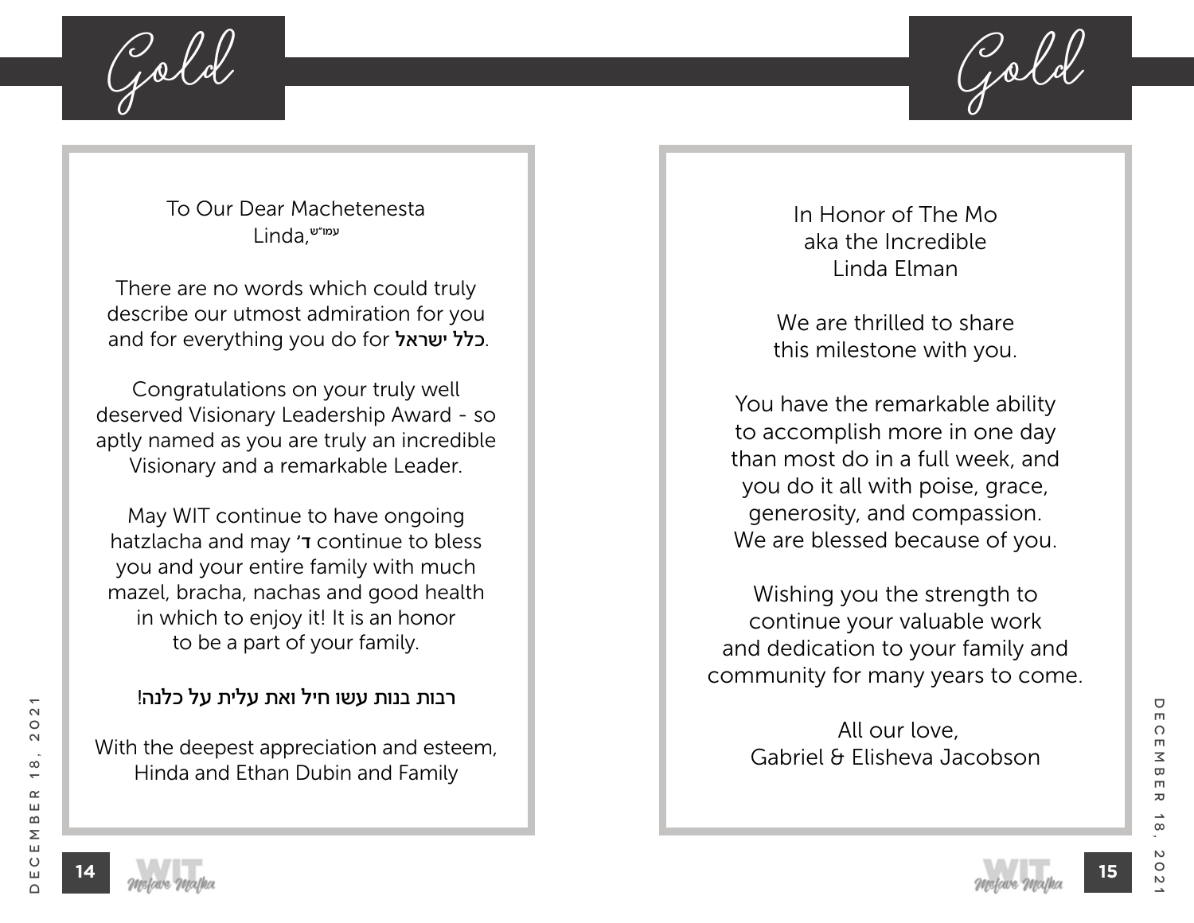# Gold

To Our Dear Machetenesta
Linda,עמו"ש

There are no words which could truly describe our utmost admiration for you and for everything you do for **כלל ישראל**.

Congratulations on your truly well deserved Visionary Leadership Award - so aptly named as you are truly an incredible Visionary and a remarkable Leader.

May WIT continue to have ongoing hatzlacha and may **ד׳** continue to bless you and your entire family with much mazel, bracha, nachas and good health in which to enjoy it! It is an honor to be a part of your family.

רבות בנות עשו חיל ואת עלית על כלנה!

With the deepest appreciation and esteem,
Hinda and Ethan Dubin and Family

# Gold

In Honor of The Mo
aka the Incredible
Linda Elman

We are thrilled to share this milestone with you.

You have the remarkable ability to accomplish more in one day than most do in a full week, and you do it all with poise, grace, generosity, and compassion.
We are blessed because of you.

Wishing you the strength to continue your valuable work and dedication to your family and community for many years to come.

All our love,
Gabriel & Elisheva Jacobson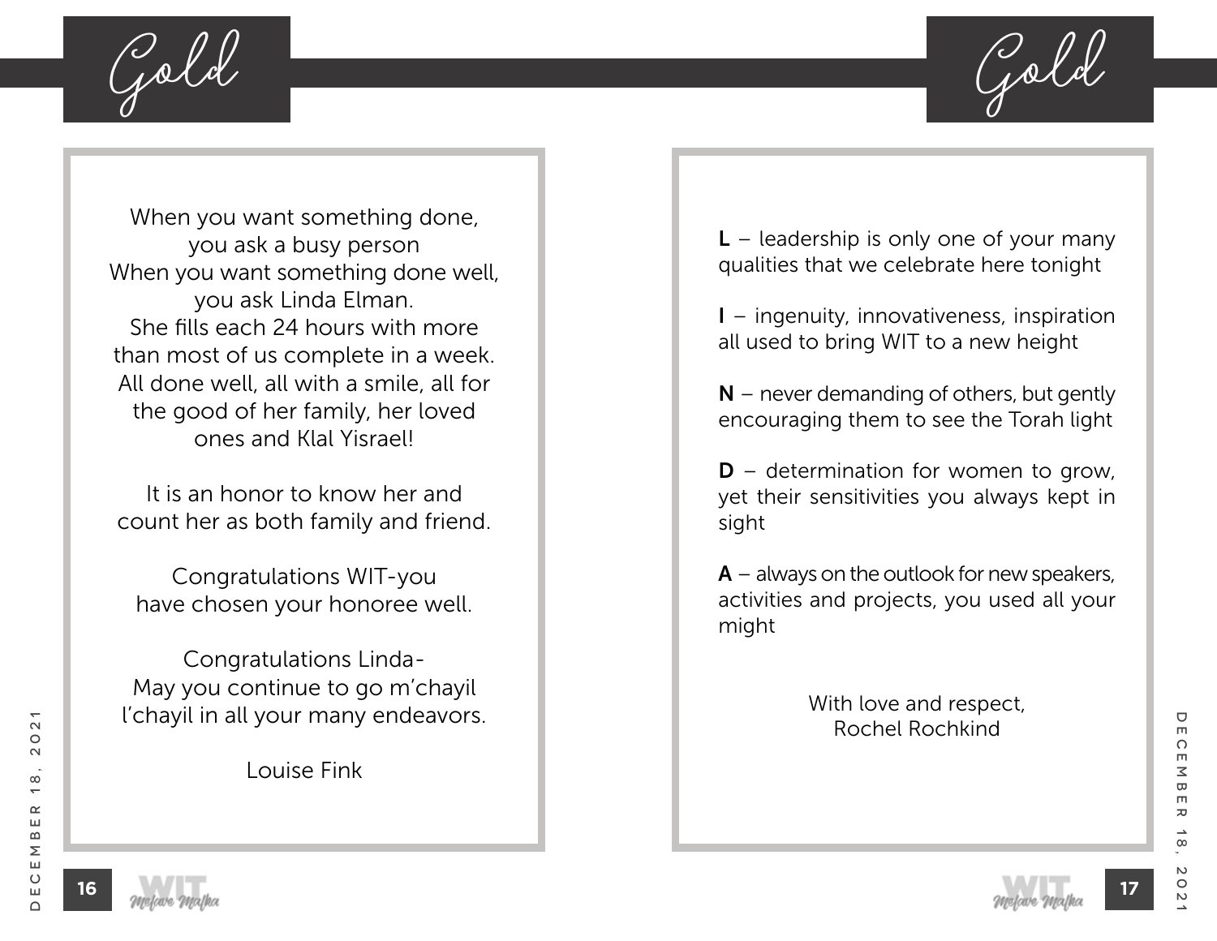## Gold

When you want something done,
you ask a busy person
When you want something done well,
you ask Linda Elman.
She fills each 24 hours with more
than most of us complete in a week.
All done well, all with a smile, all for
the good of her family, her loved
ones and Klal Yisrael!

It is an honor to know her and
count her as both family and friend.

Congratulations WIT-you
have chosen your honoree well.

Congratulations Linda-
May you continue to go m'chayil
l'chayil in all your many endeavors.

Louise Fink

## Gold

**L** – leadership is only one of your many qualities that we celebrate here tonight

**I** – ingenuity, innovativeness, inspiration all used to bring WIT to a new height

**N** – never demanding of others, but gently encouraging them to see the Torah light

**D** – determination for women to grow, yet their sensitivities you always kept in sight

**A** – always on the outlook for new speakers, activities and projects, you used all your might

With love and respect,
Rochel Rochkind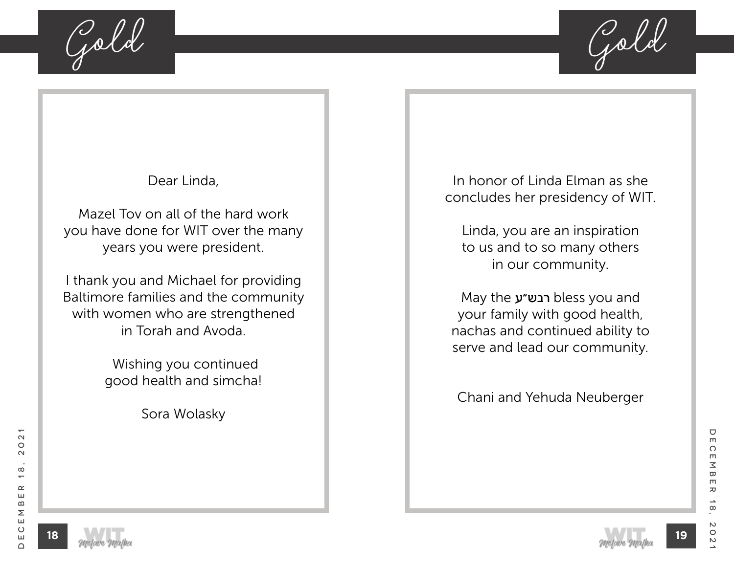## Gold

Dear Linda,

Mazel Tov on all of the hard work you have done for WIT over the many years you were president.

I thank you and Michael for providing Baltimore families and the community with women who are strengthened in Torah and Avoda.

Wishing you continued good health and simcha!

Sora Wolasky

## Gold

In honor of Linda Elman as she concludes her presidency of WIT.

Linda, you are an inspiration to us and to so many others in our community.

May the רבש"ע bless you and your family with good health, nachas and continued ability to serve and lead our community.

Chani and Yehuda Neuberger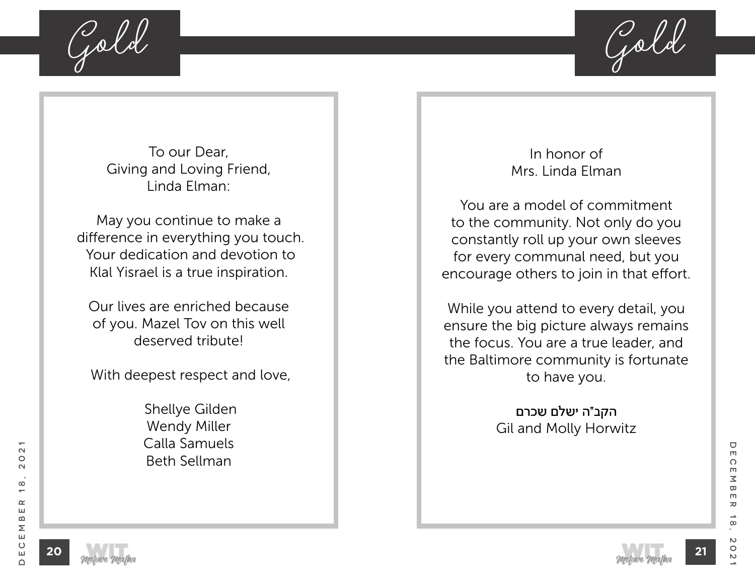## Gold

To our Dear,
Giving and Loving Friend,
Linda Elman:

May you continue to make a difference in everything you touch. Your dedication and devotion to Klal Yisrael is a true inspiration.

Our lives are enriched because of you. Mazel Tov on this well deserved tribute!

With deepest respect and love,

Shellye Gilden
Wendy Miller
Calla Samuels
Beth Sellman

## Gold

In honor of
Mrs. Linda Elman

You are a model of commitment to the community. Not only do you constantly roll up your own sleeves for every communal need, but you encourage others to join in that effort.

While you attend to every detail, you ensure the big picture always remains the focus. You are a true leader, and the Baltimore community is fortunate to have you.

**הקב"ה ישלם שכרם**
Gil and Molly Horwitz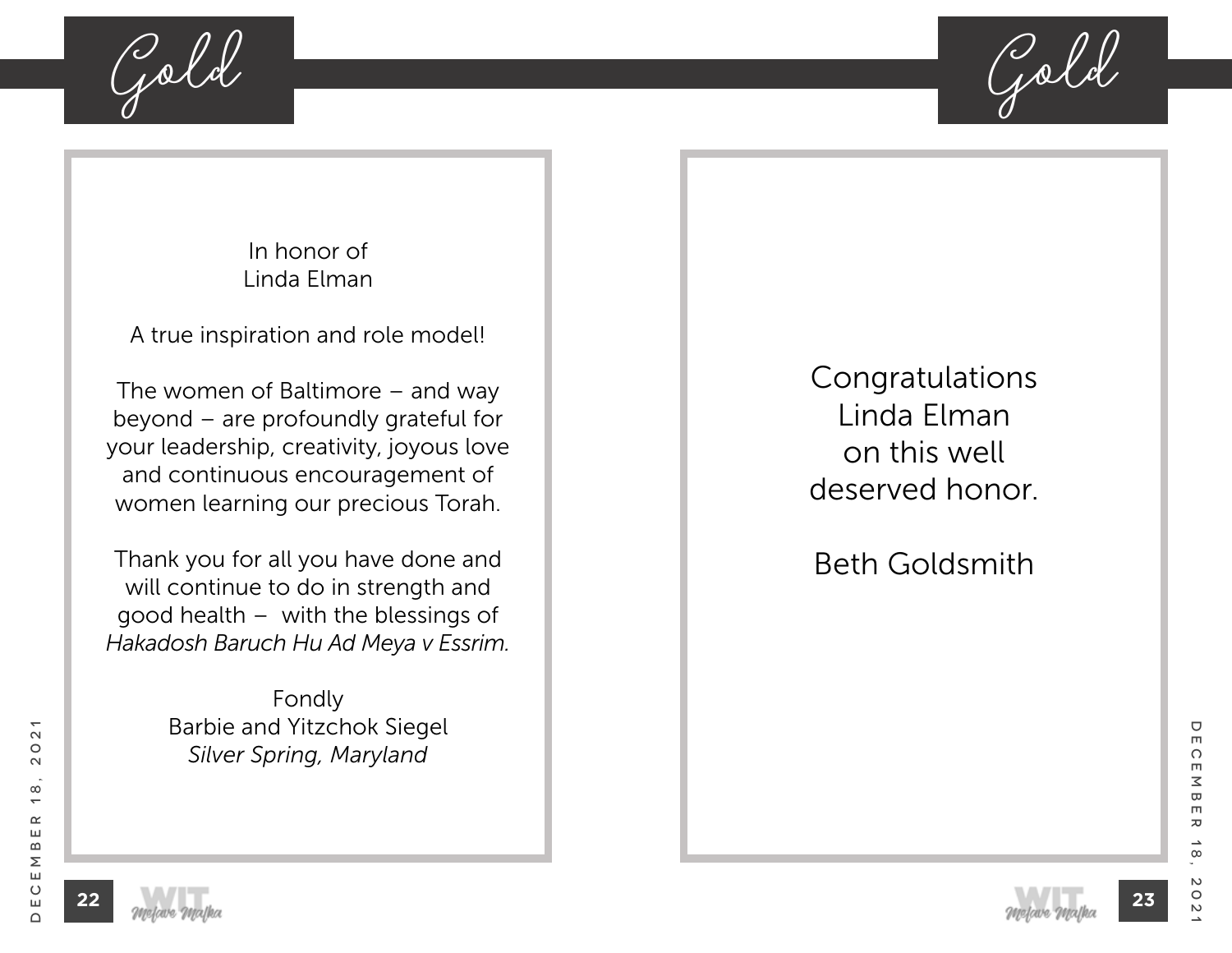## Gold

In honor of
Linda Elman

A true inspiration and role model!

The women of Baltimore – and way beyond – are profoundly grateful for your leadership, creativity, joyous love and continuous encouragement of women learning our precious Torah.

Thank you for all you have done and will continue to do in strength and good health – with the blessings of *Hakadosh Baruch Hu Ad Meya v Essrim.*

Fondly
Barbie and Yitzchok Siegel
*Silver Spring, Maryland*

## Gold

Congratulations
Linda Elman
on this well
deserved honor.

Beth Goldsmith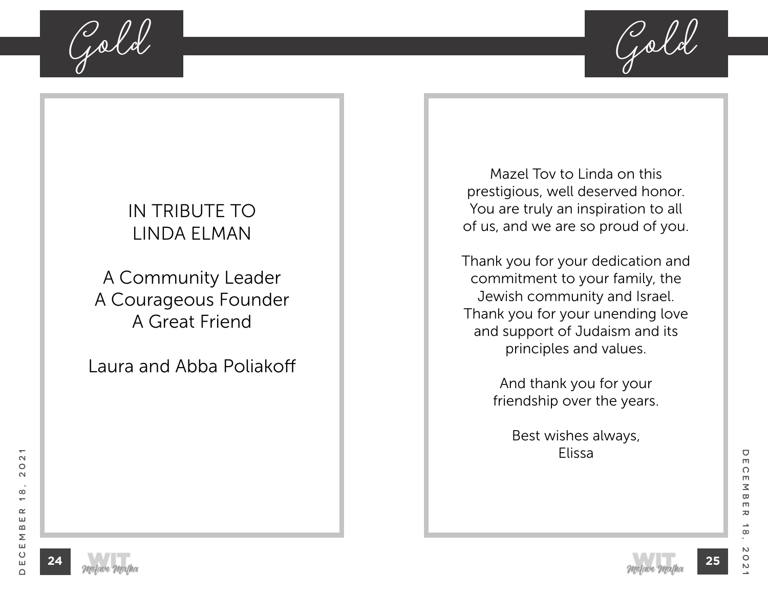## Gold

IN TRIBUTE TO
LINDA ELMAN

A Community Leader
A Courageous Founder
A Great Friend

Laura and Abba Poliakoff

## Gold

Mazel Tov to Linda on this prestigious, well deserved honor. You are truly an inspiration to all of us, and we are so proud of you.

Thank you for your dedication and commitment to your family, the Jewish community and Israel. Thank you for your unending love and support of Judaism and its principles and values.

And thank you for your friendship over the years.

Best wishes always,
Elissa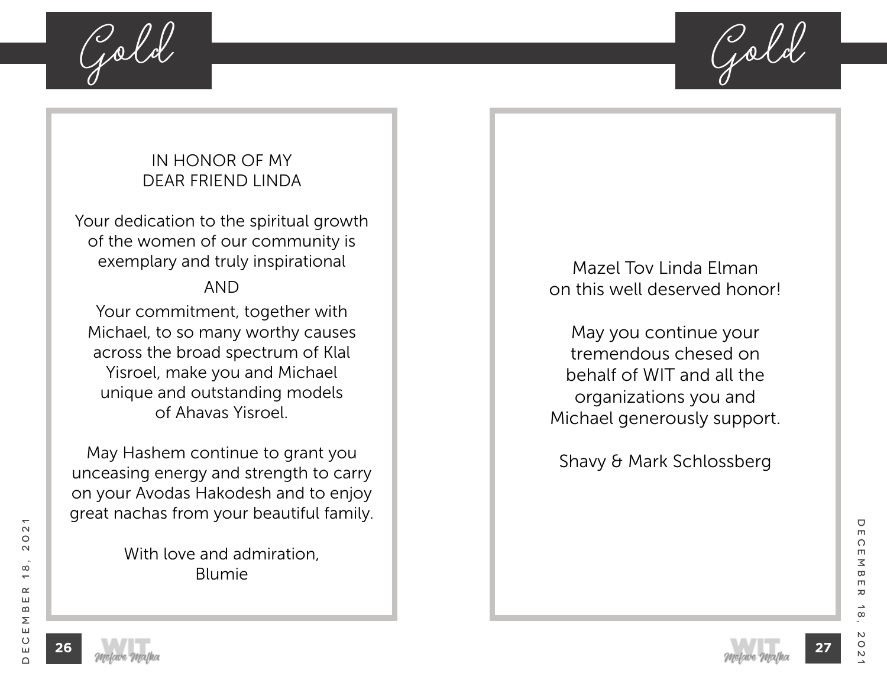## Gold

IN HONOR OF MY
DEAR FRIEND LINDA

Your dedication to the spiritual growth of the women of our community is exemplary and truly inspirational

AND

Your commitment, together with Michael, to so many worthy causes across the broad spectrum of Klal Yisroel, make you and Michael unique and outstanding models of Ahavas Yisroel.

May Hashem continue to grant you unceasing energy and strength to carry on your Avodas Hakodesh and to enjoy great nachas from your beautiful family.

With love and admiration,
Blumie

## Gold

Mazel Tov Linda Elman
on this well deserved honor!

May you continue your tremendous chesed on behalf of WIT and all the organizations you and Michael generously support.

Shavy & Mark Schlossberg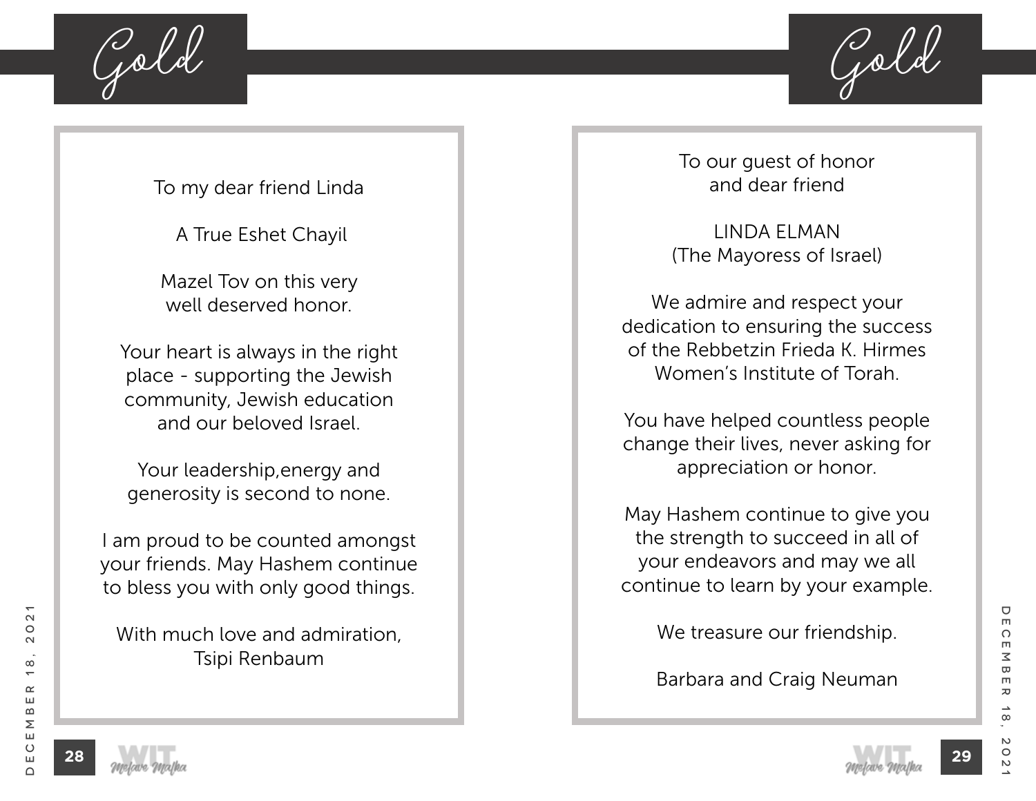## Gold

To my dear friend Linda

A True Eshet Chayil

Mazel Tov on this very
well deserved honor.

Your heart is always in the right
place - supporting the Jewish
community, Jewish education
and our beloved Israel.

Your leadership,energy and
generosity is second to none.

I am proud to be counted amongst
your friends. May Hashem continue
to bless you with only good things.

With much love and admiration,
Tsipi Renbaum

## Gold

To our guest of honor
and dear friend

LINDA ELMAN
(The Mayoress of Israel)

We admire and respect your
dedication to ensuring the success
of the Rebbetzin Frieda K. Hirmes
Women's Institute of Torah.

You have helped countless people
change their lives, never asking for
appreciation or honor.

May Hashem continue to give you
the strength to succeed in all of
your endeavors and may we all
continue to learn by your example.

We treasure our friendship.

Barbara and Craig Neuman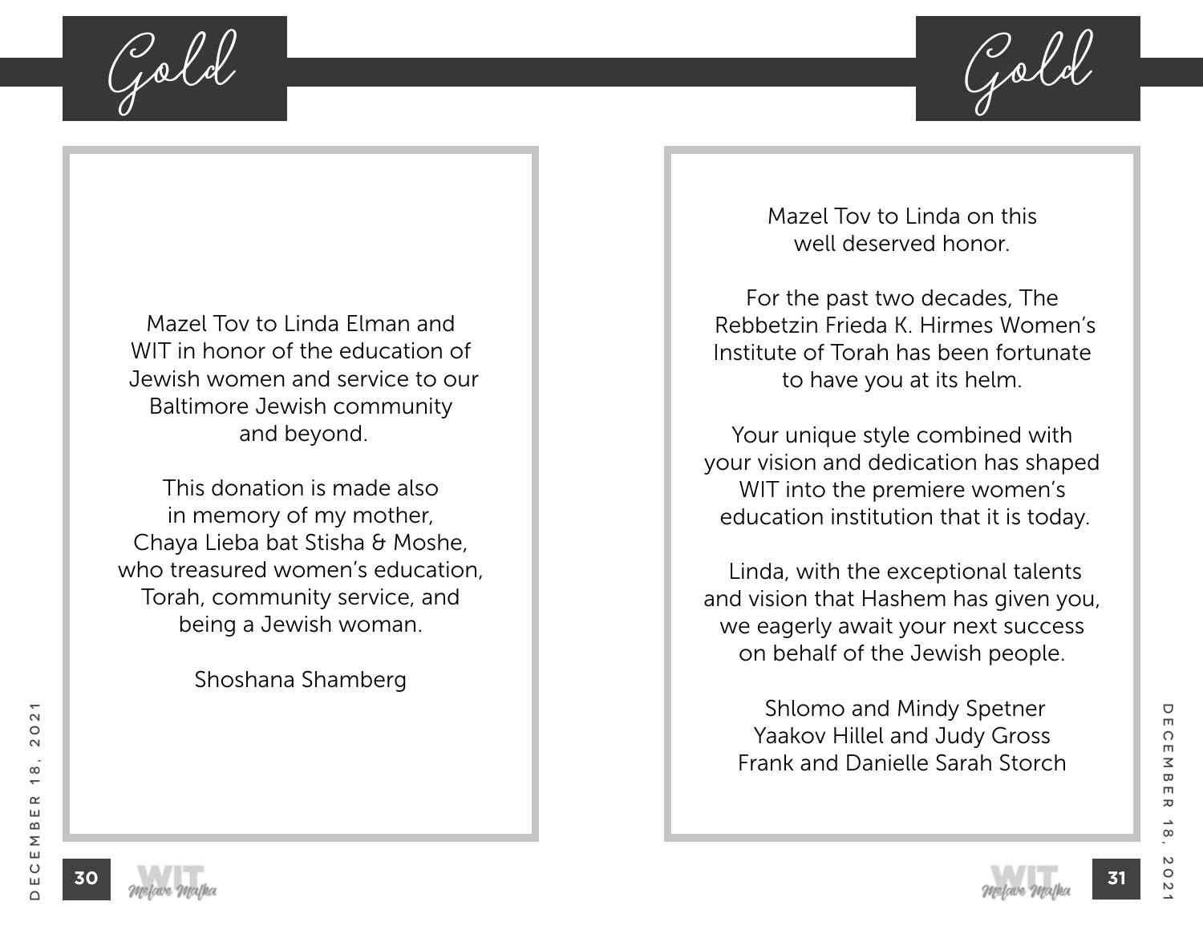## Gold

Mazel Tov to Linda Elman and WIT in honor of the education of Jewish women and service to our Baltimore Jewish community and beyond.

This donation is made also in memory of my mother, Chaya Lieba bat Stisha & Moshe, who treasured women's education, Torah, community service, and being a Jewish woman.

Shoshana Shamberg

## Gold

Mazel Tov to Linda on this well deserved honor.

For the past two decades, The Rebbetzin Frieda K. Hirmes Women's Institute of Torah has been fortunate to have you at its helm.

Your unique style combined with your vision and dedication has shaped WIT into the premiere women's education institution that it is today.

Linda, with the exceptional talents and vision that Hashem has given you, we eagerly await your next success on behalf of the Jewish people.

Shlomo and Mindy Spetner
Yaakov Hillel and Judy Gross
Frank and Danielle Sarah Storch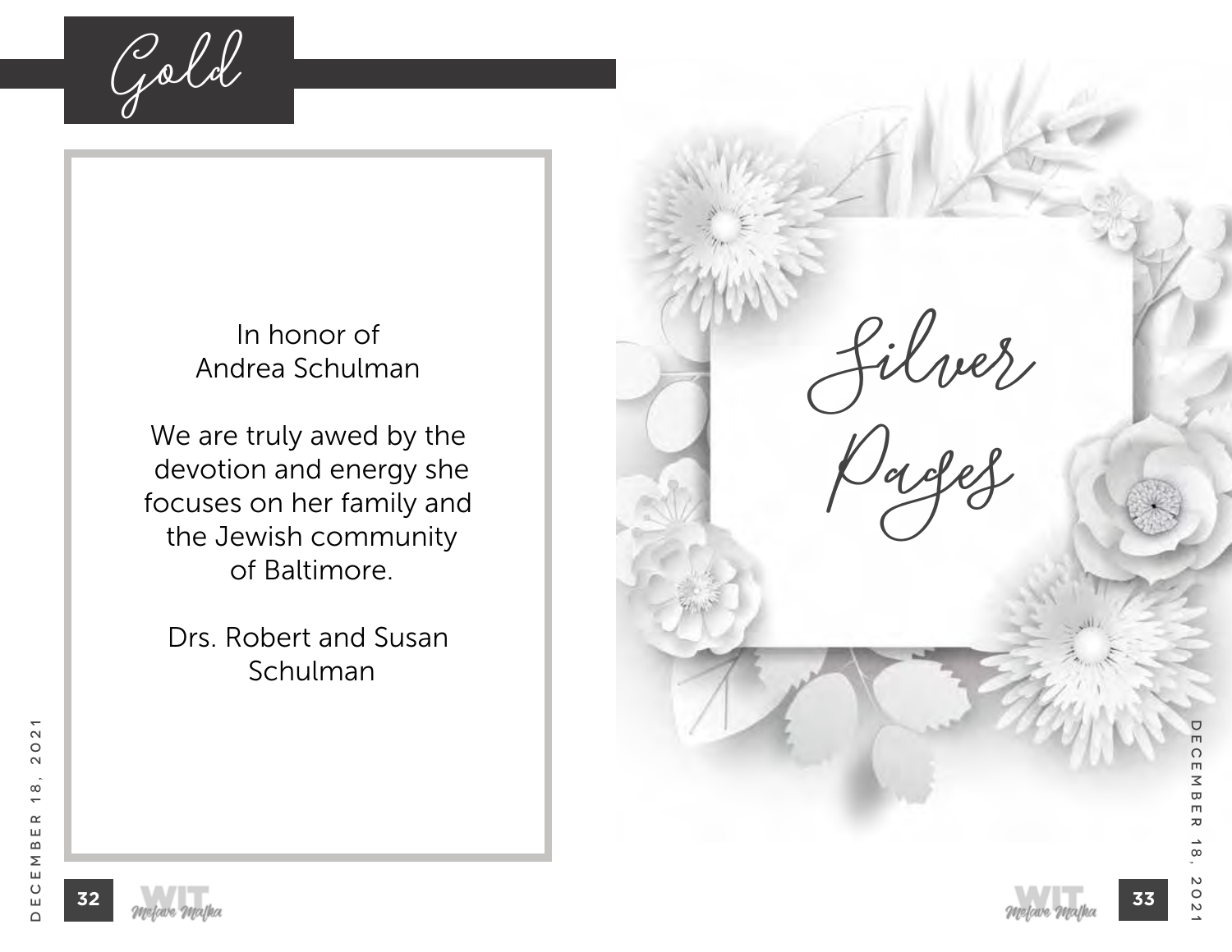# Gold

In honor of
Andrea Schulman

We are truly awed by the devotion and energy she focuses on her family and the Jewish community of Baltimore.

Drs. Robert and Susan Schulman

# Silver Pages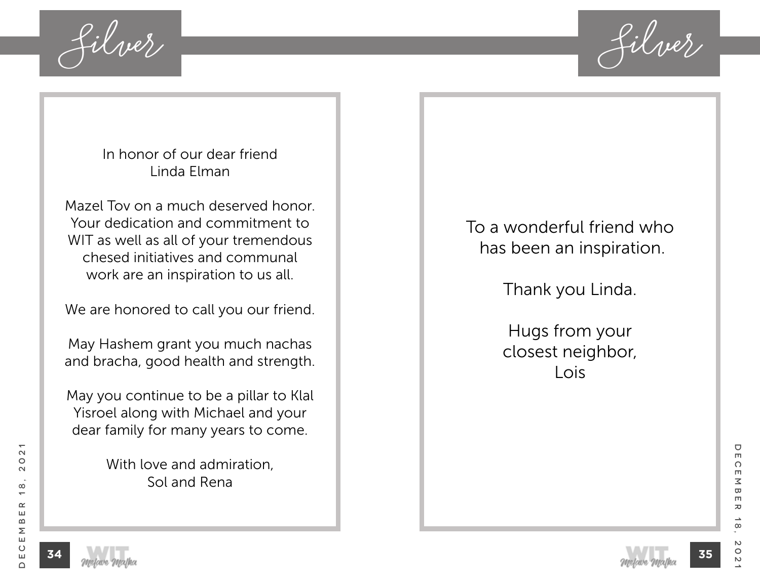## Silver

In honor of our dear friend
Linda Elman

Mazel Tov on a much deserved honor. Your dedication and commitment to WIT as well as all of your tremendous chesed initiatives and communal work are an inspiration to us all.

We are honored to call you our friend.

May Hashem grant you much nachas and bracha, good health and strength.

May you continue to be a pillar to Klal Yisroel along with Michael and your dear family for many years to come.

With love and admiration,
Sol and Rena

## Silver

To a wonderful friend who has been an inspiration.

Thank you Linda.

Hugs from your
closest neighbor,
Lois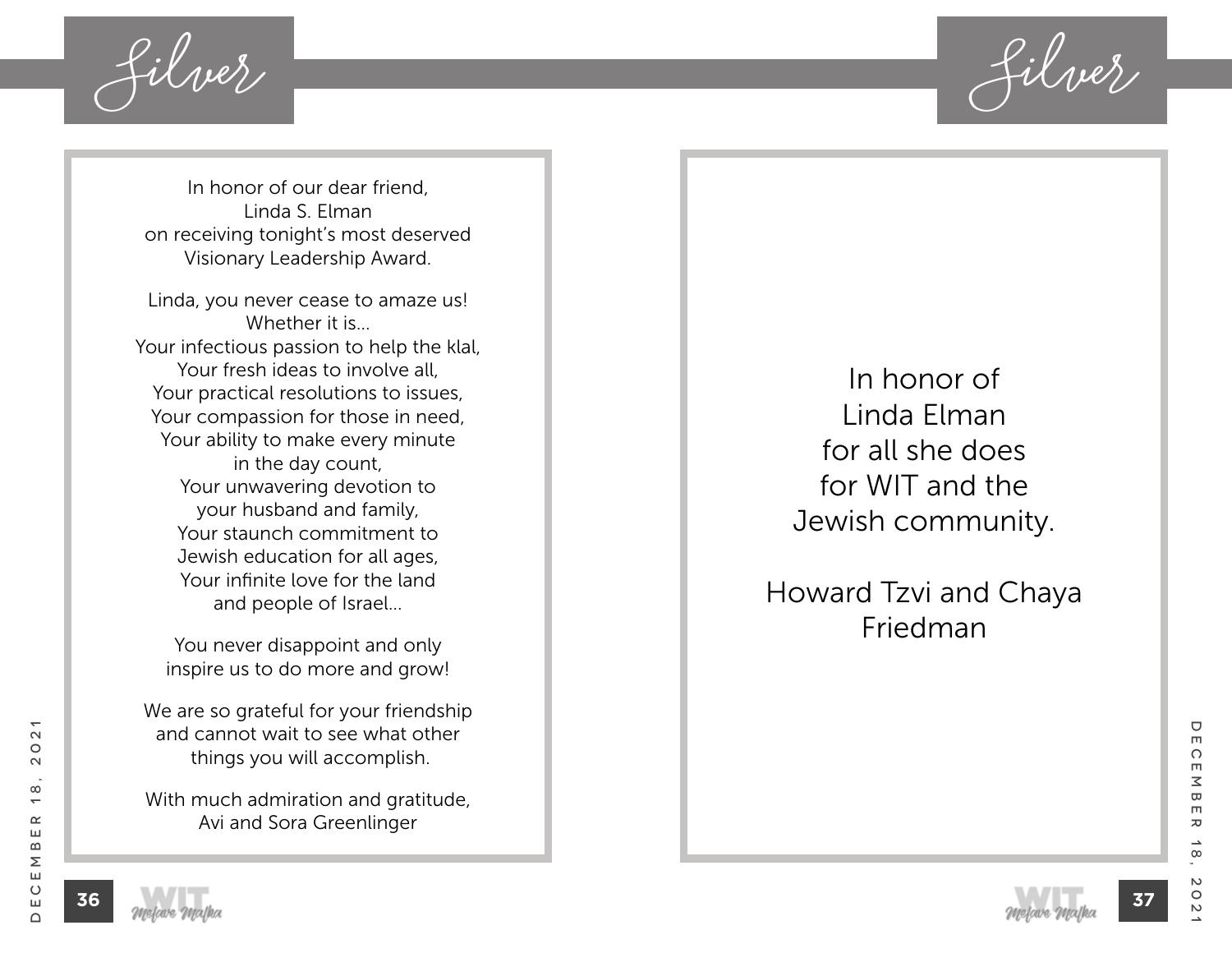## Silver

In honor of our dear friend,
Linda S. Elman
on receiving tonight's most deserved
Visionary Leadership Award.

Linda, you never cease to amaze us!
Whether it is...
Your infectious passion to help the klal,
Your fresh ideas to involve all,
Your practical resolutions to issues,
Your compassion for those in need,
Your ability to make every minute
in the day count,
Your unwavering devotion to
your husband and family,
Your staunch commitment to
Jewish education for all ages,
Your infinite love for the land
and people of Israel...

You never disappoint and only
inspire us to do more and grow!

We are so grateful for your friendship
and cannot wait to see what other
things you will accomplish.

With much admiration and gratitude,
Avi and Sora Greenlinger

## Silver

In honor of
Linda Elman
for all she does
for WIT and the
Jewish community.

Howard Tzvi and Chaya
Friedman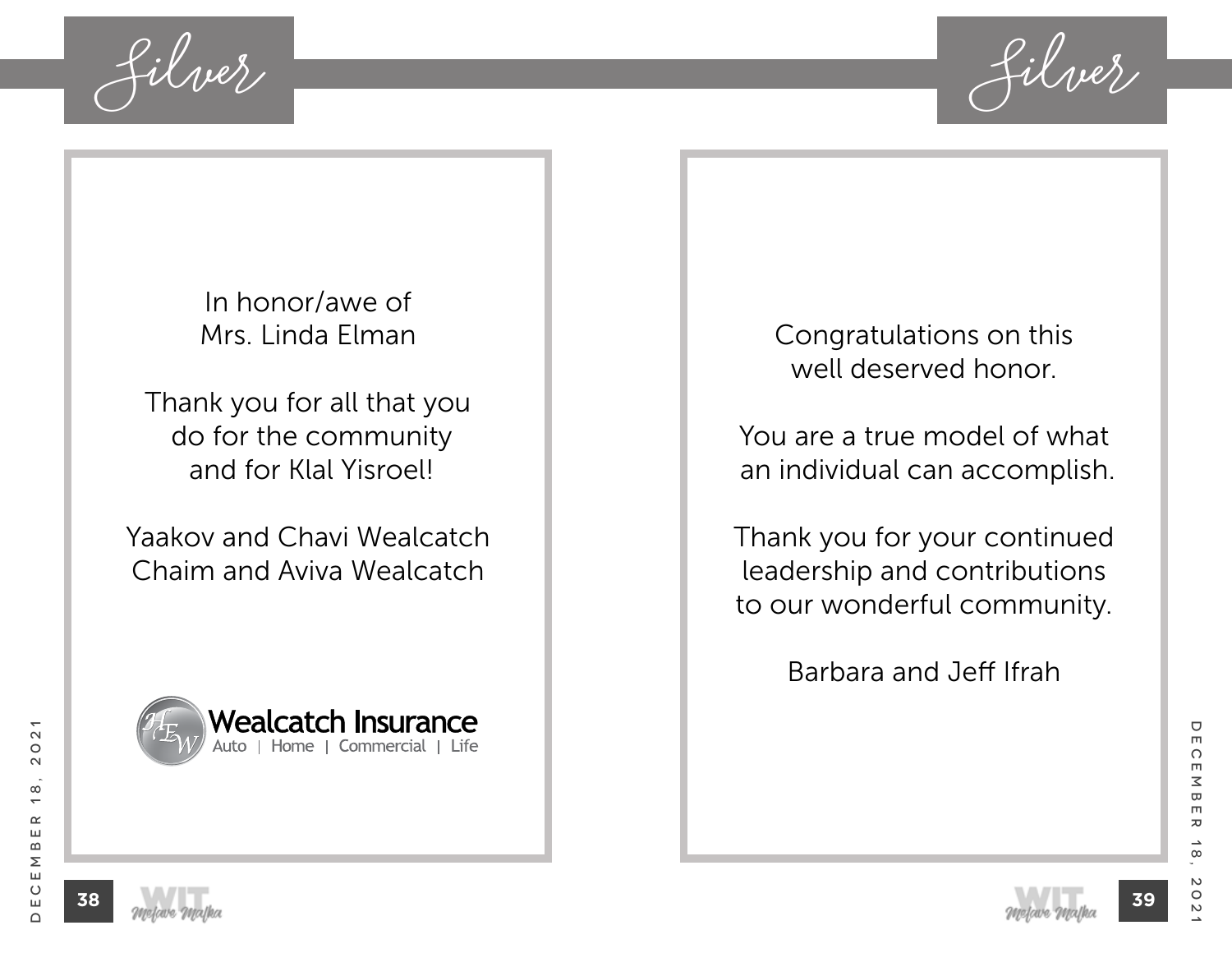## Silver

In honor/awe of
Mrs. Linda Elman

Thank you for all that you
do for the community
and for Klal Yisroel!

Yaakov and Chavi Wealcatch
Chaim and Aviva Wealcatch

**Wealcatch Insurance**
Auto | Home | Commercial | Life

## Silver

Congratulations on this
well deserved honor.

You are a true model of what
an individual can accomplish.

Thank you for your continued
leadership and contributions
to our wonderful community.

Barbara and Jeff Ifrah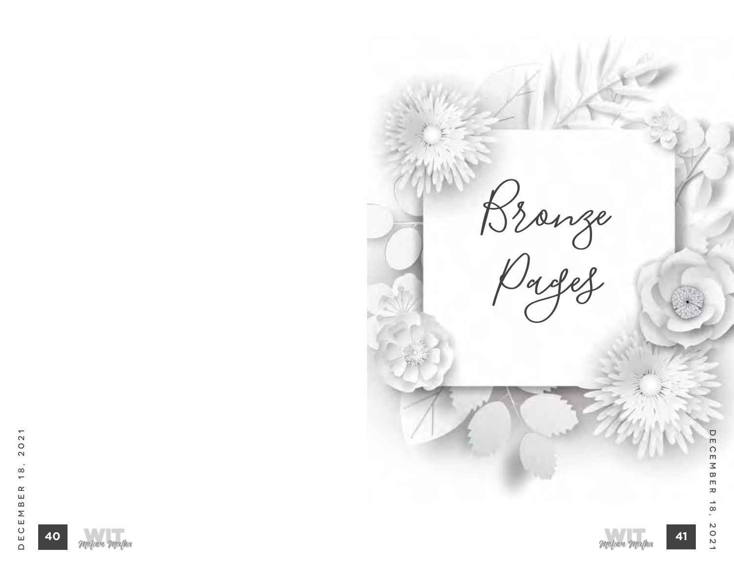# Bronze Pages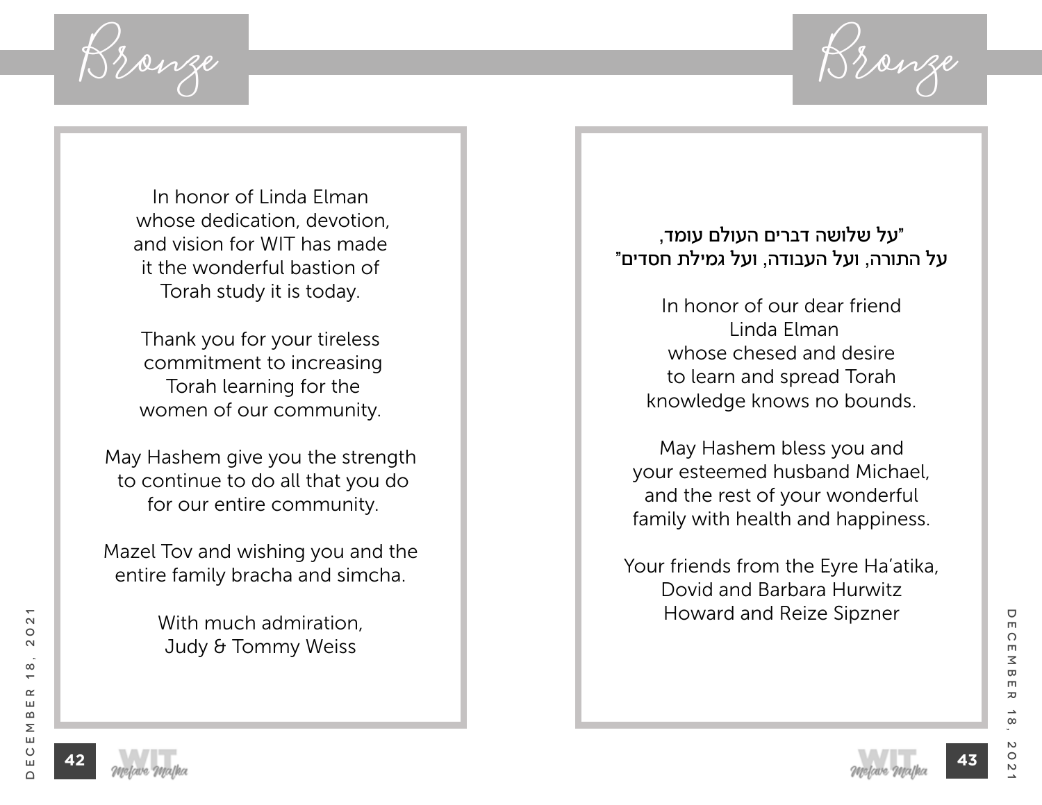## Bronze

In honor of Linda Elman
whose dedication, devotion,
and vision for WIT has made
it the wonderful bastion of
Torah study it is today.

Thank you for your tireless
commitment to increasing
Torah learning for the
women of our community.

May Hashem give you the strength
to continue to do all that you do
for our entire community.

Mazel Tov and wishing you and the
entire family bracha and simcha.

With much admiration,
Judy & Tommy Weiss

## Bronze

**"על שלושה דברים העולם עומד,**
**על התורה, ועל העבודה, ועל גמילת חסדים"**

In honor of our dear friend
Linda Elman
whose chesed and desire
to learn and spread Torah
knowledge knows no bounds.

May Hashem bless you and
your esteemed husband Michael,
and the rest of your wonderful
family with health and happiness.

Your friends from the Eyre Ha'atika,
Dovid and Barbara Hurwitz
Howard and Reize Sipzner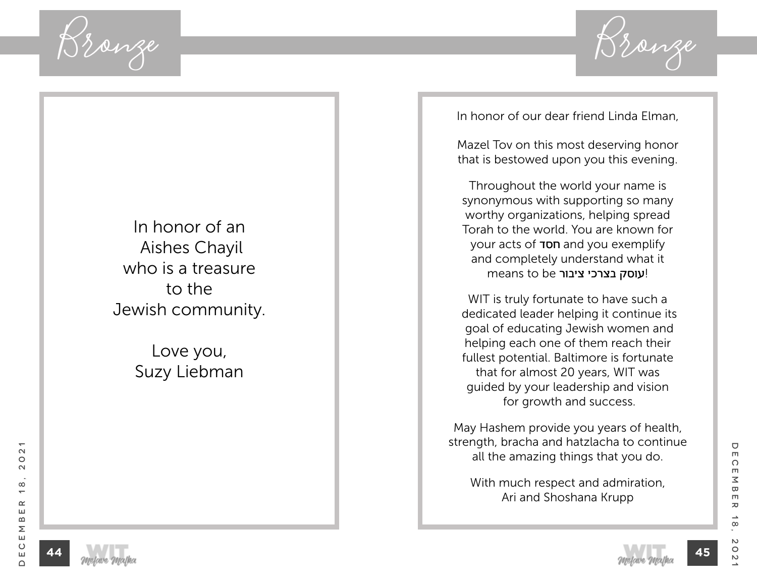## Bronze

In honor of an
Aishes Chayil
who is a treasure
to the
Jewish community.

Love you,
Suzy Liebman

## Bronze

In honor of our dear friend Linda Elman,

Mazel Tov on this most deserving honor that is bestowed upon you this evening.

Throughout the world your name is synonymous with supporting so many worthy organizations, helping spread Torah to the world. You are known for your acts of חסד and you exemplify and completely understand what it means to be עוסק בצרכי ציבור!

WIT is truly fortunate to have such a dedicated leader helping it continue its goal of educating Jewish women and helping each one of them reach their fullest potential. Baltimore is fortunate that for almost 20 years, WIT was guided by your leadership and vision for growth and success.

May Hashem provide you years of health, strength, bracha and hatzlacha to continue all the amazing things that you do.

With much respect and admiration,
Ari and Shoshana Krupp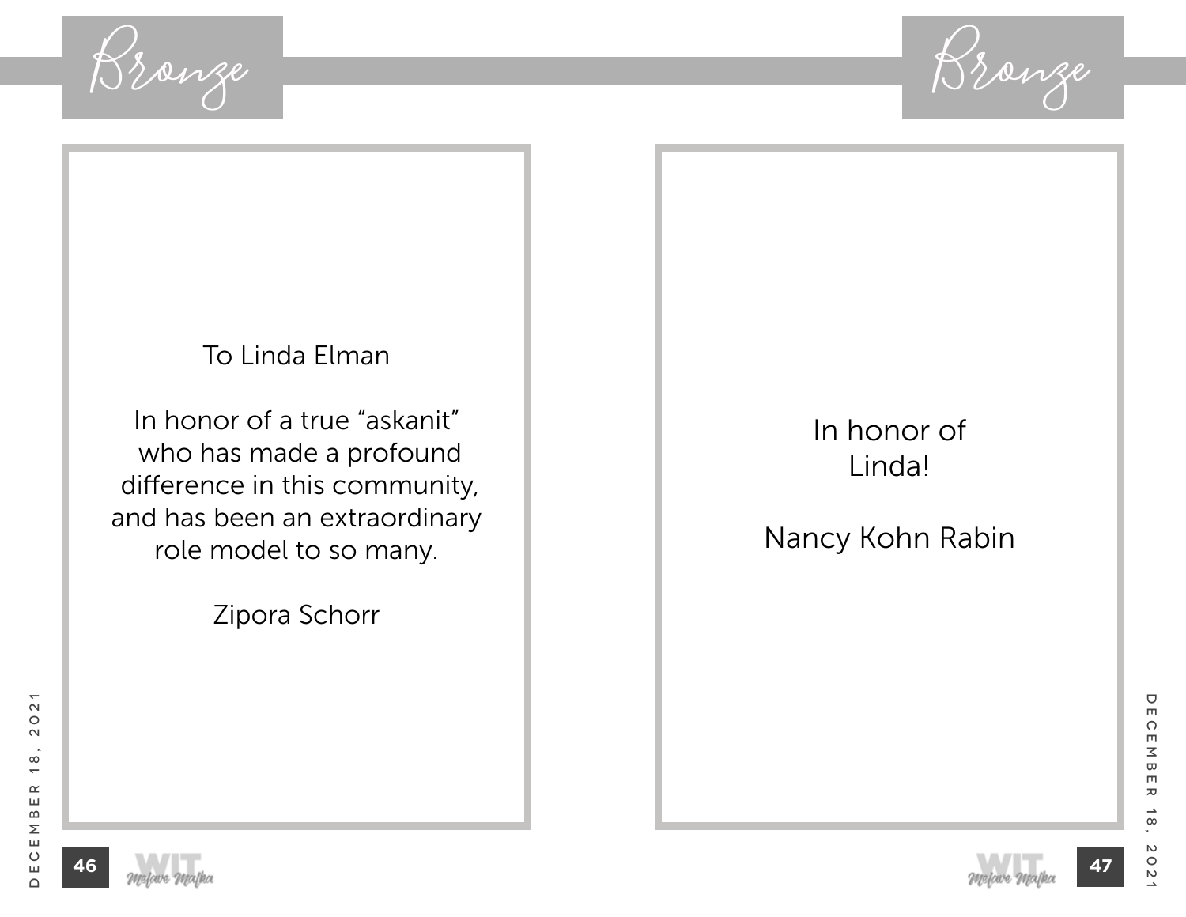## Bronze

To Linda Elman

In honor of a true "askanit"
who has made a profound
difference in this community,
and has been an extraordinary
role model to so many.

Zipora Schorr

## Bronze

In honor of
Linda!

Nancy Kohn Rabin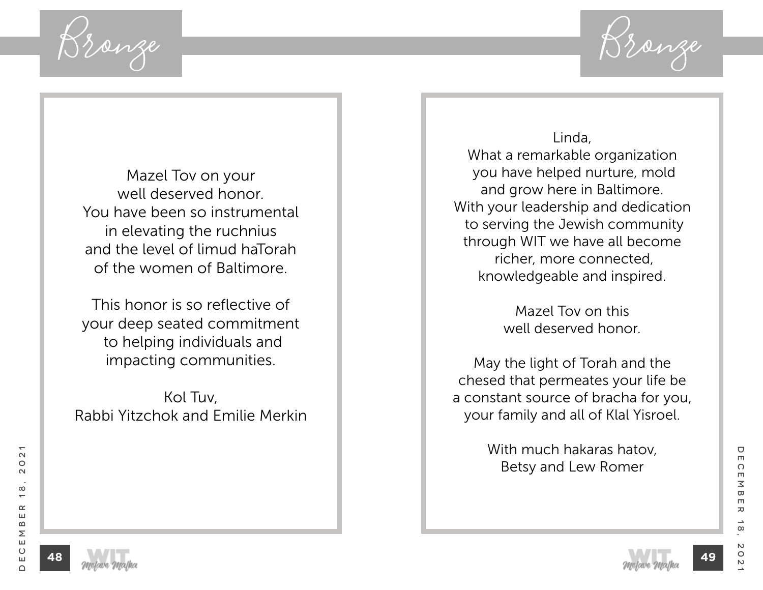## Bronze

Mazel Tov on your
well deserved honor.
You have been so instrumental
in elevating the ruchnius
and the level of limud haTorah
of the women of Baltimore.

This honor is so reflective of
your deep seated commitment
to helping individuals and
impacting communities.

Kol Tuv,
Rabbi Yitzchok and Emilie Merkin

## Bronze

Linda,
What a remarkable organization
you have helped nurture, mold
and grow here in Baltimore.
With your leadership and dedication
to serving the Jewish community
through WIT we have all become
richer, more connected,
knowledgeable and inspired.

Mazel Tov on this
well deserved honor.

May the light of Torah and the
chesed that permeates your life be
a constant source of bracha for you,
your family and all of Klal Yisroel.

With much hakaras hatov,
Betsy and Lew Romer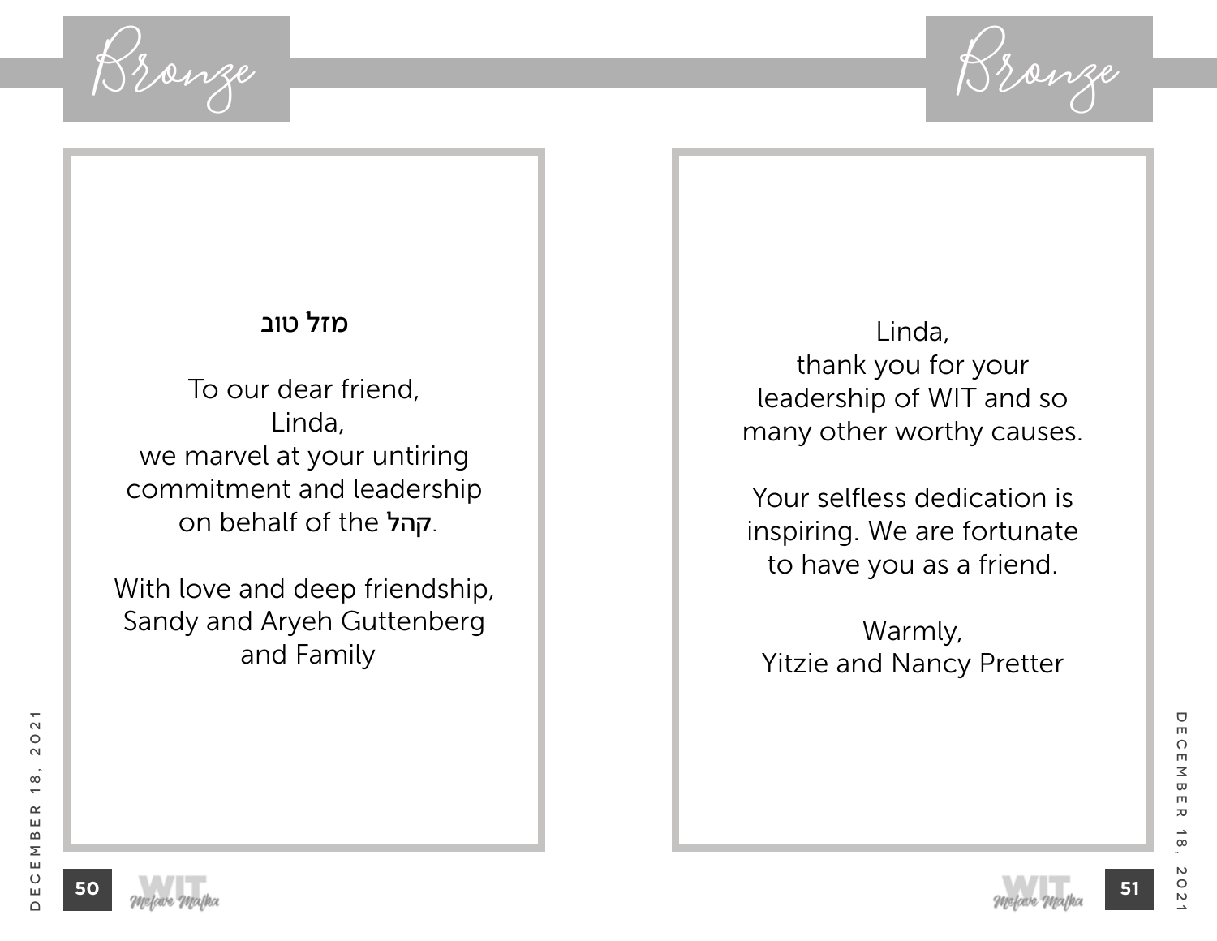## Bronze

מזל טוב

To our dear friend,
Linda,
we marvel at your untiring
commitment and leadership
on behalf of the **קהל**.

With love and deep friendship,
Sandy and Aryeh Guttenberg
and Family

## Bronze

Linda,
thank you for your
leadership of WIT and so
many other worthy causes.

Your selfless dedication is
inspiring. We are fortunate
to have you as a friend.

Warmly,
Yitzie and Nancy Pretter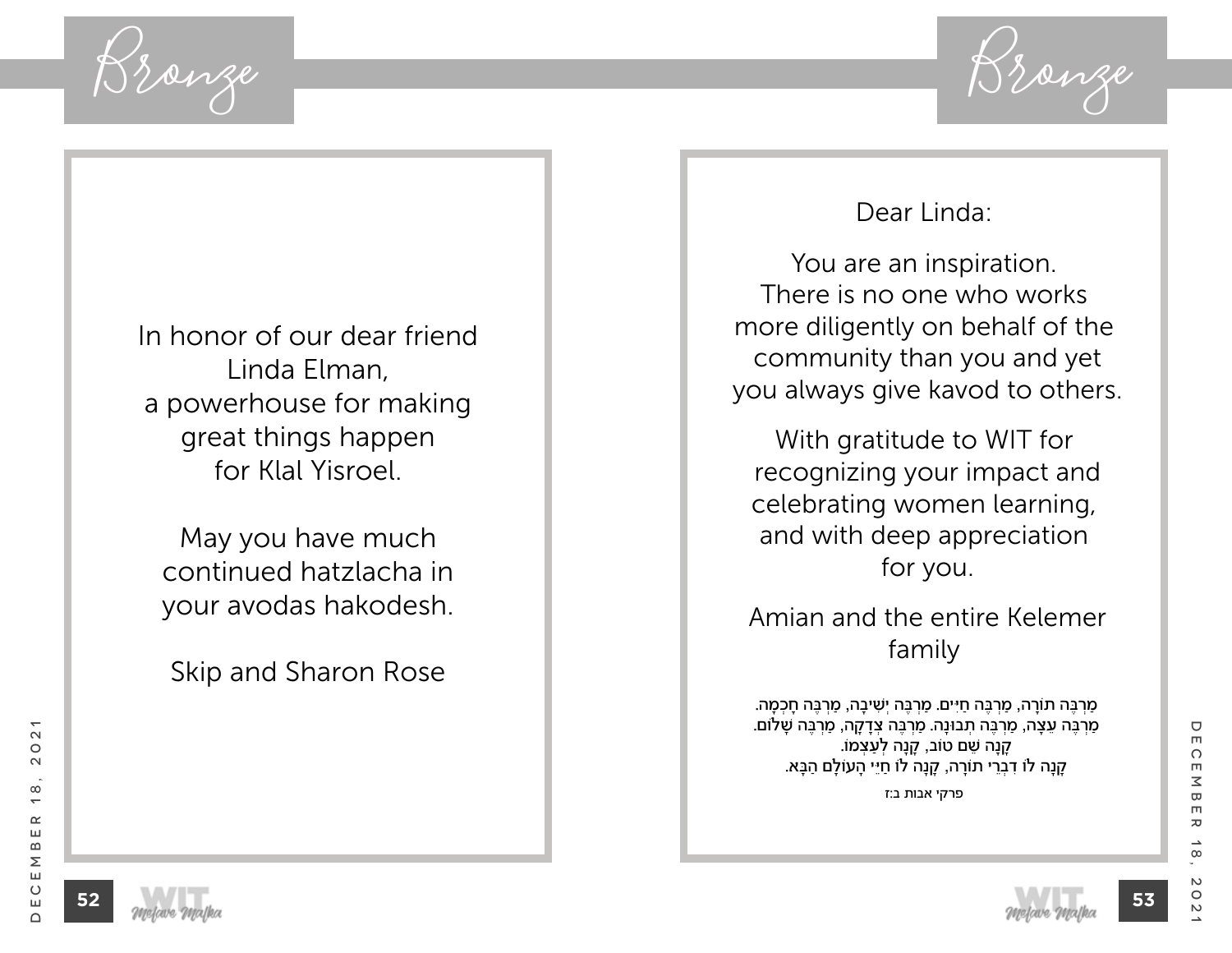## Bronze

In honor of our dear friend
Linda Elman,
a powerhouse for making
great things happen
for Klal Yisroel.

May you have much
continued hatzlacha in
your avodas hakodesh.

Skip and Sharon Rose

## Bronze

Dear Linda:

You are an inspiration.
There is no one who works
more diligently on behalf of the
community than you and yet
you always give kavod to others.

With gratitude to WIT for
recognizing your impact and
celebrating women learning,
and with deep appreciation
for you.

Amian and the entire Kelemer
family

מַרְבֶּה תוֹרָה, מַרְבֶּה חַיִּים. מַרְבֶּה יְשִׁיבָה, מַרְבֶּה חָכְמָה.
מַרְבֶּה עֵצָה, מַרְבֶּה תְבוּנָה. מַרְבֶּה צְדָקָה, מַרְבֶּה שָׁלוֹם.
קָנָה שֵׁם טוֹב, קָנָה לְעַצְמוֹ.
קָנָה לוֹ דִּבְרֵי תוֹרָה, קָנָה לוֹ חַיֵּי הָעוֹלָם הַבָּא.

פרקי אבות ב:ז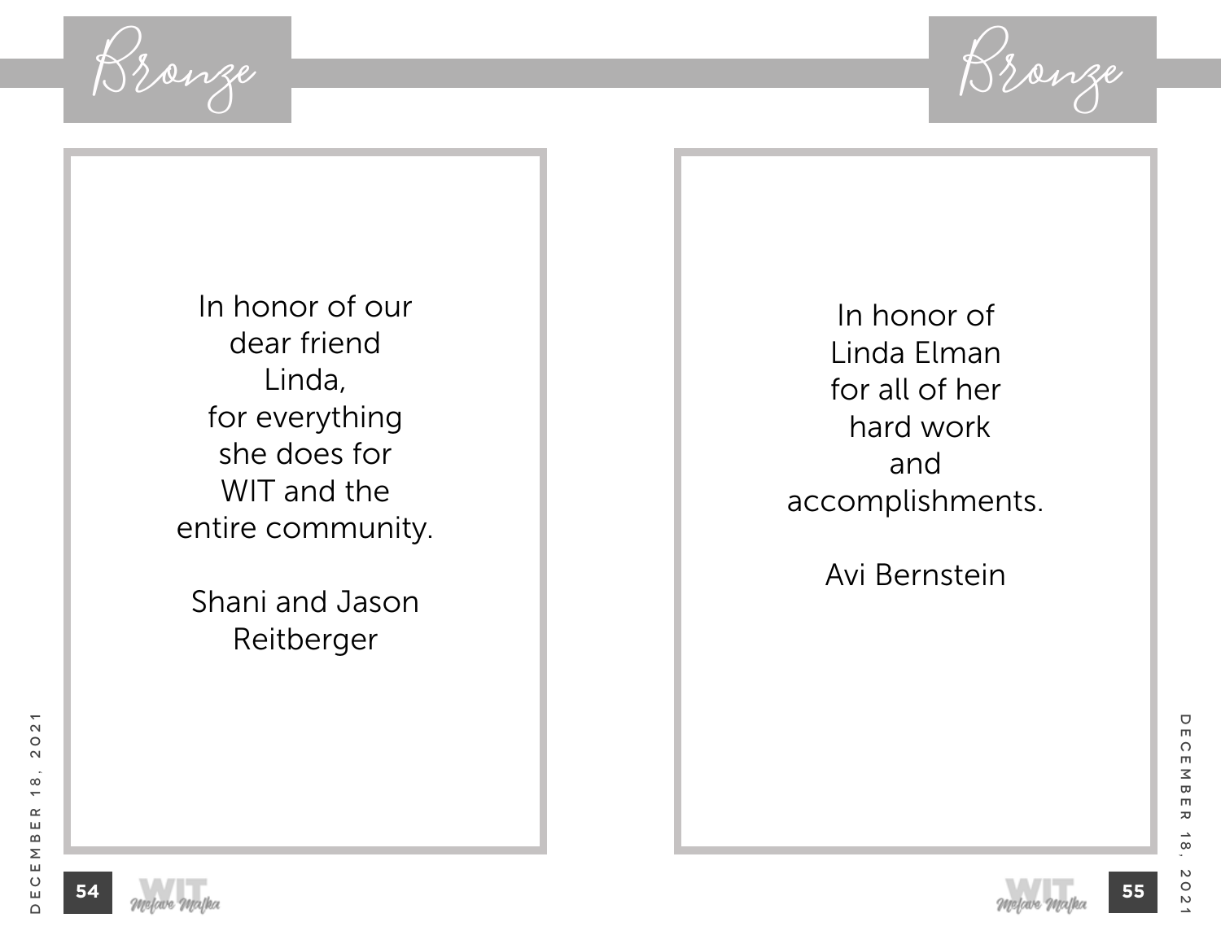## Bronze

In honor of our
dear friend
Linda,
for everything
she does for
WIT and the
entire community.

Shani and Jason
Reitberger

## Bronze

In honor of
Linda Elman
for all of her
hard work
and
accomplishments.

Avi Bernstein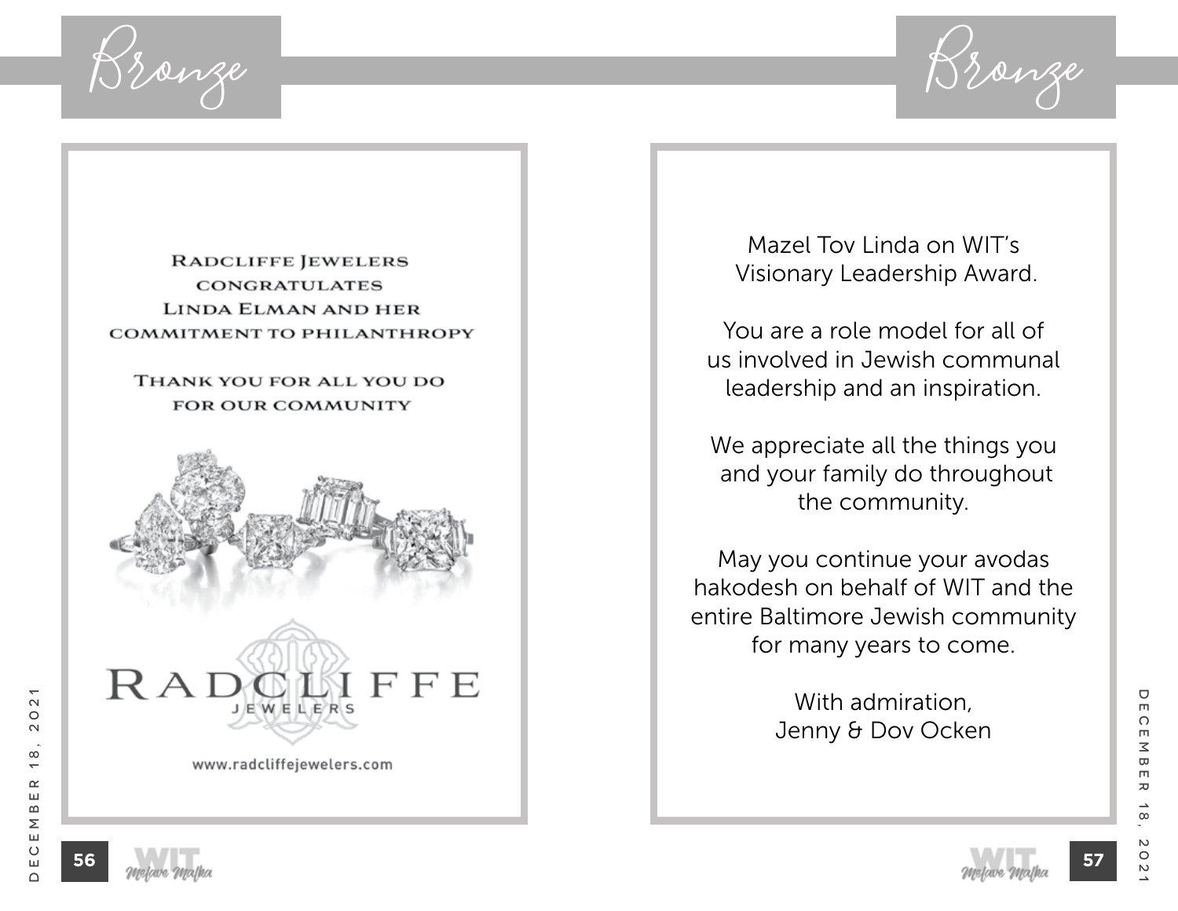Bronze

Radcliffe Jewelers congratulates Linda Elman and her commitment to philanthropy

Thank you for all you do for our community

RADCLIFFE JEWELERS

www.radcliffejewelers.com

Bronze

Mazel Tov Linda on WIT's Visionary Leadership Award.

You are a role model for all of us involved in Jewish communal leadership and an inspiration.

We appreciate all the things you and your family do throughout the community.

May you continue your avodas hakodesh on behalf of WIT and the entire Baltimore Jewish community for many years to come.

With admiration,
Jenny & Dov Ocken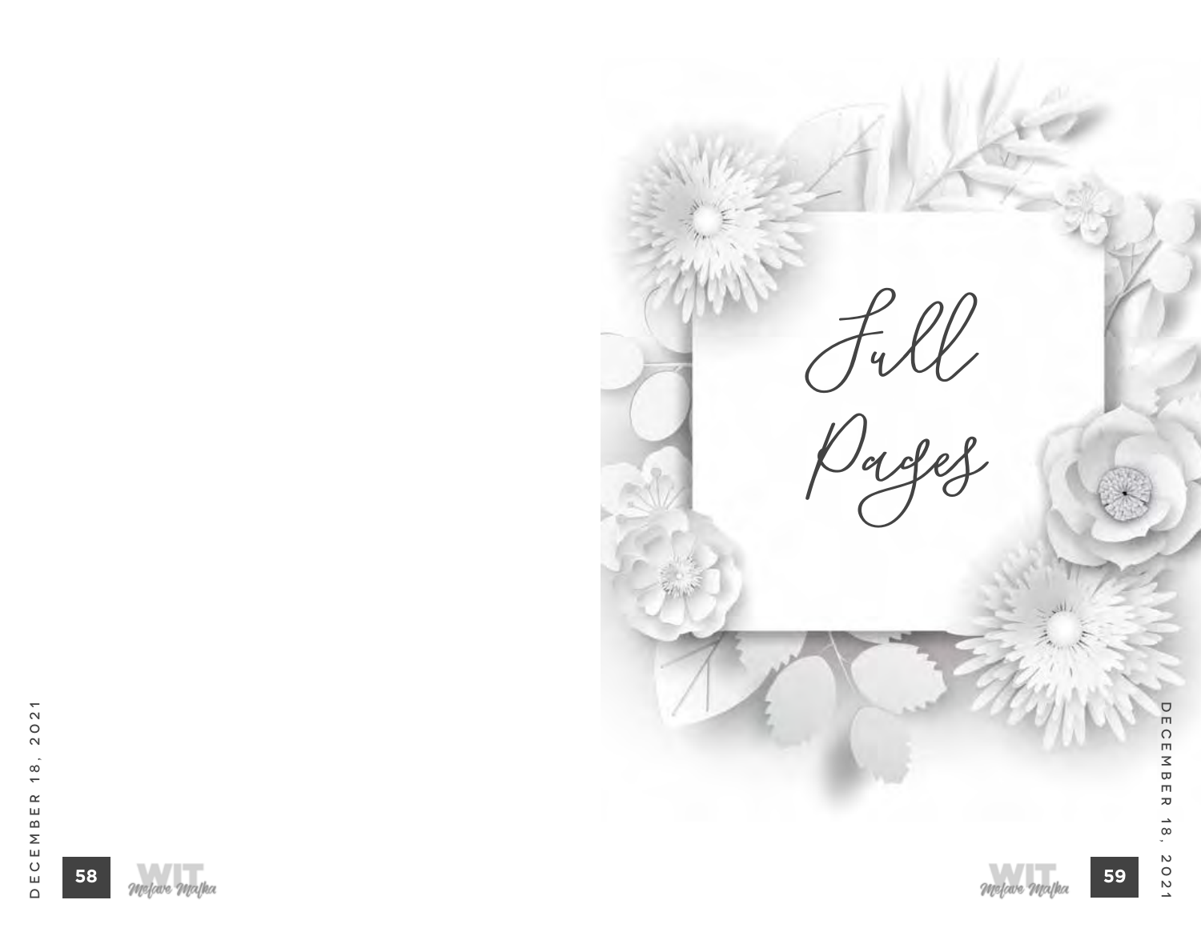# Full Pages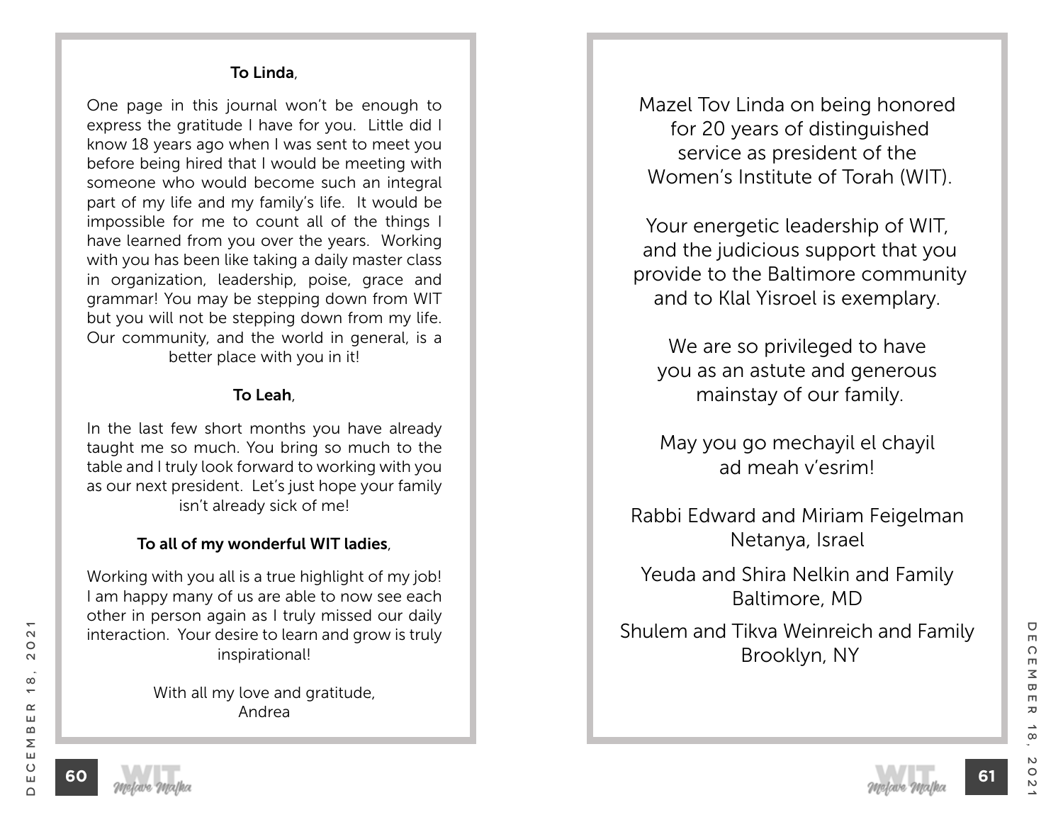**To Linda**,

One page in this journal won't be enough to express the gratitude I have for you. Little did I know 18 years ago when I was sent to meet you before being hired that I would be meeting with someone who would become such an integral part of my life and my family's life. It would be impossible for me to count all of the things I have learned from you over the years. Working with you has been like taking a daily master class in organization, leadership, poise, grace and grammar! You may be stepping down from WIT but you will not be stepping down from my life. Our community, and the world in general, is a better place with you in it!

**To Leah**,

In the last few short months you have already taught me so much. You bring so much to the table and I truly look forward to working with you as our next president. Let's just hope your family isn't already sick of me!

**To all of my wonderful WIT ladies**,

Working with you all is a true highlight of my job! I am happy many of us are able to now see each other in person again as I truly missed our daily interaction. Your desire to learn and grow is truly inspirational!

With all my love and gratitude,
Andrea

---

Mazel Tov Linda on being honored for 20 years of distinguished service as president of the Women's Institute of Torah (WIT).

Your energetic leadership of WIT, and the judicious support that you provide to the Baltimore community and to Klal Yisroel is exemplary.

We are so privileged to have you as an astute and generous mainstay of our family.

May you go mechayil el chayil ad meah v'esrim!

Rabbi Edward and Miriam Feigelman
Netanya, Israel

Yeuda and Shira Nelkin and Family
Baltimore, MD

Shulem and Tikva Weinreich and Family
Brooklyn, NY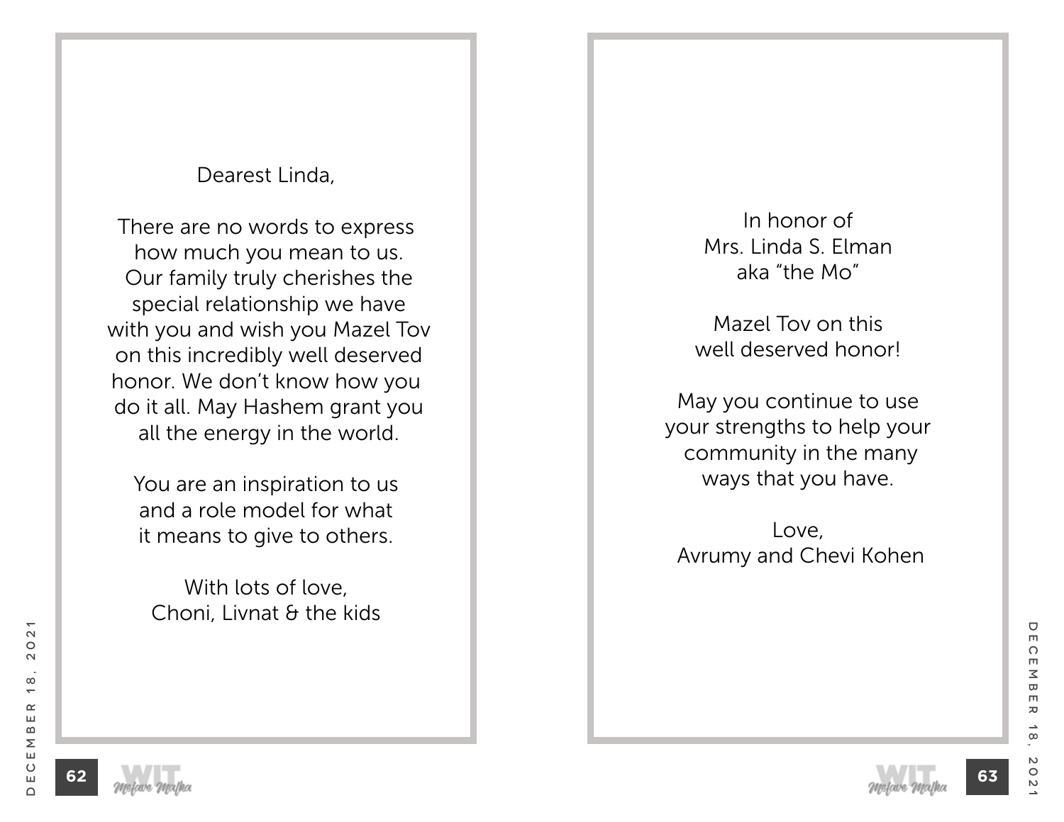Dearest Linda,

There are no words to express how much you mean to us. Our family truly cherishes the special relationship we have with you and wish you Mazel Tov on this incredibly well deserved honor. We don't know how you do it all. May Hashem grant you all the energy in the world.

You are an inspiration to us and a role model for what it means to give to others.

With lots of love,
Choni, Livnat & the kids

---

In honor of
Mrs. Linda S. Elman
aka "the Mo"

Mazel Tov on this well deserved honor!

May you continue to use your strengths to help your community in the many ways that you have.

Love,
Avrumy and Chevi Kohen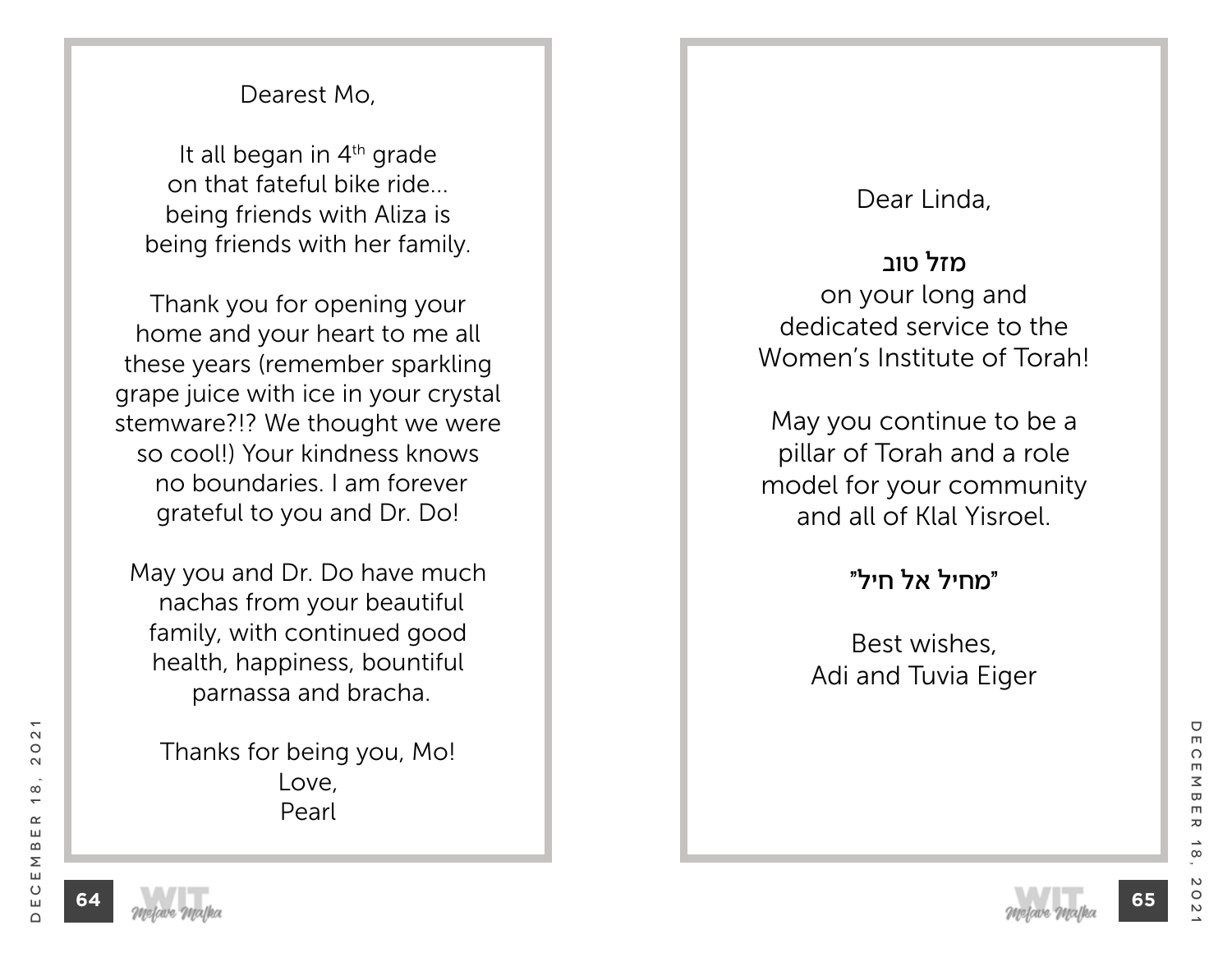Dearest Mo,

It all began in 4th grade
on that fateful bike ride...
being friends with Aliza is
being friends with her family.

Thank you for opening your
home and your heart to me all
these years (remember sparkling
grape juice with ice in your crystal
stemware?!? We thought we were
so cool!) Your kindness knows
no boundaries. I am forever
grateful to you and Dr. Do!

May you and Dr. Do have much
nachas from your beautiful
family, with continued good
health, happiness, bountiful
parnassa and bracha.

Thanks for being you, Mo!
Love,
Pearl

Dear Linda,

מזל טוב
on your long and
dedicated service to the
Women's Institute of Torah!

May you continue to be a
pillar of Torah and a role
model for your community
and all of Klal Yisroel.

"מחיל אל חיל"

Best wishes,
Adi and Tuvia Eiger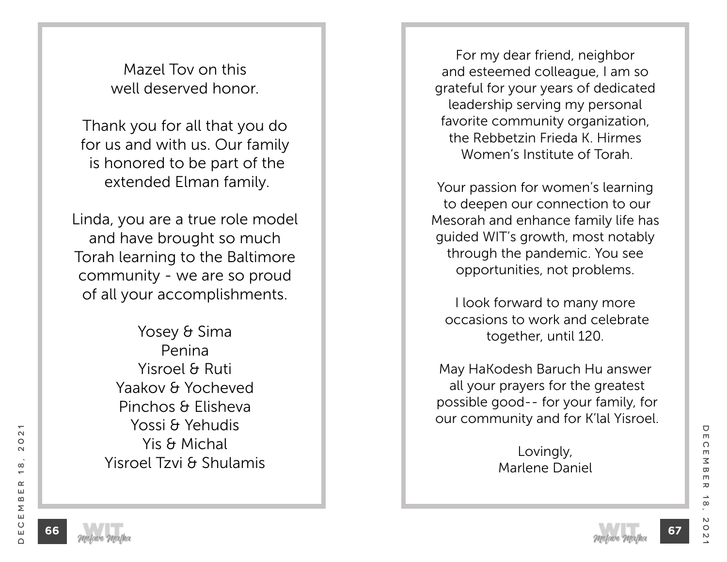Mazel Tov on this
well deserved honor.

Thank you for all that you do
for us and with us. Our family
is honored to be part of the
extended Elman family.

Linda, you are a true role model
and have brought so much
Torah learning to the Baltimore
community - we are so proud
of all your accomplishments.

Yosey & Sima
Penina
Yisroel & Ruti
Yaakov & Yocheved
Pinchos & Elisheva
Yossi & Yehudis
Yis & Michal
Yisroel Tzvi & Shulamis

For my dear friend, neighbor
and esteemed colleague, I am so
grateful for your years of dedicated
leadership serving my personal
favorite community organization,
the Rebbetzin Frieda K. Hirmes
Women's Institute of Torah.

Your passion for women's learning
to deepen our connection to our
Mesorah and enhance family life has
guided WIT's growth, most notably
through the pandemic. You see
opportunities, not problems.

I look forward to many more
occasions to work and celebrate
together, until 120.

May HaKodesh Baruch Hu answer
all your prayers for the greatest
possible good-- for your family, for
our community and for K'lal Yisroel.

Lovingly,
Marlene Daniel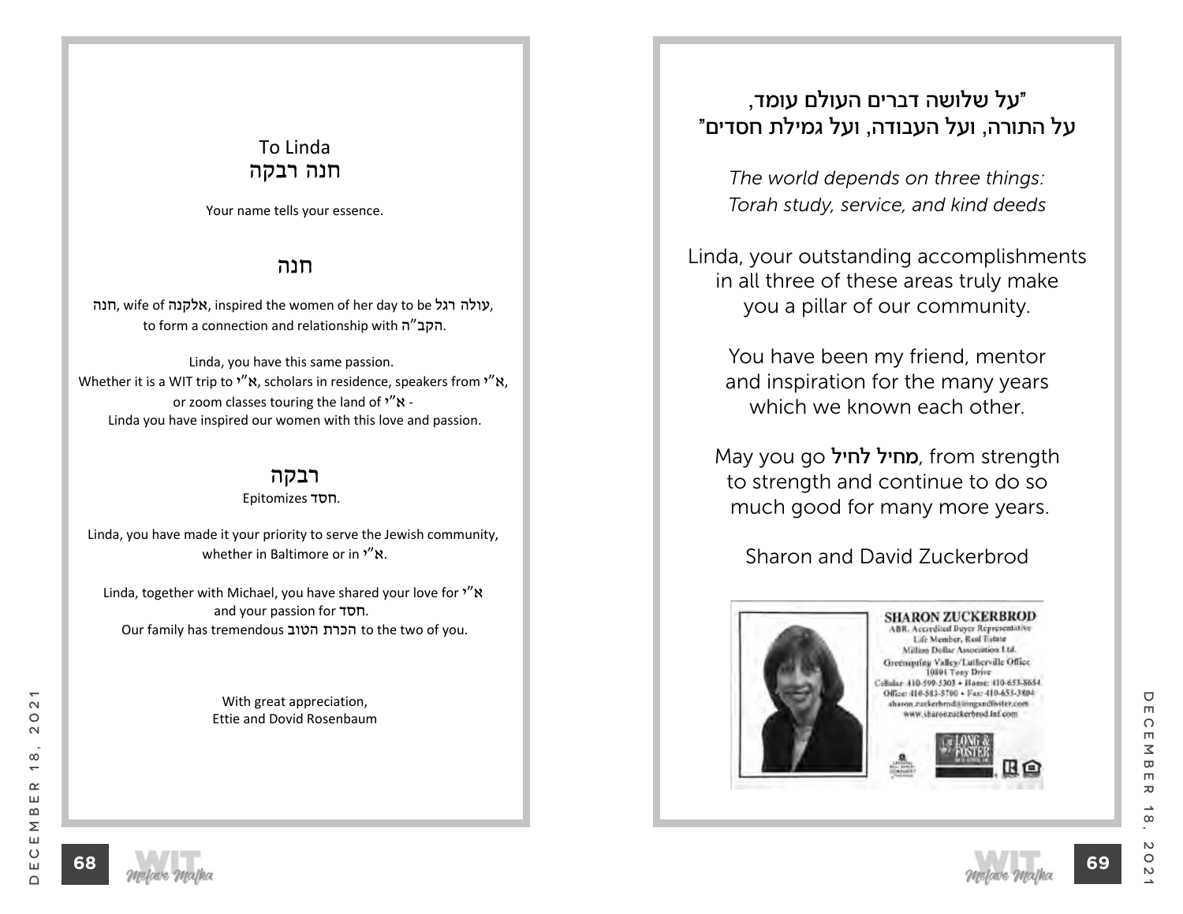To Linda
חנה רבקה

Your name tells your essence.

## חנה

חנה, wife of אלקנה, inspired the women of her day to be עולה רגל,
to form a connection and relationship with הקב"ה.

Linda, you have this same passion.
Whether it is a WIT trip to א"י, scholars in residence, speakers from א"י,
or zoom classes touring the land of א"י -
Linda you have inspired our women with this love and passion.

## רבקה

Epitomizes חסד.

Linda, you have made it your priority to serve the Jewish community,
whether in Baltimore or in א"י.

Linda, together with Michael, you have shared your love for א"י
and your passion for חסד.
Our family has tremendous הכרת הטוב to the two of you.

With great appreciation,
Ettie and Dovid Rosenbaum

---

"על שלושה דברים העולם עומד,
על התורה, ועל העבודה, ועל גמילת חסדים"

*The world depends on three things:*
*Torah study, service, and kind deeds*

Linda, your outstanding accomplishments
in all three of these areas truly make
you a pillar of our community.

You have been my friend, mentor
and inspiration for the many years
which we known each other.

May you go **מחיל לחיל**, from strength
to strength and continue to do so
much good for many more years.

Sharon and David Zuckerbrod

**SHARON ZUCKERBROD**
ABR, Accredited Buyer Representative
Life Member, Real Estate
Million Dollar Association Ltd.
Greenspring Valley/Lutherville Office
10801 Tony Drive
Cellular: 410-599-5303 • Home: 410-653-8654
Office: 410-583-5700 • Fax: 410-653-3804
sharon.zuckerbrod@longandfoster.com
www.sharonzuckerbrod.lnf.com

LONG & FOSTER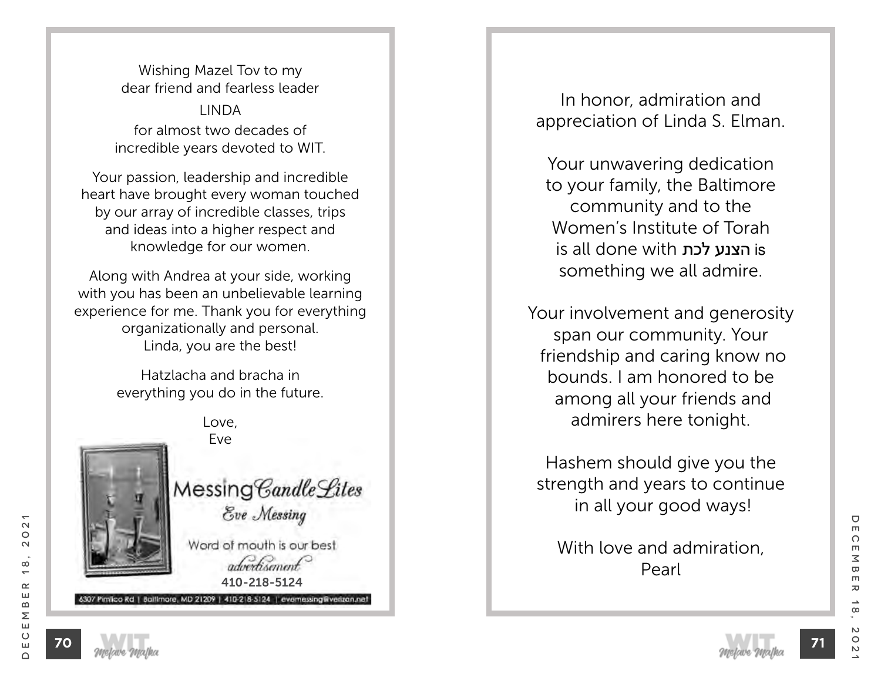Wishing Mazel Tov to my
dear friend and fearless leader

LINDA

for almost two decades of
incredible years devoted to WIT.

Your passion, leadership and incredible
heart have brought every woman touched
by our array of incredible classes, trips
and ideas into a higher respect and
knowledge for our women.

Along with Andrea at your side, working
with you has been an unbelievable learning
experience for me. Thank you for everything
organizationally and personal.
Linda, you are the best!

Hatzlacha and bracha in
everything you do in the future.

Love,
Eve

Messing *CandleLites*

*Eve Messing*

Word of mouth is our best
*advertisement*

410-218-5124

6307 Pimlico Rd | Baltimore, MD 21209 | 410-218-5124 | evemessing@verizon.net

---

In honor, admiration and
appreciation of Linda S. Elman.

Your unwavering dedication
to your family, the Baltimore
community and to the
Women's Institute of Torah
is all done with הצנע לכת is
something we all admire.

Your involvement and generosity
span our community. Your
friendship and caring know no
bounds. I am honored to be
among all your friends and
admirers here tonight.

Hashem should give you the
strength and years to continue
in all your good ways!

With love and admiration,
Pearl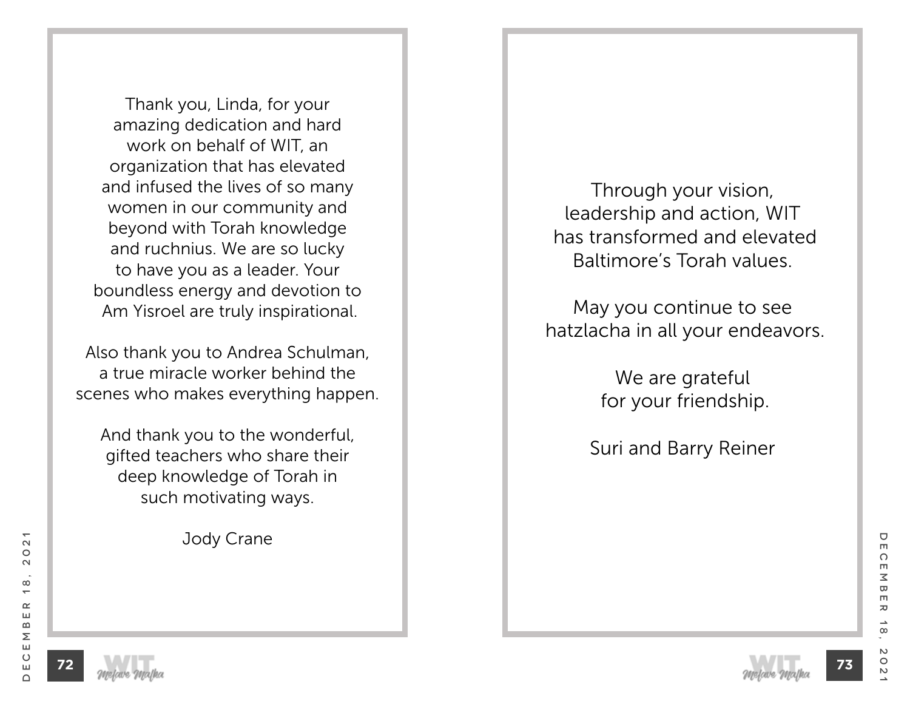Thank you, Linda, for your amazing dedication and hard work on behalf of WIT, an organization that has elevated and infused the lives of so many women in our community and beyond with Torah knowledge and ruchnius. We are so lucky to have you as a leader. Your boundless energy and devotion to Am Yisroel are truly inspirational.

Also thank you to Andrea Schulman, a true miracle worker behind the scenes who makes everything happen.

And thank you to the wonderful, gifted teachers who share their deep knowledge of Torah in such motivating ways.

Jody Crane

Through your vision, leadership and action, WIT has transformed and elevated Baltimore's Torah values.

May you continue to see hatzlacha in all your endeavors.

We are grateful for your friendship.

Suri and Barry Reiner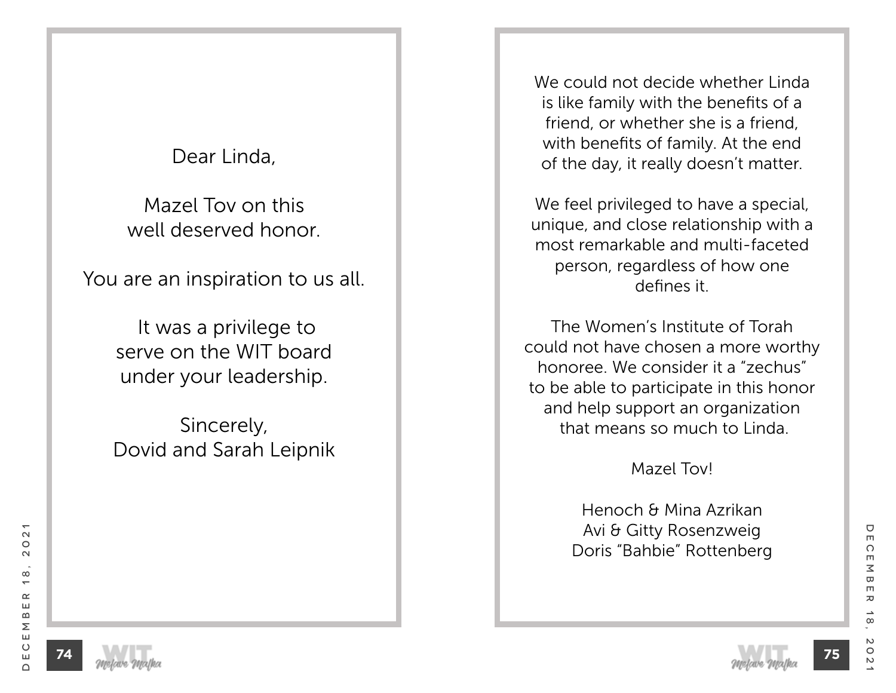Dear Linda,

Mazel Tov on this
well deserved honor.

You are an inspiration to us all.

It was a privilege to
serve on the WIT board
under your leadership.

Sincerely,
Dovid and Sarah Leipnik

---

We could not decide whether Linda is like family with the benefits of a friend, or whether she is a friend, with benefits of family. At the end of the day, it really doesn't matter.

We feel privileged to have a special, unique, and close relationship with a most remarkable and multi-faceted person, regardless of how one defines it.

The Women's Institute of Torah could not have chosen a more worthy honoree. We consider it a "zechus" to be able to participate in this honor and help support an organization that means so much to Linda.

Mazel Tov!

Henoch & Mina Azrikan
Avi & Gitty Rosenzweig
Doris "Bahbie" Rottenberg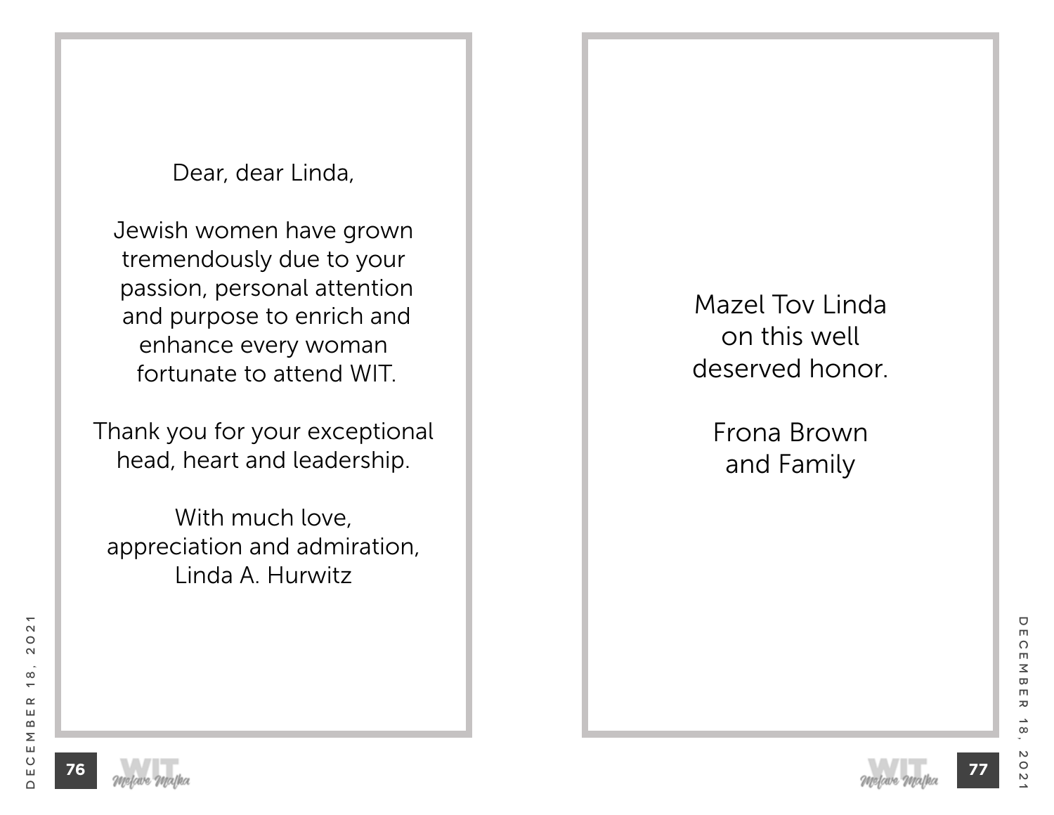Dear, dear Linda,

Jewish women have grown tremendously due to your passion, personal attention and purpose to enrich and enhance every woman fortunate to attend WIT.

Thank you for your exceptional head, heart and leadership.

With much love,
appreciation and admiration,
Linda A. Hurwitz

---

Mazel Tov Linda
on this well
deserved honor.

Frona Brown
and Family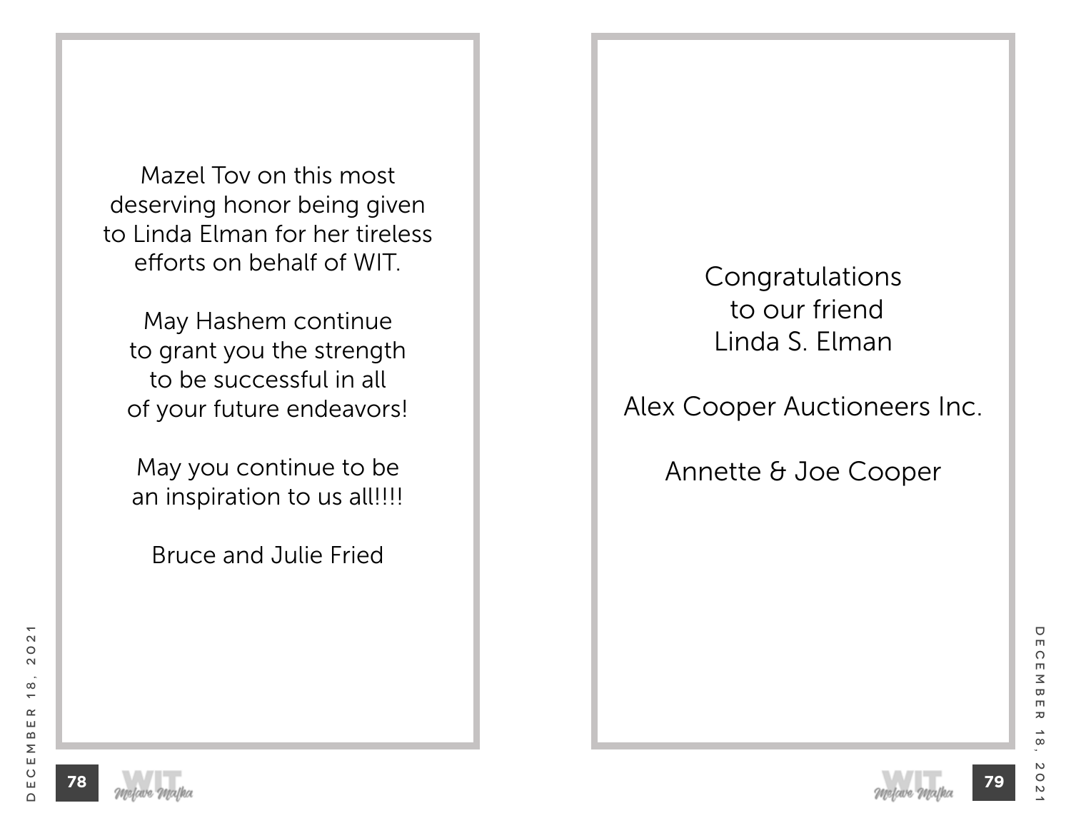Mazel Tov on this most
deserving honor being given
to Linda Elman for her tireless
efforts on behalf of WIT.

May Hashem continue
to grant you the strength
to be successful in all
of your future endeavors!

May you continue to be
an inspiration to us all!!!!

Bruce and Julie Fried

Congratulations
to our friend
Linda S. Elman

Alex Cooper Auctioneers Inc.

Annette & Joe Cooper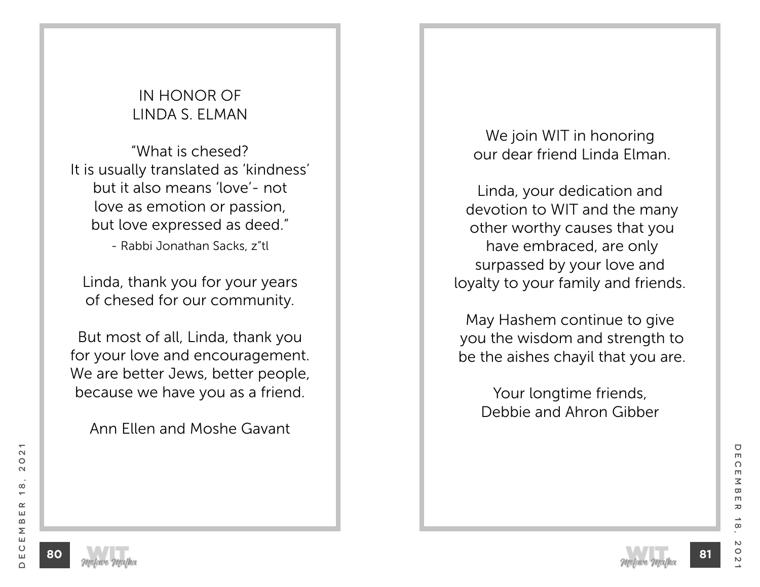IN HONOR OF
LINDA S. ELMAN

"What is chesed?
It is usually translated as 'kindness'
but it also means 'love'- not
love as emotion or passion,
but love expressed as deed."

- Rabbi Jonathan Sacks, z"tl

Linda, thank you for your years
of chesed for our community.

But most of all, Linda, thank you
for your love and encouragement.
We are better Jews, better people,
because we have you as a friend.

Ann Ellen and Moshe Gavant

We join WIT in honoring
our dear friend Linda Elman.

Linda, your dedication and
devotion to WIT and the many
other worthy causes that you
have embraced, are only
surpassed by your love and
loyalty to your family and friends.

May Hashem continue to give
you the wisdom and strength to
be the aishes chayil that you are.

Your longtime friends,
Debbie and Ahron Gibber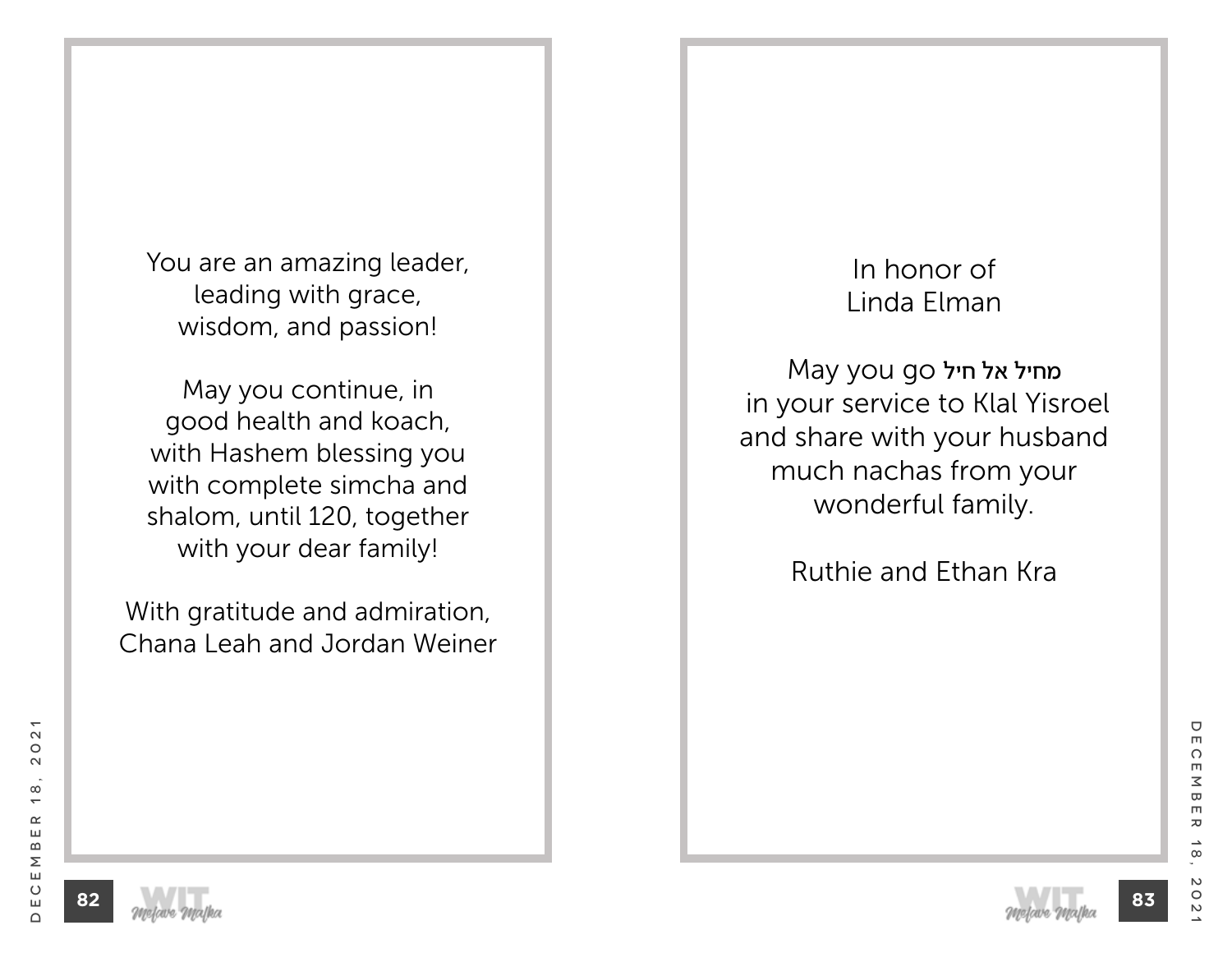You are an amazing leader,
leading with grace,
wisdom, and passion!

May you continue, in
good health and koach,
with Hashem blessing you
with complete simcha and
shalom, until 120, together
with your dear family!

With gratitude and admiration,
Chana Leah and Jordan Weiner

In honor of
Linda Elman

May you go מחיל אל חיל
in your service to Klal Yisroel
and share with your husband
much nachas from your
wonderful family.

Ruthie and Ethan Kra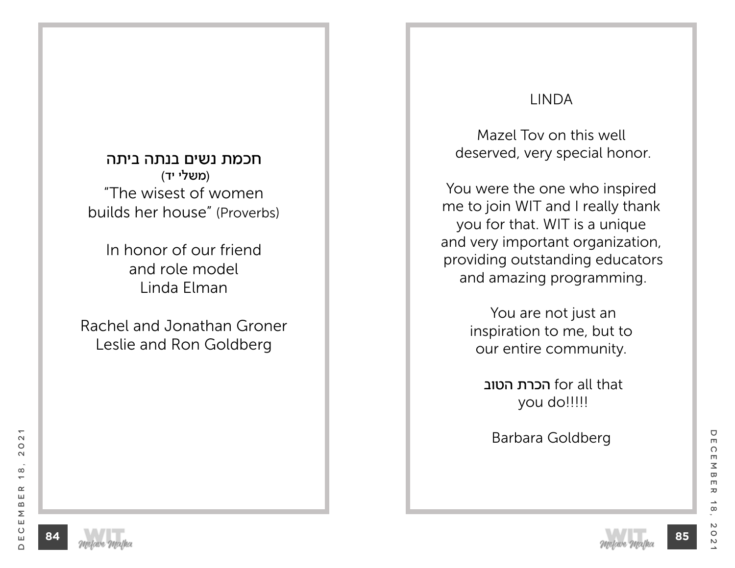חכמת נשים בנתה ביתה

(משלי יד)

"The wisest of women builds her house" (Proverbs)

In honor of our friend and role model Linda Elman

Rachel and Jonathan Groner
Leslie and Ron Goldberg

LINDA

Mazel Tov on this well deserved, very special honor.

You were the one who inspired me to join WIT and I really thank you for that. WIT is a unique and very important organization, providing outstanding educators and amazing programming.

You are not just an inspiration to me, but to our entire community.

הכרת הטוב for all that you do!!!!!

Barbara Goldberg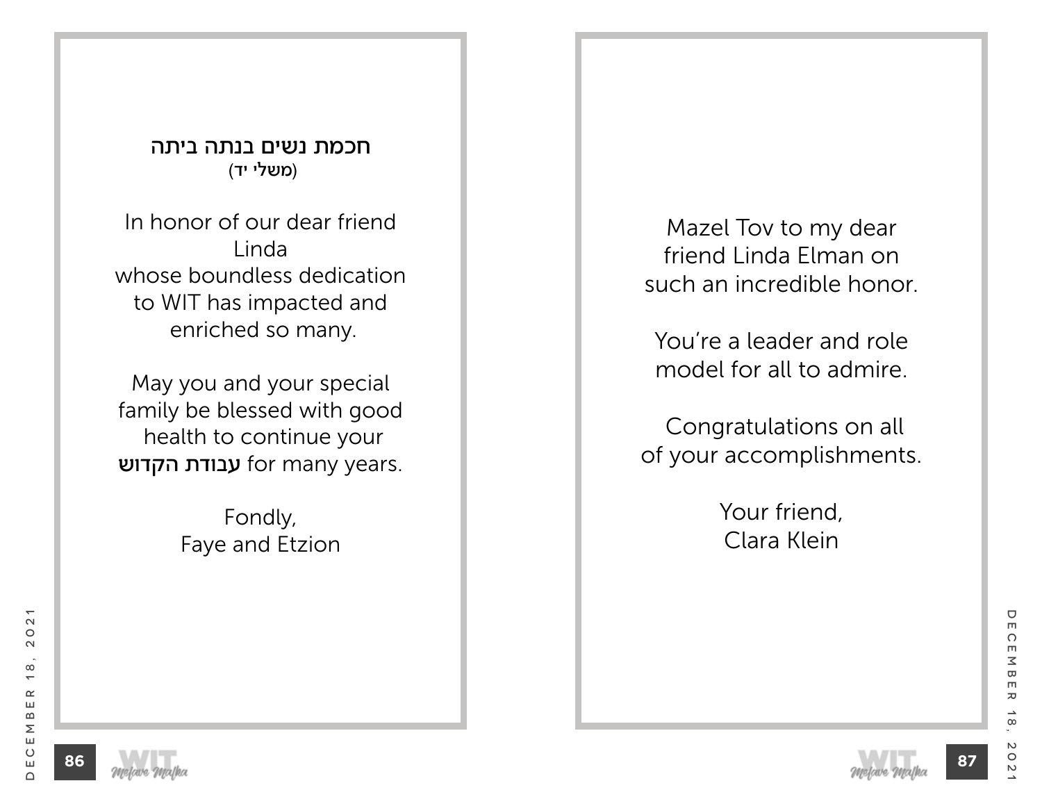חכמת נשים בנתה ביתה
(משלי יד)

In honor of our dear friend
Linda
whose boundless dedication
to WIT has impacted and
enriched so many.

May you and your special
family be blessed with good
health to continue your
**עבודת הקדוש** for many years.

Fondly,
Faye and Etzion

Mazel Tov to my dear
friend Linda Elman on
such an incredible honor.

You're a leader and role
model for all to admire.

Congratulations on all
of your accomplishments.

Your friend,
Clara Klein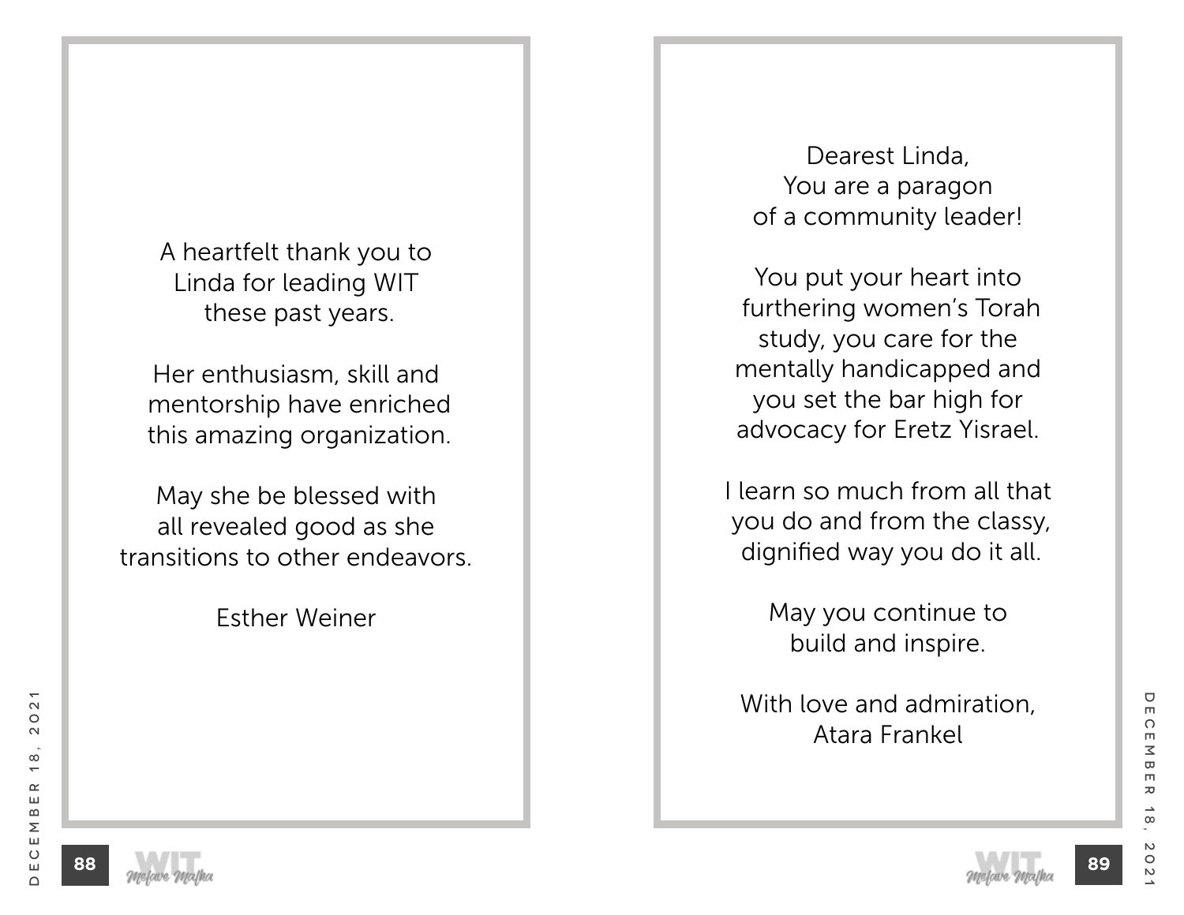A heartfelt thank you to
Linda for leading WIT
these past years.

Her enthusiasm, skill and
mentorship have enriched
this amazing organization.

May she be blessed with
all revealed good as she
transitions to other endeavors.

Esther Weiner

---

Dearest Linda,
You are a paragon
of a community leader!

You put your heart into
furthering women's Torah
study, you care for the
mentally handicapped and
you set the bar high for
advocacy for Eretz Yisrael.

I learn so much from all that
you do and from the classy,
dignified way you do it all.

May you continue to
build and inspire.

With love and admiration,
Atara Frankel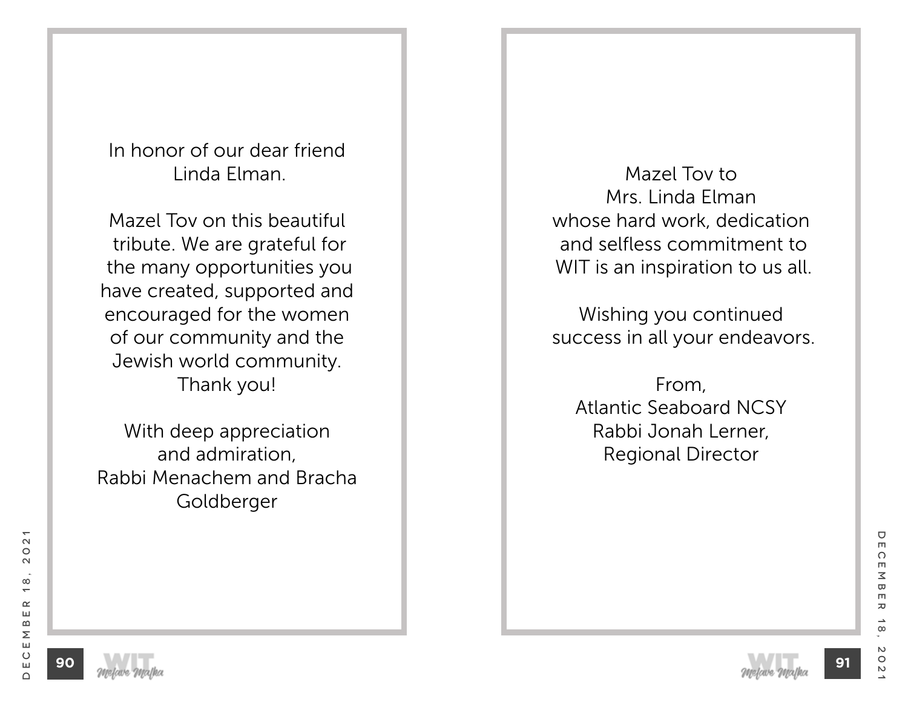In honor of our dear friend
Linda Elman.

Mazel Tov on this beautiful
tribute. We are grateful for
the many opportunities you
have created, supported and
encouraged for the women
of our community and the
Jewish world community.
Thank you!

With deep appreciation
and admiration,
Rabbi Menachem and Bracha
Goldberger

---

Mazel Tov to
Mrs. Linda Elman
whose hard work, dedication
and selfless commitment to
WIT is an inspiration to us all.

Wishing you continued
success in all your endeavors.

From,
Atlantic Seaboard NCSY
Rabbi Jonah Lerner,
Regional Director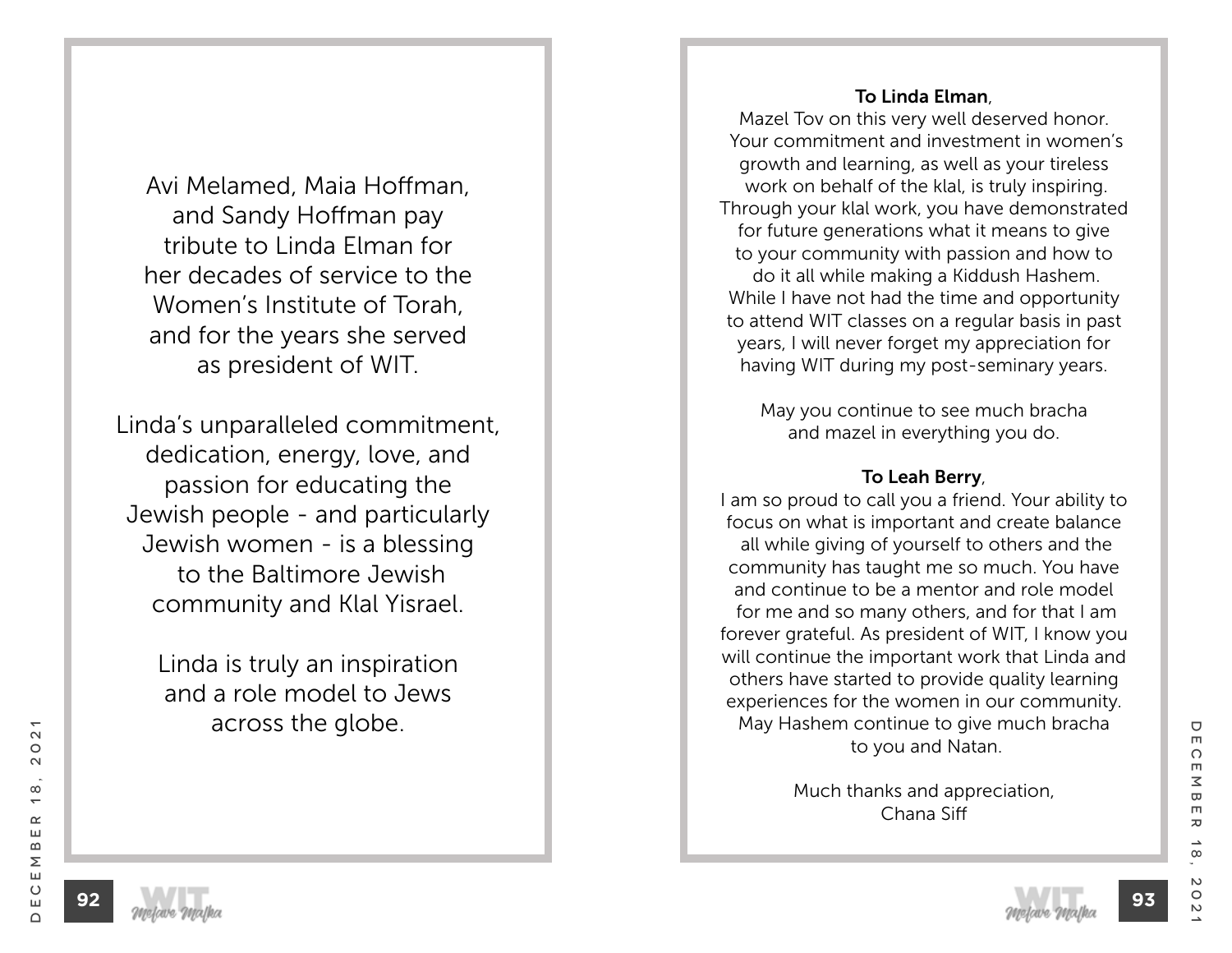Avi Melamed, Maia Hoffman, and Sandy Hoffman pay tribute to Linda Elman for her decades of service to the Women's Institute of Torah, and for the years she served as president of WIT.

Linda's unparalleled commitment, dedication, energy, love, and passion for educating the Jewish people - and particularly Jewish women - is a blessing to the Baltimore Jewish community and Klal Yisrael.

Linda is truly an inspiration and a role model to Jews across the globe.

**To Linda Elman**,

Mazel Tov on this very well deserved honor. Your commitment and investment in women's growth and learning, as well as your tireless work on behalf of the klal, is truly inspiring. Through your klal work, you have demonstrated for future generations what it means to give to your community with passion and how to do it all while making a Kiddush Hashem. While I have not had the time and opportunity to attend WIT classes on a regular basis in past years, I will never forget my appreciation for having WIT during my post-seminary years.

May you continue to see much bracha and mazel in everything you do.

**To Leah Berry**,

I am so proud to call you a friend. Your ability to focus on what is important and create balance all while giving of yourself to others and the community has taught me so much. You have and continue to be a mentor and role model for me and so many others, and for that I am forever grateful. As president of WIT, I know you will continue the important work that Linda and others have started to provide quality learning experiences for the women in our community. May Hashem continue to give much bracha to you and Natan.

Much thanks and appreciation,
Chana Siff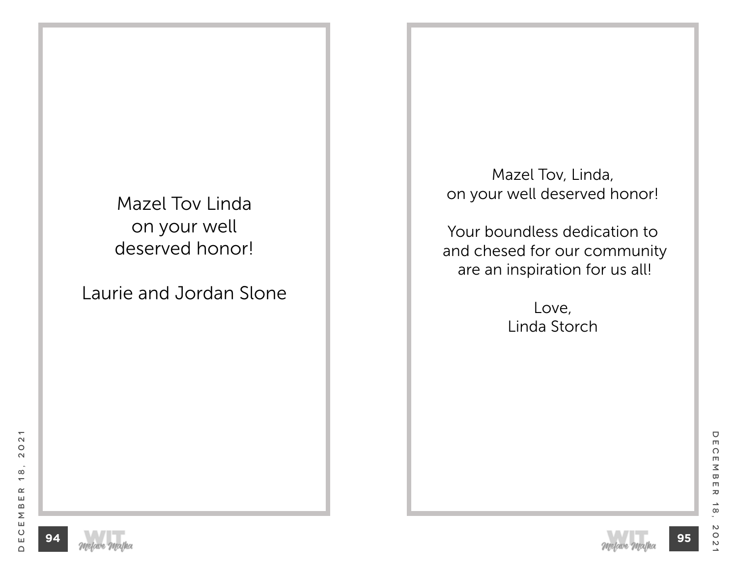Mazel Tov Linda
on your well
deserved honor!

Laurie and Jordan Slone

---

Mazel Tov, Linda,
on your well deserved honor!

Your boundless dedication to
and chesed for our community
are an inspiration for us all!

Love,
Linda Storch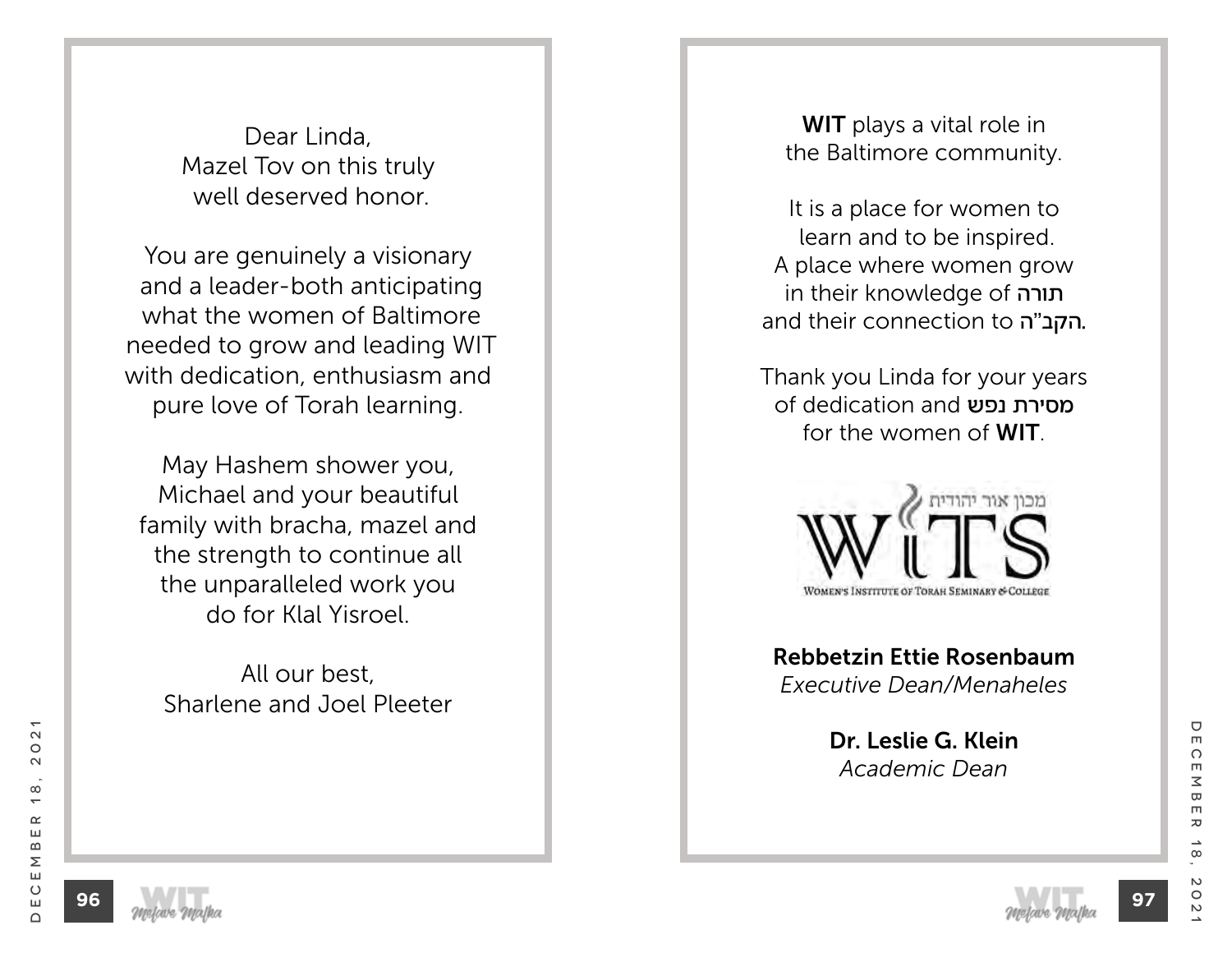Dear Linda,
Mazel Tov on this truly
well deserved honor.

You are genuinely a visionary
and a leader-both anticipating
what the women of Baltimore
needed to grow and leading WIT
with dedication, enthusiasm and
pure love of Torah learning.

May Hashem shower you,
Michael and your beautiful
family with bracha, mazel and
the strength to continue all
the unparalleled work you
do for Klal Yisroel.

All our best,
Sharlene and Joel Pleeter

**WIT** plays a vital role in
the Baltimore community.

It is a place for women to
learn and to be inspired.
A place where women grow
in their knowledge of **תורה**
and their connection to **הקב"ה**.

Thank you Linda for your years
of dedication and **מסירת נפש**
for the women of **WIT**.

מכון אור יהודית

WITS

WOMEN'S INSTITUTE OF TORAH SEMINARY & COLLEGE

**Rebbetzin Ettie Rosenbaum**
*Executive Dean/Menaheles*

**Dr. Leslie G. Klein**
*Academic Dean*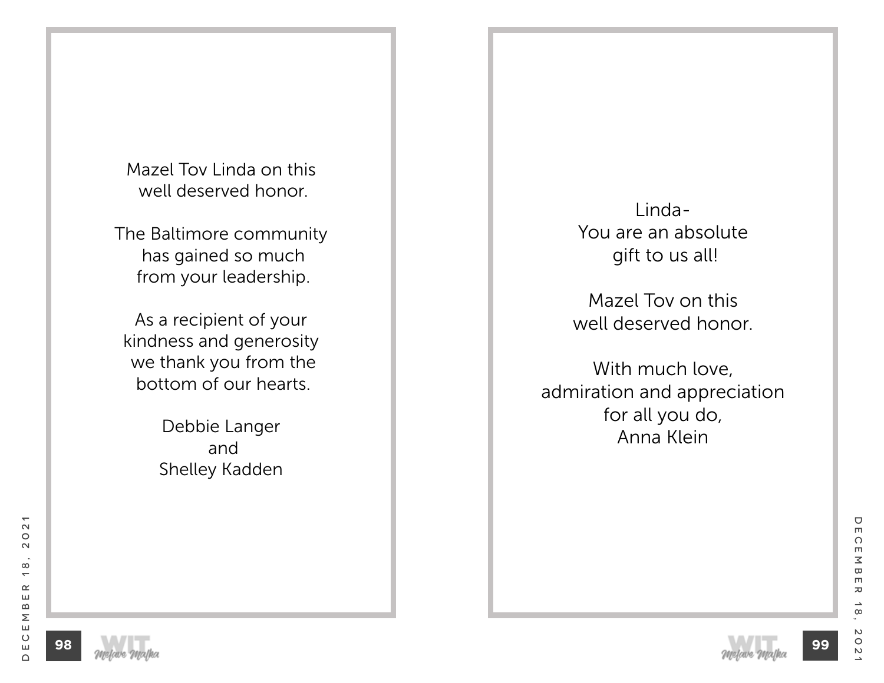Mazel Tov Linda on this
well deserved honor.

The Baltimore community
has gained so much
from your leadership.

As a recipient of your
kindness and generosity
we thank you from the
bottom of our hearts.

Debbie Langer
and
Shelley Kadden

---

Linda-
You are an absolute
gift to us all!

Mazel Tov on this
well deserved honor.

With much love,
admiration and appreciation
for all you do,
Anna Klein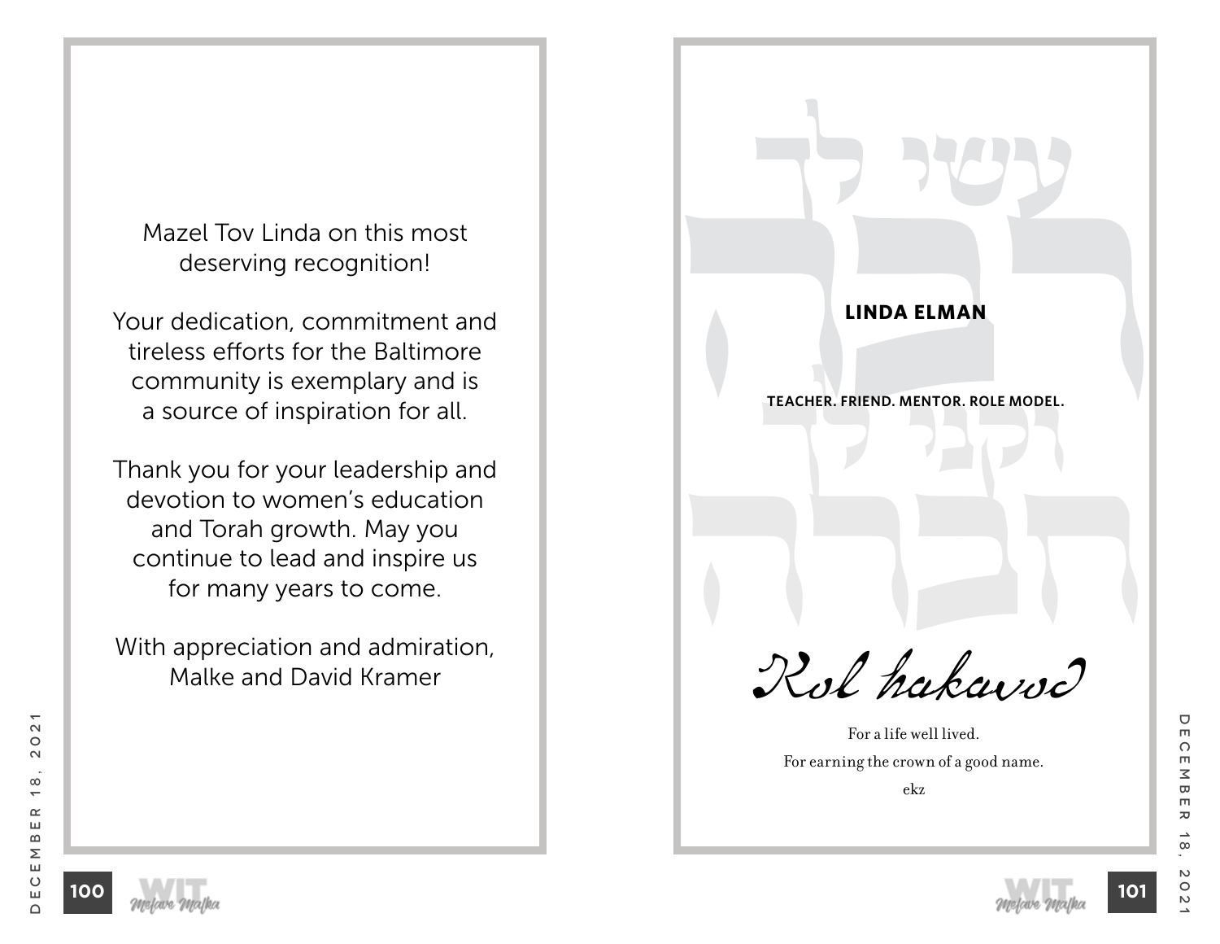Mazel Tov Linda on this most deserving recognition!

Your dedication, commitment and tireless efforts for the Baltimore community is exemplary and is a source of inspiration for all.

Thank you for your leadership and devotion to women's education and Torah growth. May you continue to lead and inspire us for many years to come.

With appreciation and admiration,
Malke and David Kramer

עשי לך רבה וקני לך חברה

**LINDA ELMAN**

**TEACHER. FRIEND. MENTOR. ROLE MODEL.**

*Kol hakavod*

For a life well lived.

For earning the crown of a good name.

ekz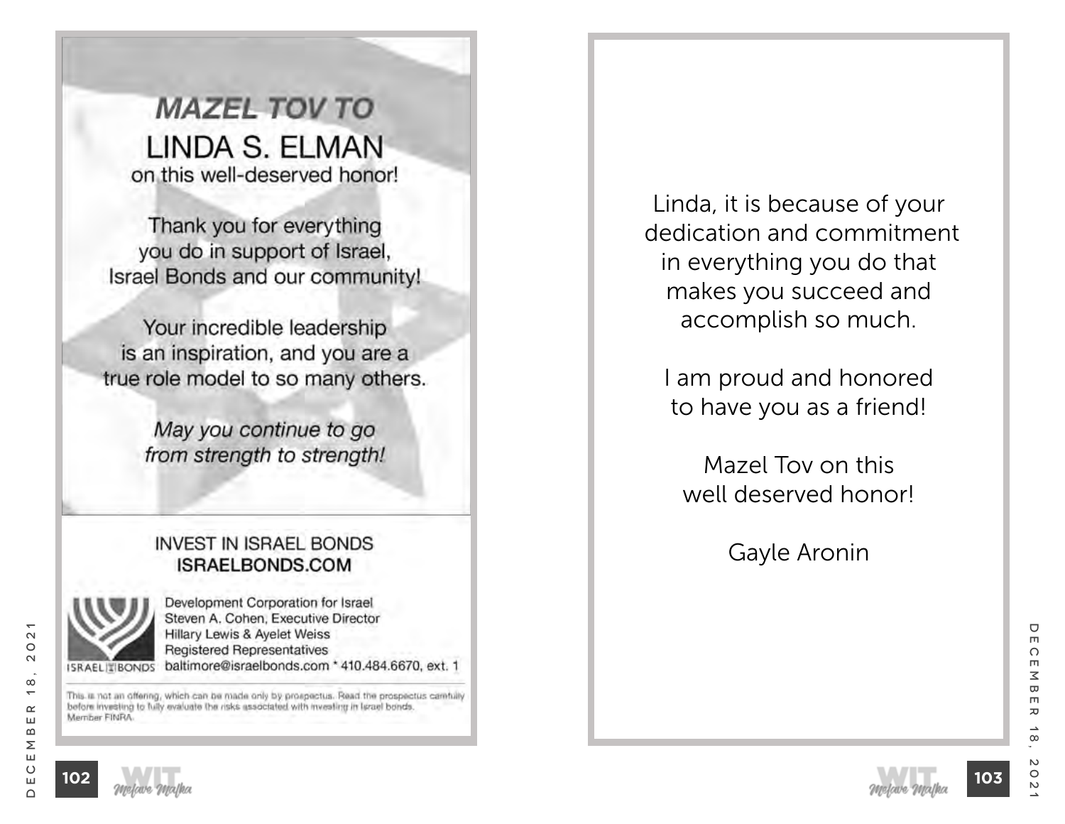## *MAZEL TOV TO*

# LINDA S. ELMAN

on this well-deserved honor!

Thank you for everything you do in support of Israel, Israel Bonds and our community!

Your incredible leadership is an inspiration, and you are a true role model to so many others.

*May you continue to go from strength to strength!*

INVEST IN ISRAEL BONDS
**ISRAELBONDS.COM**

ISRAEL BONDS

Development Corporation for Israel
Steven A. Cohen, Executive Director
Hillary Lewis & Ayelet Weiss
Registered Representatives
baltimore@israelbonds.com * 410.484.6670, ext. 1

This is not an offering, which can be made only by prospectus. Read the prospectus carefully before investing to fully evaluate the risks associated with investing in Israel bonds. Member FINRA.

---

Linda, it is because of your dedication and commitment in everything you do that makes you succeed and accomplish so much.

I am proud and honored to have you as a friend!

Mazel Tov on this well deserved honor!

Gayle Aronin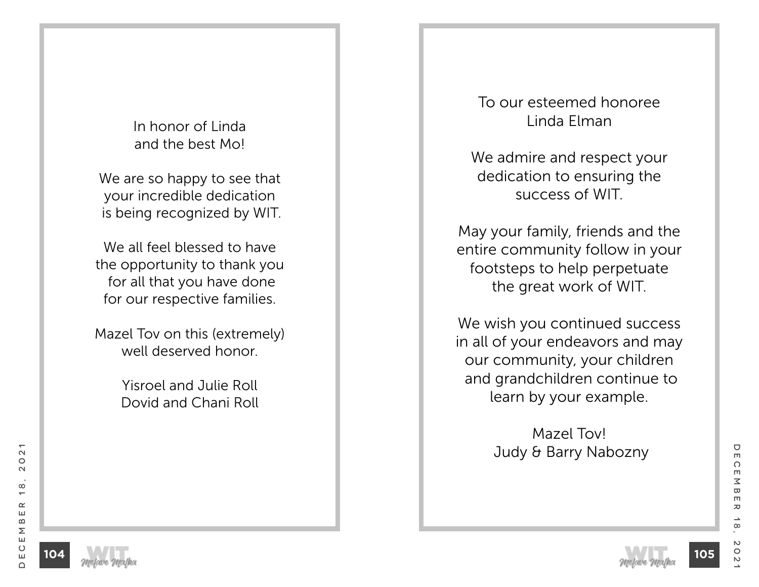In honor of Linda
and the best Mo!

We are so happy to see that
your incredible dedication
is being recognized by WIT.

We all feel blessed to have
the opportunity to thank you
for all that you have done
for our respective families.

Mazel Tov on this (extremely)
well deserved honor.

Yisroel and Julie Roll
Dovid and Chani Roll

---

To our esteemed honoree
Linda Elman

We admire and respect your
dedication to ensuring the
success of WIT.

May your family, friends and the
entire community follow in your
footsteps to help perpetuate
the great work of WIT.

We wish you continued success
in all of your endeavors and may
our community, your children
and grandchildren continue to
learn by your example.

Mazel Tov!
Judy & Barry Nabozny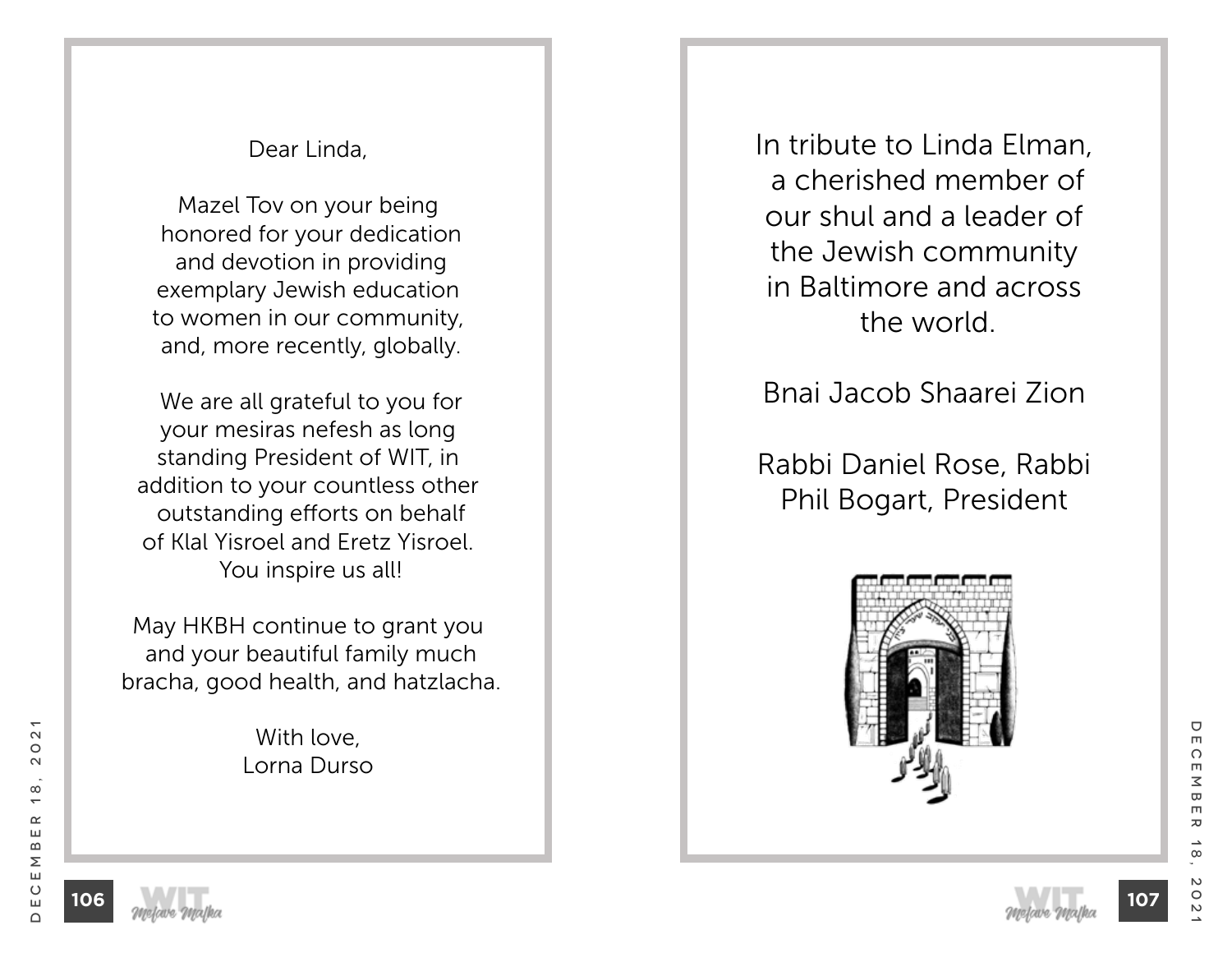Dear Linda,

Mazel Tov on your being honored for your dedication and devotion in providing exemplary Jewish education to women in our community, and, more recently, globally.

We are all grateful to you for your mesiras nefesh as long standing President of WIT, in addition to your countless other outstanding efforts on behalf of Klal Yisroel and Eretz Yisroel. You inspire us all!

May HKBH continue to grant you and your beautiful family much bracha, good health, and hatzlacha.

With love,
Lorna Durso

---

In tribute to Linda Elman, a cherished member of our shul and a leader of the Jewish community in Baltimore and across the world.

Bnai Jacob Shaarei Zion

Rabbi Daniel Rose, Rabbi
Phil Bogart, President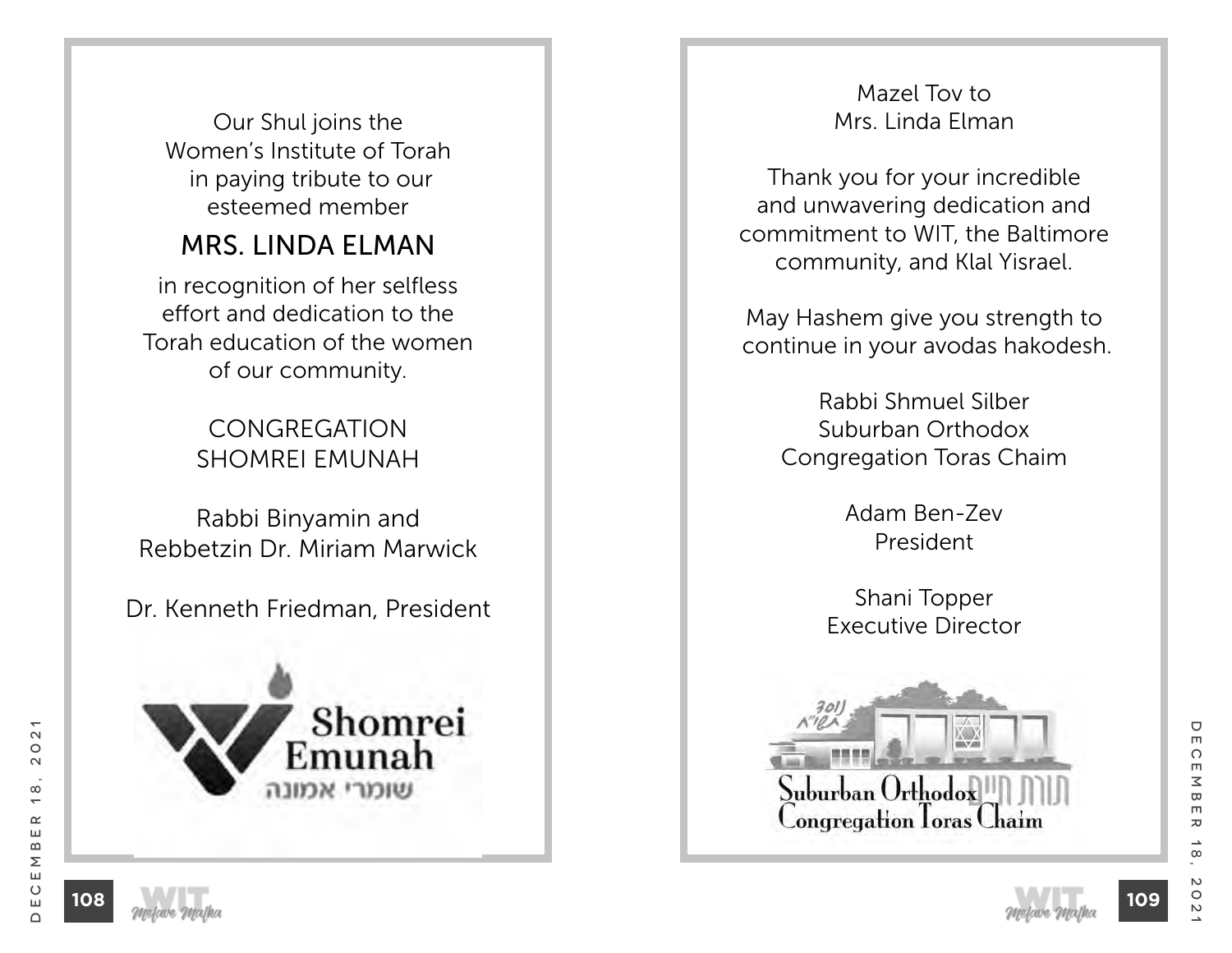Our Shul joins the
Women's Institute of Torah
in paying tribute to our
esteemed member

## MRS. LINDA ELMAN

in recognition of her selfless
effort and dedication to the
Torah education of the women
of our community.

CONGREGATION
SHOMREI EMUNAH

Rabbi Binyamin and
Rebbetzin Dr. Miriam Marwick

Dr. Kenneth Friedman, President

Shomrei
Emunah
שומרי אמונה

---

Mazel Tov to
Mrs. Linda Elman

Thank you for your incredible
and unwavering dedication and
commitment to WIT, the Baltimore
community, and Klal Yisrael.

May Hashem give you strength to
continue in your avodas hakodesh.

Rabbi Shmuel Silber
Suburban Orthodox
Congregation Toras Chaim

Adam Ben-Zev
President

Shani Topper
Executive Director

Suburban Orthodox
Congregation Toras Chaim
תורת חיים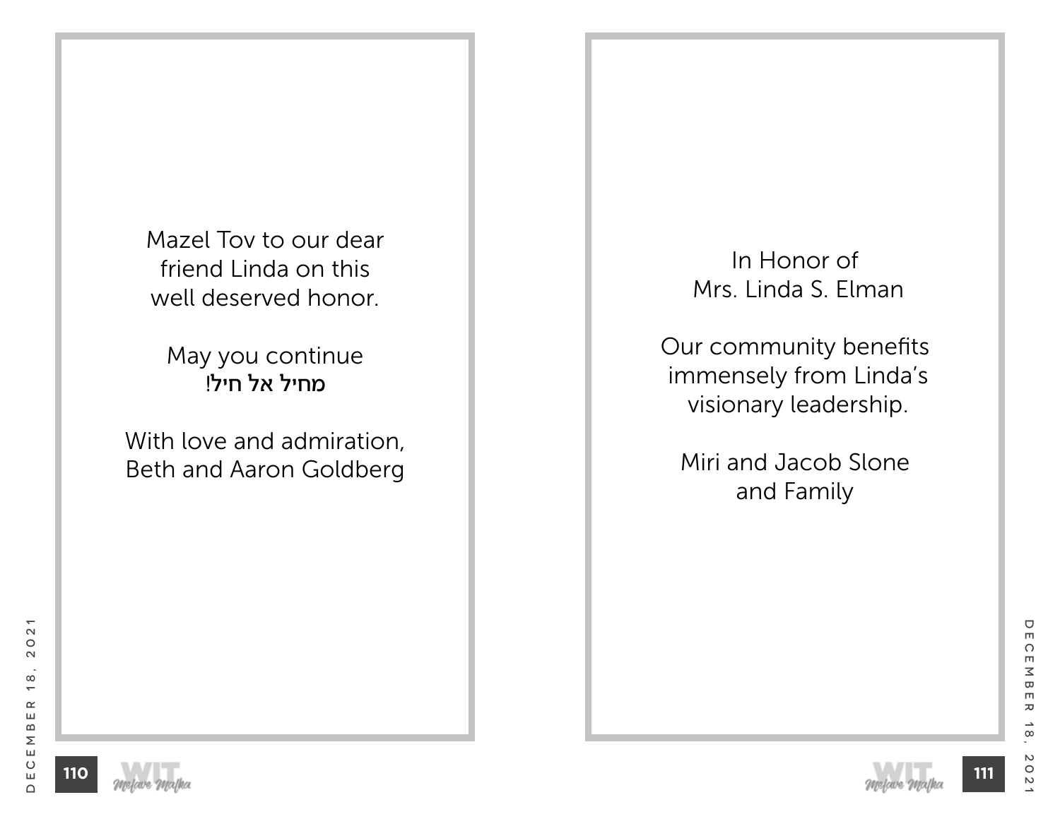Mazel Tov to our dear
friend Linda on this
well deserved honor.

May you continue
**מחיל אל חיל!**

With love and admiration,
Beth and Aaron Goldberg

In Honor of
Mrs. Linda S. Elman

Our community benefits
immensely from Linda's
visionary leadership.

Miri and Jacob Slone
and Family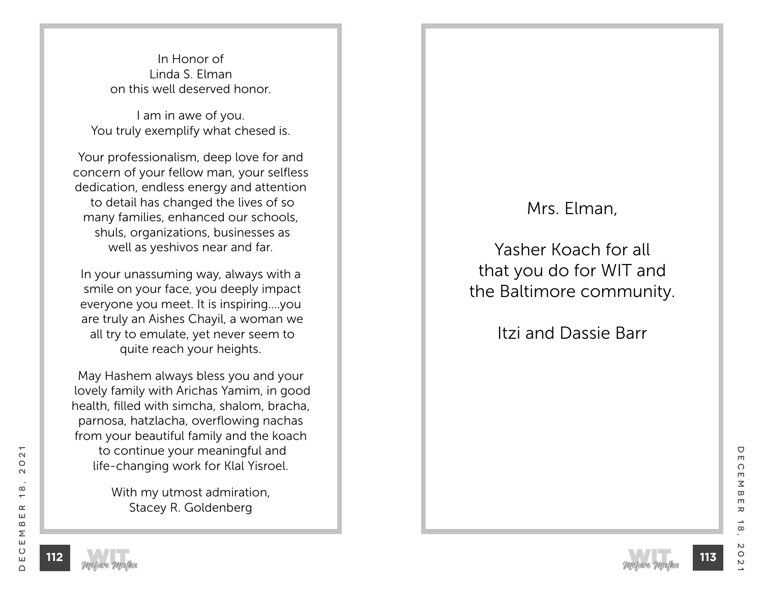In Honor of
Linda S. Elman
on this well deserved honor.

I am in awe of you.
You truly exemplify what chesed is.

Your professionalism, deep love for and concern of your fellow man, your selfless dedication, endless energy and attention to detail has changed the lives of so many families, enhanced our schools, shuls, organizations, businesses as well as yeshivos near and far.

In your unassuming way, always with a smile on your face, you deeply impact everyone you meet. It is inspiring....you are truly an Aishes Chayil, a woman we all try to emulate, yet never seem to quite reach your heights.

May Hashem always bless you and your lovely family with Arichas Yamim, in good health, filled with simcha, shalom, bracha, parnosa, hatzlacha, overflowing nachas from your beautiful family and the koach to continue your meaningful and life-changing work for Klal Yisroel.

With my utmost admiration,
Stacey R. Goldenberg

---

Mrs. Elman,

Yasher Koach for all that you do for WIT and the Baltimore community.

Itzi and Dassie Barr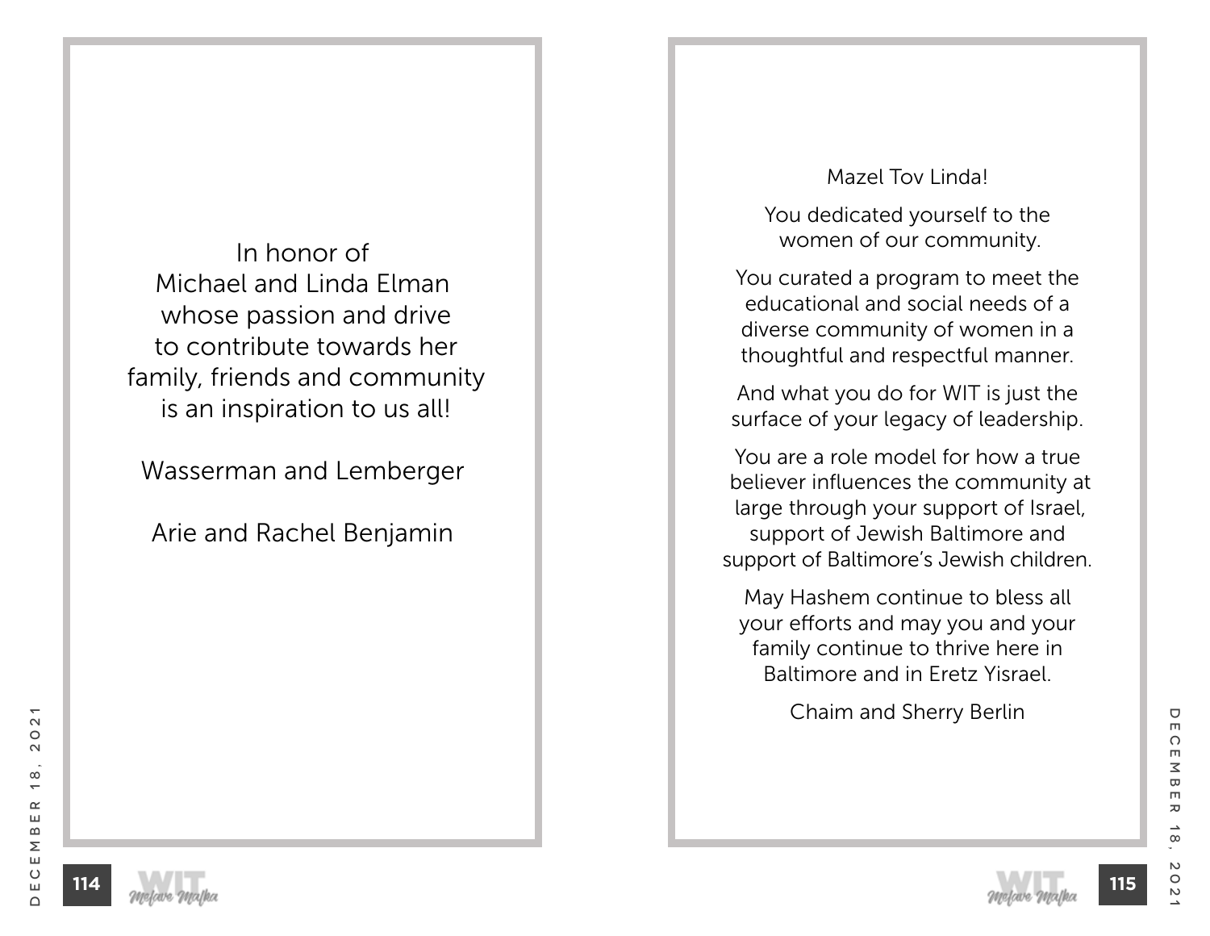In honor of
Michael and Linda Elman
whose passion and drive
to contribute towards her
family, friends and community
is an inspiration to us all!

Wasserman and Lemberger

Arie and Rachel Benjamin

Mazel Tov Linda!

You dedicated yourself to the women of our community.

You curated a program to meet the educational and social needs of a diverse community of women in a thoughtful and respectful manner.

And what you do for WIT is just the surface of your legacy of leadership.

You are a role model for how a true believer influences the community at large through your support of Israel, support of Jewish Baltimore and support of Baltimore's Jewish children.

May Hashem continue to bless all your efforts and may you and your family continue to thrive here in Baltimore and in Eretz Yisrael.

Chaim and Sherry Berlin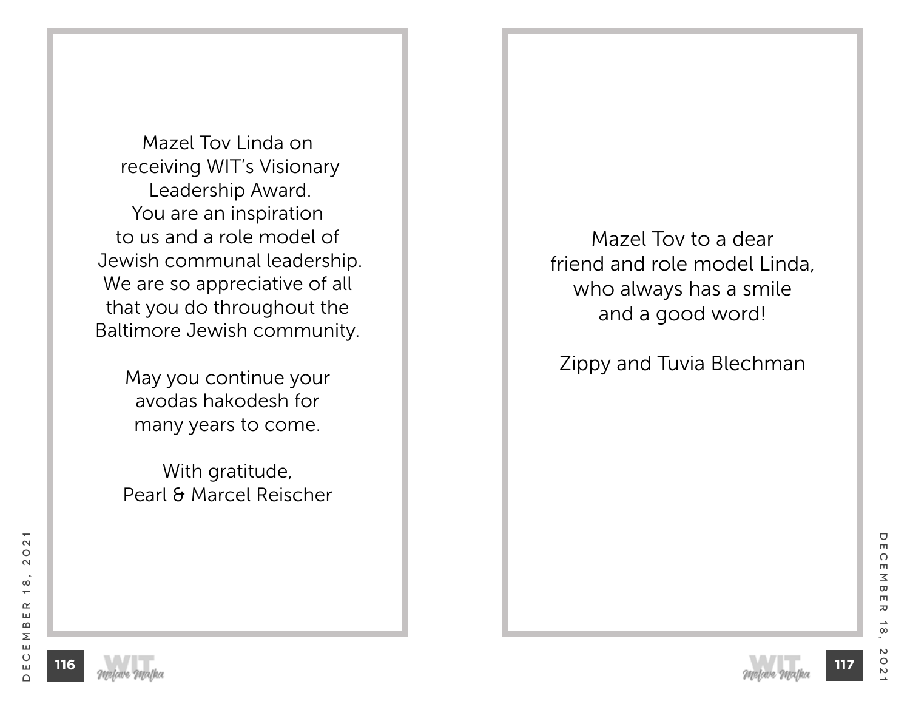Mazel Tov Linda on
receiving WIT's Visionary
Leadership Award.
You are an inspiration
to us and a role model of
Jewish communal leadership.
We are so appreciative of all
that you do throughout the
Baltimore Jewish community.

May you continue your
avodas hakodesh for
many years to come.

With gratitude,
Pearl & Marcel Reischer

Mazel Tov to a dear
friend and role model Linda,
who always has a smile
and a good word!

Zippy and Tuvia Blechman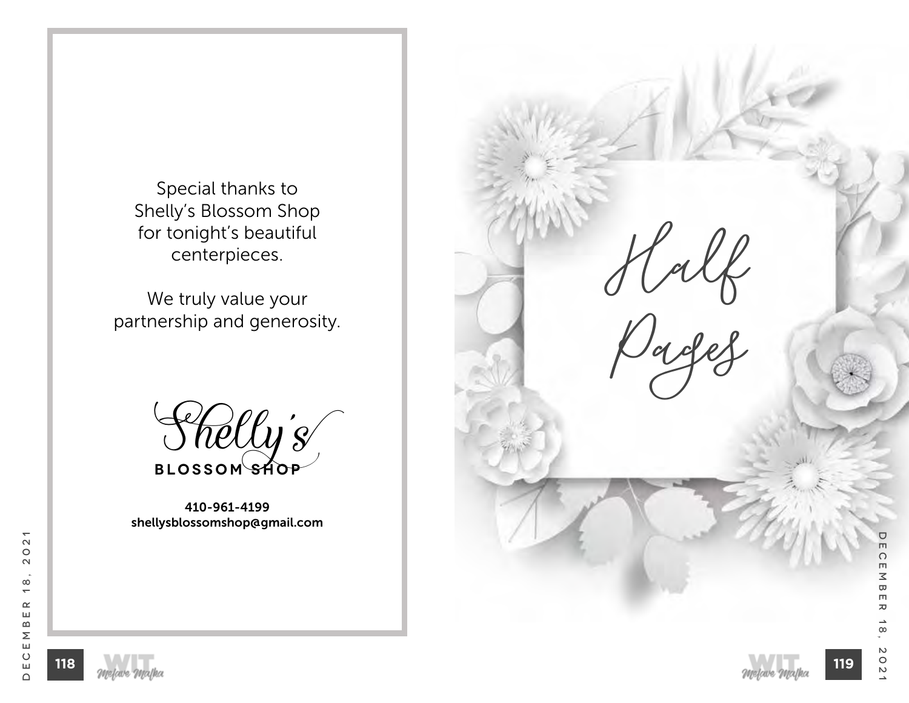Special thanks to
Shelly's Blossom Shop
for tonight's beautiful
centerpieces.

We truly value your
partnership and generosity.

*Shelly's*
**BLOSSOM SHOP**

**410-961-4199**
**shellysblossomshop@gmail.com**

# *Half Pages*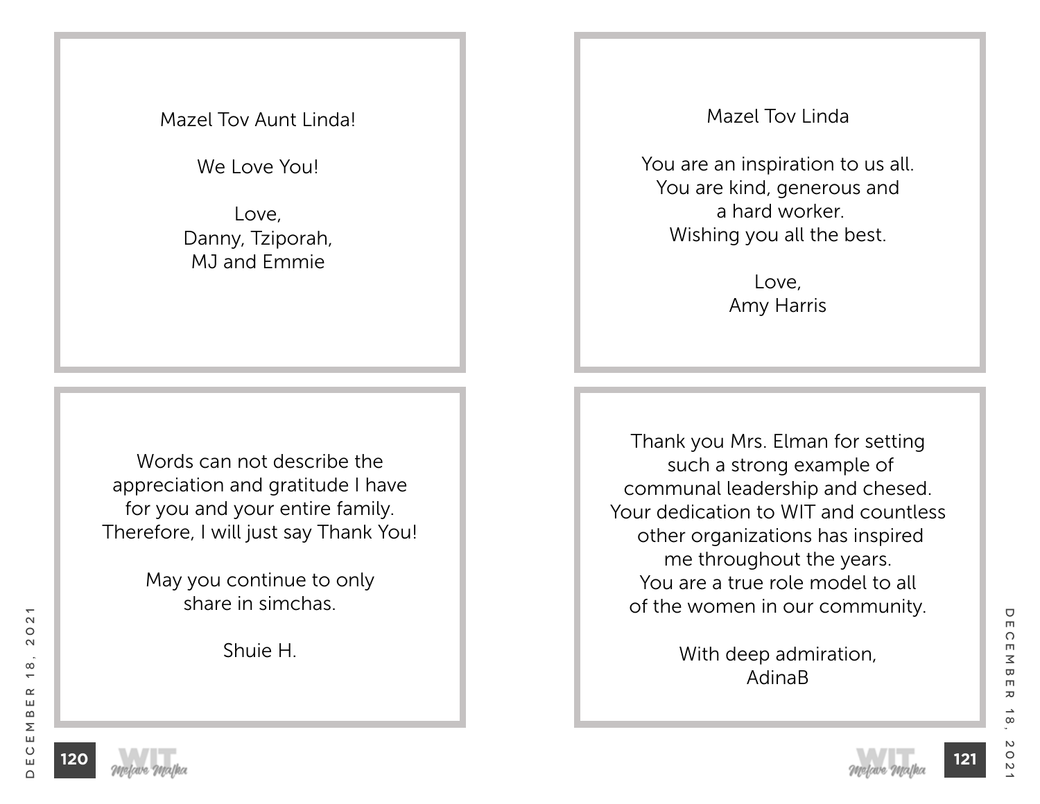Mazel Tov Aunt Linda!

We Love You!

Love,
Danny, Tziporah,
MJ and Emmie

---

Words can not describe the
appreciation and gratitude I have
for you and your entire family.
Therefore, I will just say Thank You!

May you continue to only
share in simchas.

Shuie H.

---

Mazel Tov Linda

You are an inspiration to us all.
You are kind, generous and
a hard worker.
Wishing you all the best.

Love,
Amy Harris

---

Thank you Mrs. Elman for setting
such a strong example of
communal leadership and chesed.
Your dedication to WIT and countless
other organizations has inspired
me throughout the years.
You are a true role model to all
of the women in our community.

With deep admiration,
AdinaB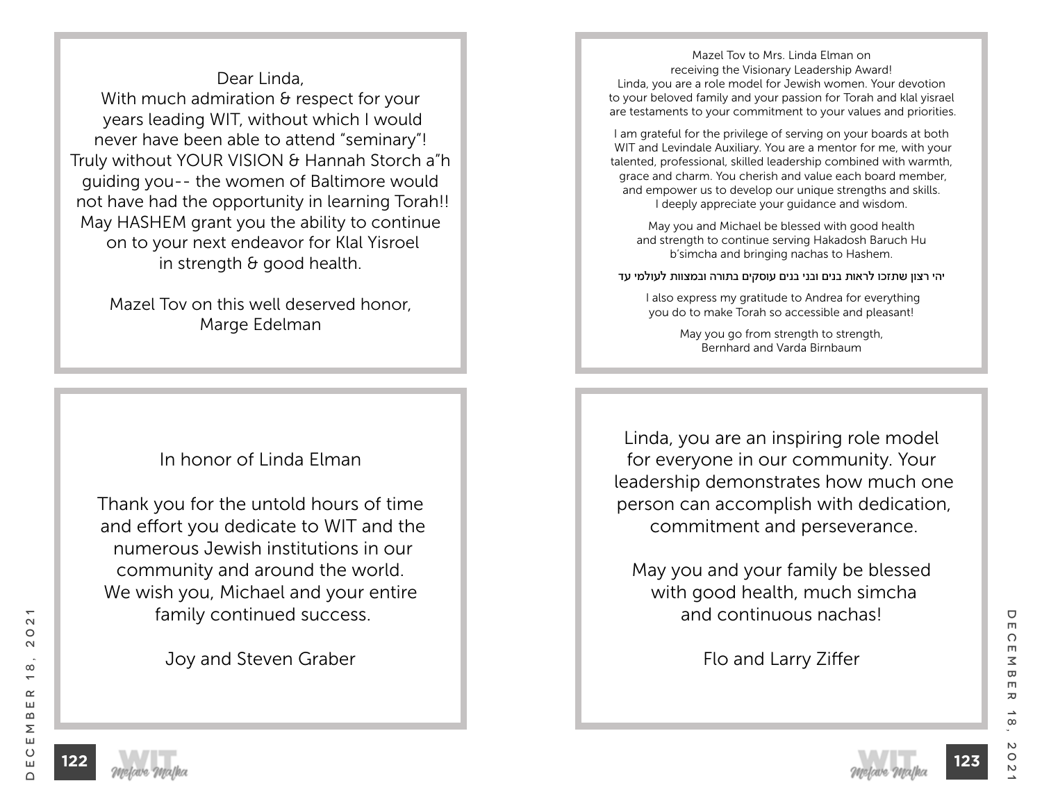Dear Linda,
With much admiration & respect for your years leading WIT, without which I would never have been able to attend "seminary"! Truly without YOUR VISION & Hannah Storch a"h guiding you-- the women of Baltimore would not have had the opportunity in learning Torah!! May HASHEM grant you the ability to continue on to your next endeavor for Klal Yisroel in strength & good health.

Mazel Tov on this well deserved honor,
Marge Edelman

---

In honor of Linda Elman

Thank you for the untold hours of time and effort you dedicate to WIT and the numerous Jewish institutions in our community and around the world. We wish you, Michael and your entire family continued success.

Joy and Steven Graber

---

Mazel Tov to Mrs. Linda Elman on receiving the Visionary Leadership Award!
Linda, you are a role model for Jewish women. Your devotion to your beloved family and your passion for Torah and klal yisrael are testaments to your commitment to your values and priorities.

I am grateful for the privilege of serving on your boards at both WIT and Levindale Auxiliary. You are a mentor for me, with your talented, professional, skilled leadership combined with warmth, grace and charm. You cherish and value each board member, and empower us to develop our unique strengths and skills. I deeply appreciate your guidance and wisdom.

May you and Michael be blessed with good health and strength to continue serving Hakadosh Baruch Hu b'simcha and bringing nachas to Hashem.

יהי רצון שתזכו לראות בנים ובני בנים עוסקים בתורה ובמצוות לעולמי עד

I also express my gratitude to Andrea for everything you do to make Torah so accessible and pleasant!

May you go from strength to strength,
Bernhard and Varda Birnbaum

---

Linda, you are an inspiring role model for everyone in our community. Your leadership demonstrates how much one person can accomplish with dedication, commitment and perseverance.

May you and your family be blessed with good health, much simcha and continuous nachas!

Flo and Larry Ziffer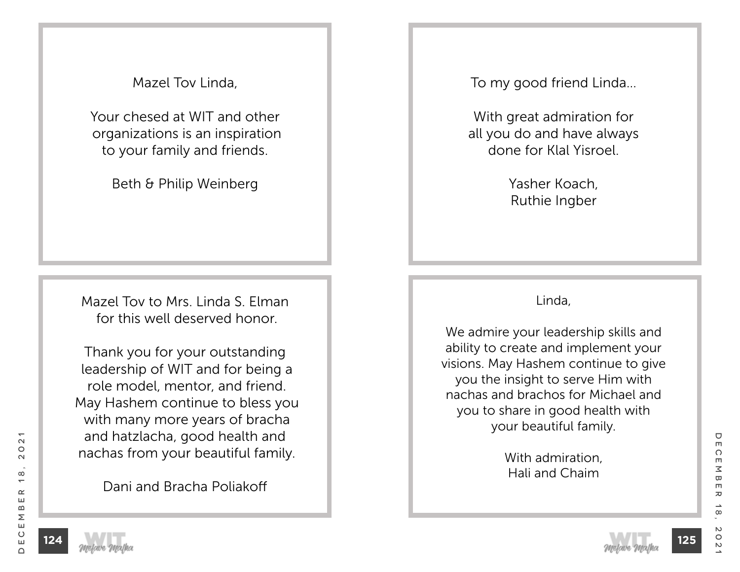Mazel Tov Linda,

Your chesed at WIT and other organizations is an inspiration to your family and friends.

Beth & Philip Weinberg

---

Mazel Tov to Mrs. Linda S. Elman for this well deserved honor.

Thank you for your outstanding leadership of WIT and for being a role model, mentor, and friend. May Hashem continue to bless you with many more years of bracha and hatzlacha, good health and nachas from your beautiful family.

Dani and Bracha Poliakoff

---

To my good friend Linda…

With great admiration for all you do and have always done for Klal Yisroel.

Yasher Koach,
Ruthie Ingber

---

Linda,

We admire your leadership skills and ability to create and implement your visions. May Hashem continue to give you the insight to serve Him with nachas and brachos for Michael and you to share in good health with your beautiful family.

With admiration,
Hali and Chaim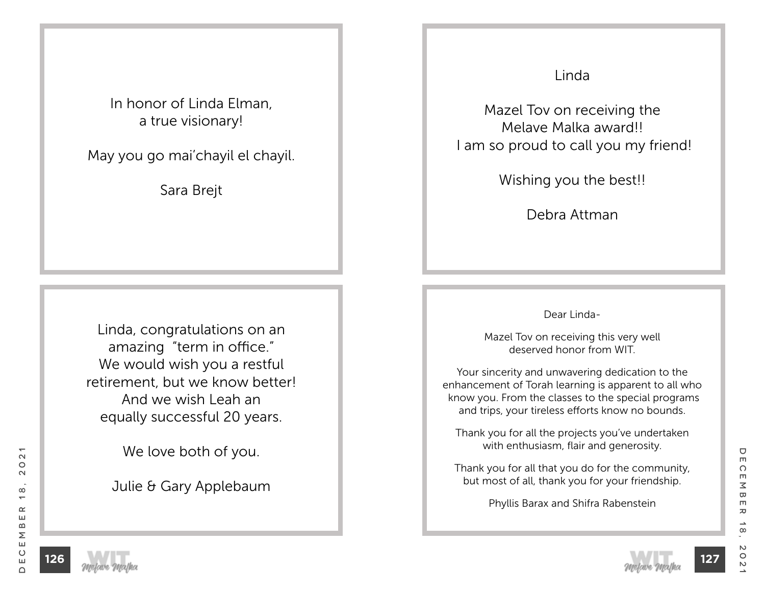In honor of Linda Elman,
a true visionary!

May you go mai'chayil el chayil.

Sara Brejt

---

Linda, congratulations on an
amazing "term in office."
We would wish you a restful
retirement, but we know better!
And we wish Leah an
equally successful 20 years.

We love both of you.

Julie & Gary Applebaum

---

Linda

Mazel Tov on receiving the
Melave Malka award!!
I am so proud to call you my friend!

Wishing you the best!!

Debra Attman

---

Dear Linda-

Mazel Tov on receiving this very well
deserved honor from WIT.

Your sincerity and unwavering dedication to the
enhancement of Torah learning is apparent to all who
know you. From the classes to the special programs
and trips, your tireless efforts know no bounds.

Thank you for all the projects you've undertaken
with enthusiasm, flair and generosity.

Thank you for all that you do for the community,
but most of all, thank you for your friendship.

Phyllis Barax and Shifra Rabenstein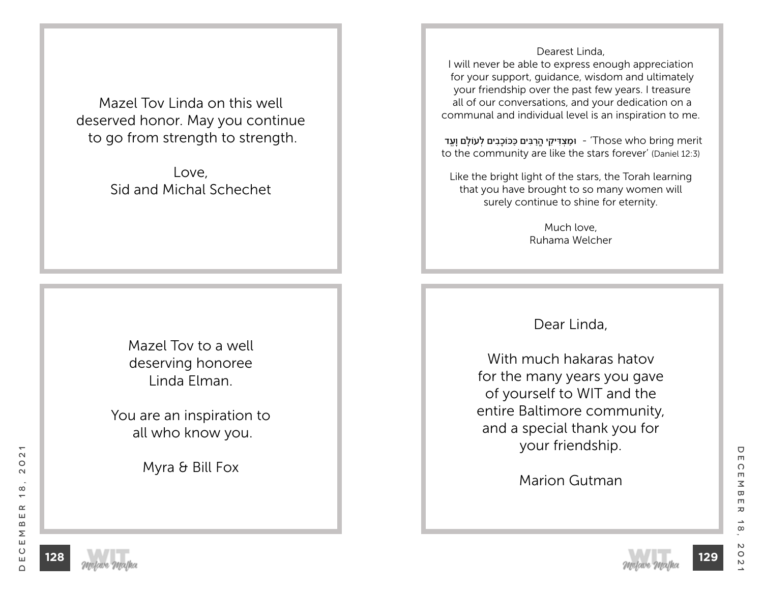Mazel Tov Linda on this well deserved honor. May you continue to go from strength to strength.

Love,
Sid and Michal Schechet

Mazel Tov to a well deserving honoree Linda Elman.

You are an inspiration to all who know you.

Myra & Bill Fox

Dearest Linda,
I will never be able to express enough appreciation for your support, guidance, wisdom and ultimately your friendship over the past few years. I treasure all of our conversations, and your dedication on a communal and individual level is an inspiration to me.

**וּמַצְדִּיקֵי הָרַבִּים כַּכּוֹכָבִים לְעוֹלָם וָעֶד** - 'Those who bring merit to the community are like the stars forever' (Daniel 12:3)

Like the bright light of the stars, the Torah learning that you have brought to so many women will surely continue to shine for eternity.

Much love,
Ruhama Welcher

Dear Linda,

With much hakaras hatov for the many years you gave of yourself to WIT and the entire Baltimore community, and a special thank you for your friendship.

Marion Gutman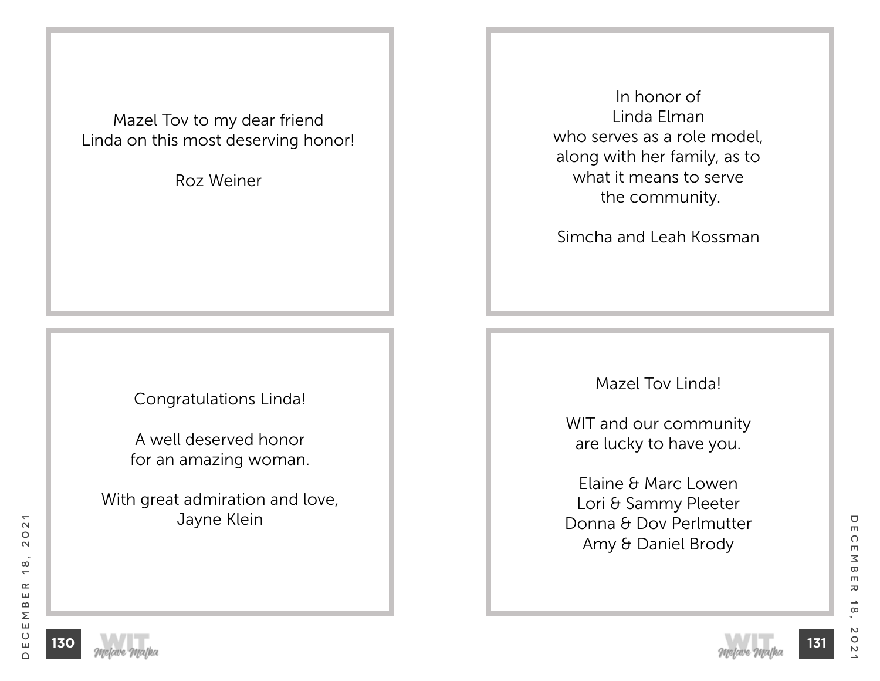Mazel Tov to my dear friend
Linda on this most deserving honor!

Roz Weiner

---

Congratulations Linda!

A well deserved honor
for an amazing woman.

With great admiration and love,
Jayne Klein

---

In honor of
Linda Elman
who serves as a role model,
along with her family, as to
what it means to serve
the community.

Simcha and Leah Kossman

---

Mazel Tov Linda!

WIT and our community
are lucky to have you.

Elaine & Marc Lowen
Lori & Sammy Pleeter
Donna & Dov Perlmutter
Amy & Daniel Brody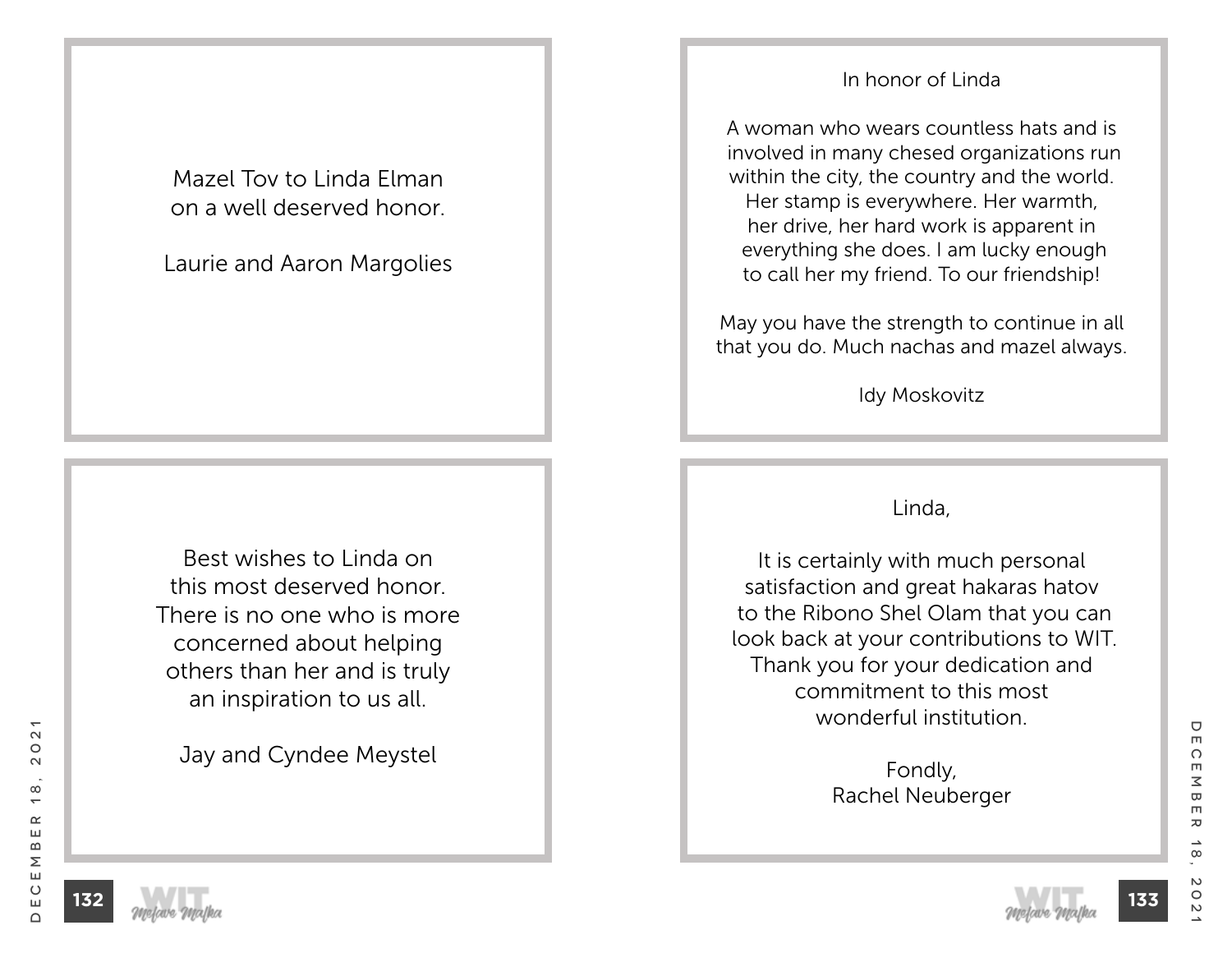Mazel Tov to Linda Elman
on a well deserved honor.

Laurie and Aaron Margolies

---

Best wishes to Linda on
this most deserved honor.
There is no one who is more
concerned about helping
others than her and is truly
an inspiration to us all.

Jay and Cyndee Meystel

---

In honor of Linda

A woman who wears countless hats and is
involved in many chesed organizations run
within the city, the country and the world.
Her stamp is everywhere. Her warmth,
her drive, her hard work is apparent in
everything she does. I am lucky enough
to call her my friend. To our friendship!

May you have the strength to continue in all
that you do. Much nachas and mazel always.

Idy Moskovitz

---

Linda,

It is certainly with much personal
satisfaction and great hakaras hatov
to the Ribono Shel Olam that you can
look back at your contributions to WIT.
Thank you for your dedication and
commitment to this most
wonderful institution.

Fondly,
Rachel Neuberger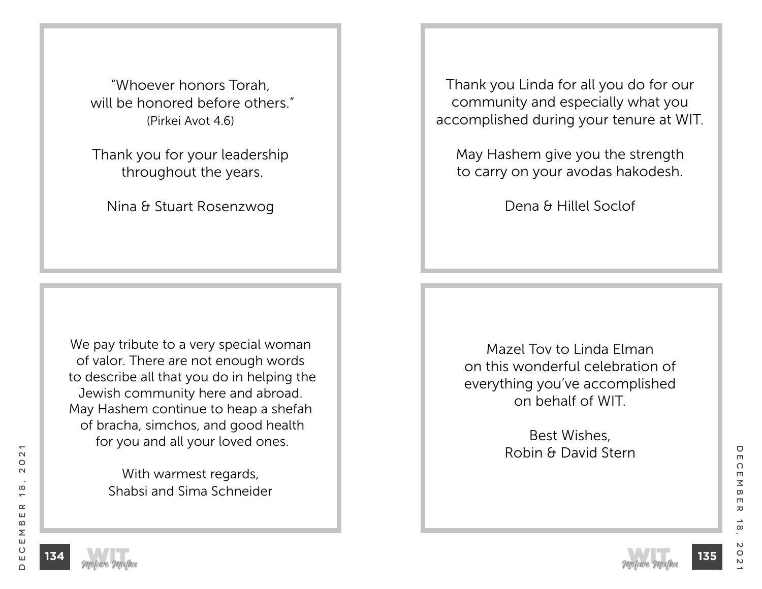"Whoever honors Torah,
will be honored before others."
(Pirkei Avot 4.6)

Thank you for your leadership
throughout the years.

Nina & Stuart Rosenzwog

---

We pay tribute to a very special woman
of valor. There are not enough words
to describe all that you do in helping the
Jewish community here and abroad.
May Hashem continue to heap a shefah
of bracha, simchos, and good health
for you and all your loved ones.

With warmest regards,
Shabsi and Sima Schneider

---

Thank you Linda for all you do for our
community and especially what you
accomplished during your tenure at WIT.

May Hashem give you the strength
to carry on your avodas hakodesh.

Dena & Hillel Soclof

---

Mazel Tov to Linda Elman
on this wonderful celebration of
everything you've accomplished
on behalf of WIT.

Best Wishes,
Robin & David Stern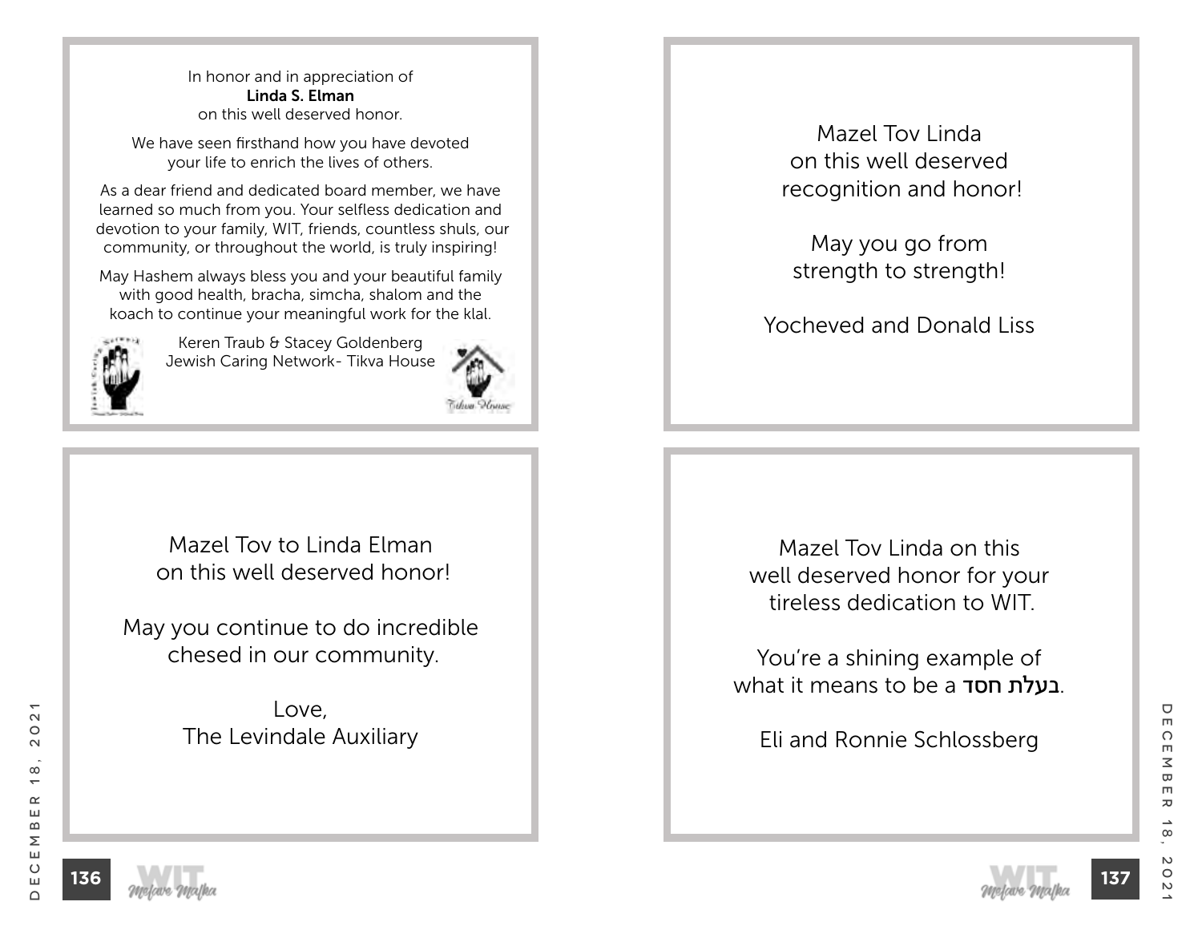In honor and in appreciation of
**Linda S. Elman**
on this well deserved honor.

We have seen firsthand how you have devoted your life to enrich the lives of others.

As a dear friend and dedicated board member, we have learned so much from you. Your selfless dedication and devotion to your family, WIT, friends, countless shuls, our community, or throughout the world, is truly inspiring!

May Hashem always bless you and your beautiful family with good health, bracha, simcha, shalom and the koach to continue your meaningful work for the klal.

Keren Traub & Stacey Goldenberg
Jewish Caring Network- Tikva House

---

Mazel Tov to Linda Elman
on this well deserved honor!

May you continue to do incredible chesed in our community.

Love,
The Levindale Auxiliary

---

Mazel Tov Linda
on this well deserved
recognition and honor!

May you go from
strength to strength!

Yocheved and Donald Liss

---

Mazel Tov Linda on this
well deserved honor for your
tireless dedication to WIT.

You're a shining example of
what it means to be a בעלת חסד.

Eli and Ronnie Schlossberg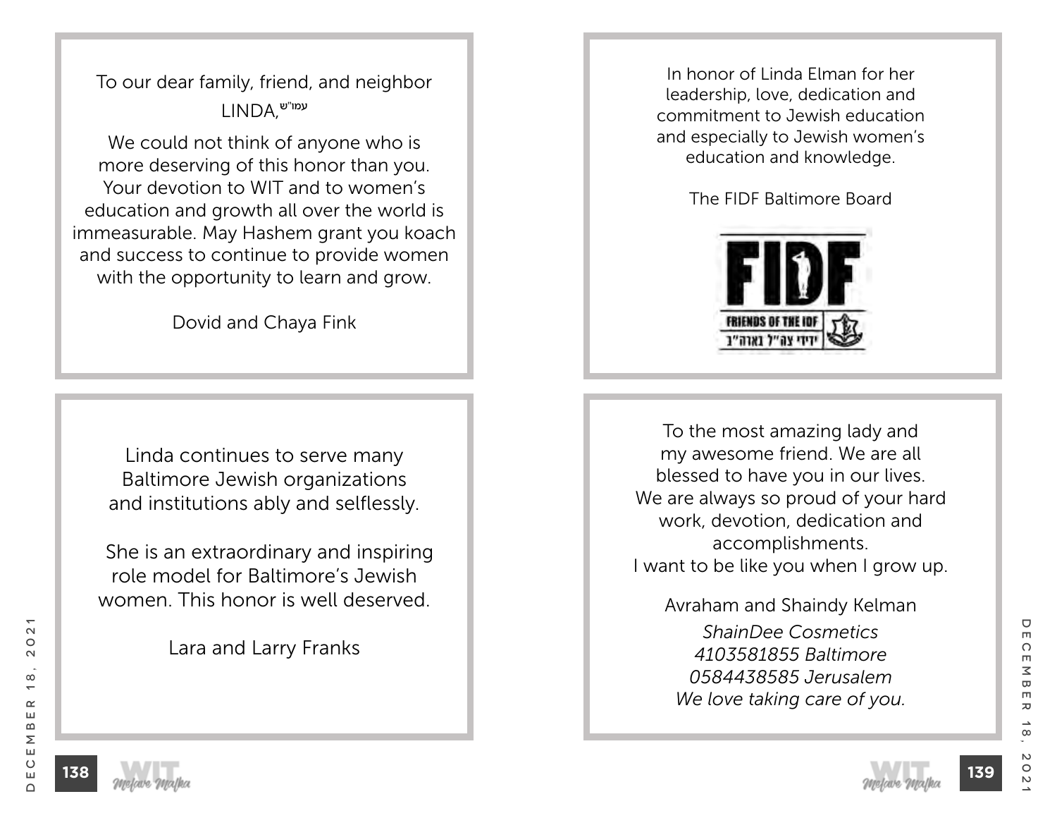To our dear family, friend, and neighbor

LINDA, עמו"ש

We could not think of anyone who is more deserving of this honor than you. Your devotion to WIT and to women's education and growth all over the world is immeasurable. May Hashem grant you koach and success to continue to provide women with the opportunity to learn and grow.

Dovid and Chaya Fink

---

Linda continues to serve many Baltimore Jewish organizations and institutions ably and selflessly.

She is an extraordinary and inspiring role model for Baltimore's Jewish women. This honor is well deserved.

Lara and Larry Franks

---

In honor of Linda Elman for her leadership, love, dedication and commitment to Jewish education and especially to Jewish women's education and knowledge.

The FIDF Baltimore Board

FIDF

FRIENDS OF THE IDF

ידידי צה"ל בארה"ב

---

To the most amazing lady and my awesome friend. We are all blessed to have you in our lives. We are always so proud of your hard work, devotion, dedication and accomplishments.
I want to be like you when I grow up.

Avraham and Shaindy Kelman

*ShainDee Cosmetics*
*4103581855 Baltimore*
*0584438585 Jerusalem*
*We love taking care of you.*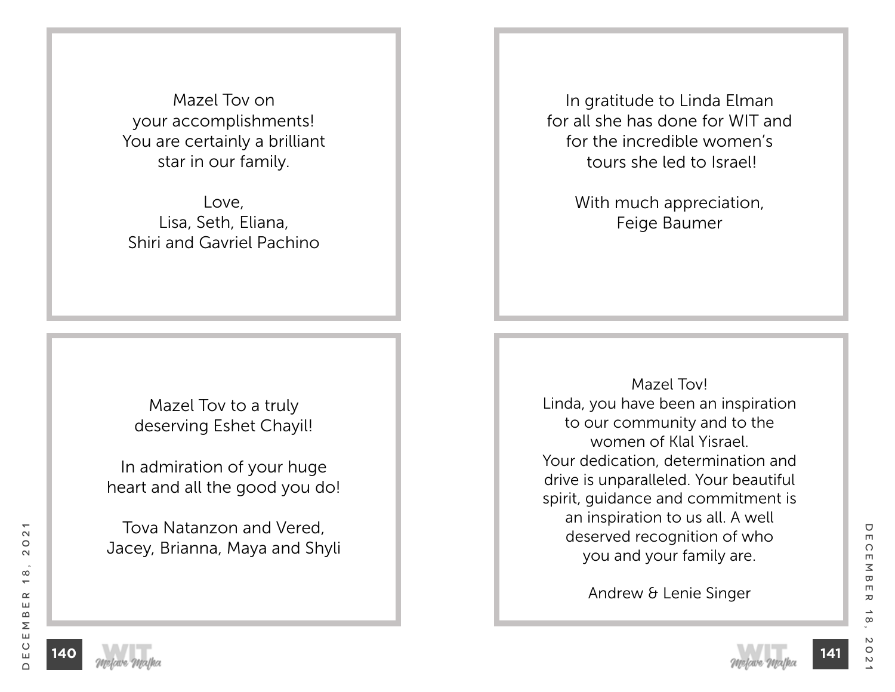Mazel Tov on
your accomplishments!
You are certainly a brilliant
star in our family.

Love,
Lisa, Seth, Eliana,
Shiri and Gavriel Pachino

---

Mazel Tov to a truly
deserving Eshet Chayil!

In admiration of your huge
heart and all the good you do!

Tova Natanzon and Vered,
Jacey, Brianna, Maya and Shyli

---

In gratitude to Linda Elman
for all she has done for WIT and
for the incredible women's
tours she led to Israel!

With much appreciation,
Feige Baumer

---

Mazel Tov!
Linda, you have been an inspiration
to our community and to the
women of Klal Yisrael.
Your dedication, determination and
drive is unparalleled. Your beautiful
spirit, guidance and commitment is
an inspiration to us all. A well
deserved recognition of who
you and your family are.

Andrew & Lenie Singer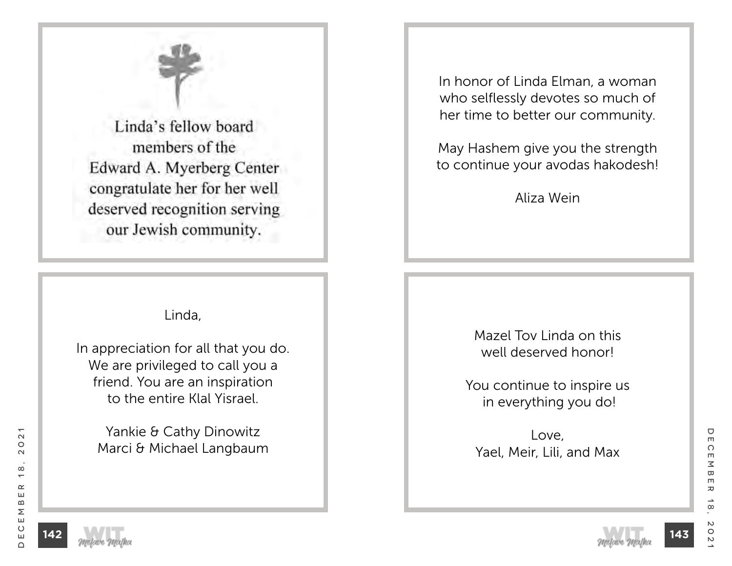Linda's fellow board members of the Edward A. Myerberg Center congratulate her for her well deserved recognition serving our Jewish community.

---

Linda,

In appreciation for all that you do. We are privileged to call you a friend. You are an inspiration to the entire Klal Yisrael.

Yankie & Cathy Dinowitz
Marci & Michael Langbaum

---

In honor of Linda Elman, a woman who selflessly devotes so much of her time to better our community.

May Hashem give you the strength to continue your avodas hakodesh!

Aliza Wein

---

Mazel Tov Linda on this well deserved honor!

You continue to inspire us in everything you do!

Love,
Yael, Meir, Lili, and Max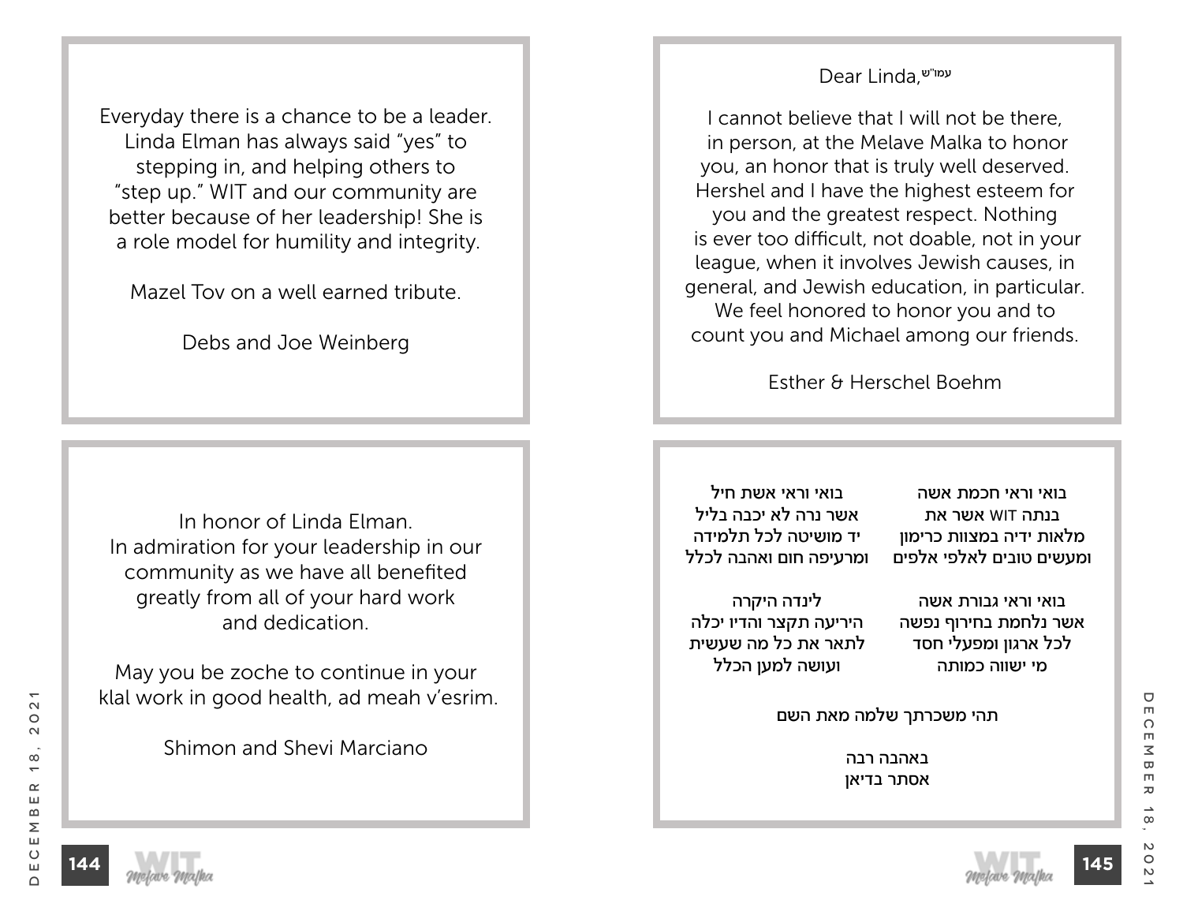Everyday there is a chance to be a leader. Linda Elman has always said "yes" to stepping in, and helping others to "step up." WIT and our community are better because of her leadership! She is a role model for humility and integrity.

Mazel Tov on a well earned tribute.

Debs and Joe Weinberg

---

In honor of Linda Elman.
In admiration for your leadership in our community as we have all benefited greatly from all of your hard work and dedication.

May you be zoche to continue in your klal work in good health, ad meah v'esrim.

Shimon and Shevi Marciano

---

Dear Linda, עמו"ש

I cannot believe that I will not be there, in person, at the Melave Malka to honor you, an honor that is truly well deserved. Hershel and I have the highest esteem for you and the greatest respect. Nothing is ever too difficult, not doable, not in your league, when it involves Jewish causes, in general, and Jewish education, in particular. We feel honored to honor you and to count you and Michael among our friends.

Esther & Herschel Boehm

---

בואי וראי חכמת אשה
אשר את WIT בנתה
מלאות ידיה במצוות כרימון
ומעשים טובים לאלפי אלפים

בואי וראי גבורת אשה
אשר נלחמת בחירוף נפשה
לכל ארגון ומפעלי חסד
מי ישווה כמותה

בואי וראי אשת חיל
אשר נרה לא יכבה בליל
יד מושיטה לכל תלמידה
ומרעיפה חום ואהבה לכלל

לינדה היקרה
היריעה תקצר והדיו יכלה
לתאר את כל מה שעשית
ועושה למען הכלל

תהי משכרתך שלמה מאת השם

באהבה רבה
אסתר בדיאן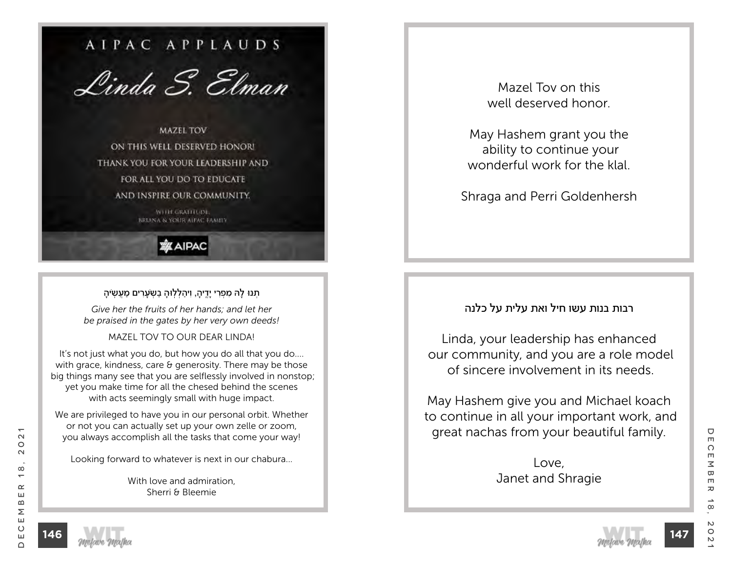AIPAC APPLAUDS

*Linda S. Elman*

MAZEL TOV
ON THIS WELL DESERVED HONOR!
THANK YOU FOR YOUR LEADERSHIP AND
FOR ALL YOU DO TO EDUCATE
AND INSPIRE OUR COMMUNITY.

WITH GRATITUDE,
BRIANA & YOUR AIPAC FAMILY

AIPAC

---

תְּנוּ לָהּ מִפְּרִי יָדֶיהָ, וִיהַלְלוּהָ בַשְּׁעָרִים מַעֲשֶׂיהָ

*Give her the fruits of her hands; and let her be praised in the gates by her very own deeds!*

MAZEL TOV TO OUR DEAR LINDA!

It's not just what you do, but how you do all that you do.... with grace, kindness, care & generosity. There may be those big things many see that you are selflessly involved in nonstop; yet you make time for all the chesed behind the scenes with acts seemingly small with huge impact.

We are privileged to have you in our personal orbit. Whether or not you can actually set up your own zelle or zoom, you always accomplish all the tasks that come your way!

Looking forward to whatever is next in our chabura...

With love and admiration,
Sherri & Bleemie

---

Mazel Tov on this
well deserved honor.

May Hashem grant you the
ability to continue your
wonderful work for the klal.

Shraga and Perri Goldenhersh

---

רבות בנות עשו חיל ואת עלית על כלנה

Linda, your leadership has enhanced our community, and you are a role model of sincere involvement in its needs.

May Hashem give you and Michael koach to continue in all your important work, and great nachas from your beautiful family.

Love,
Janet and Shragie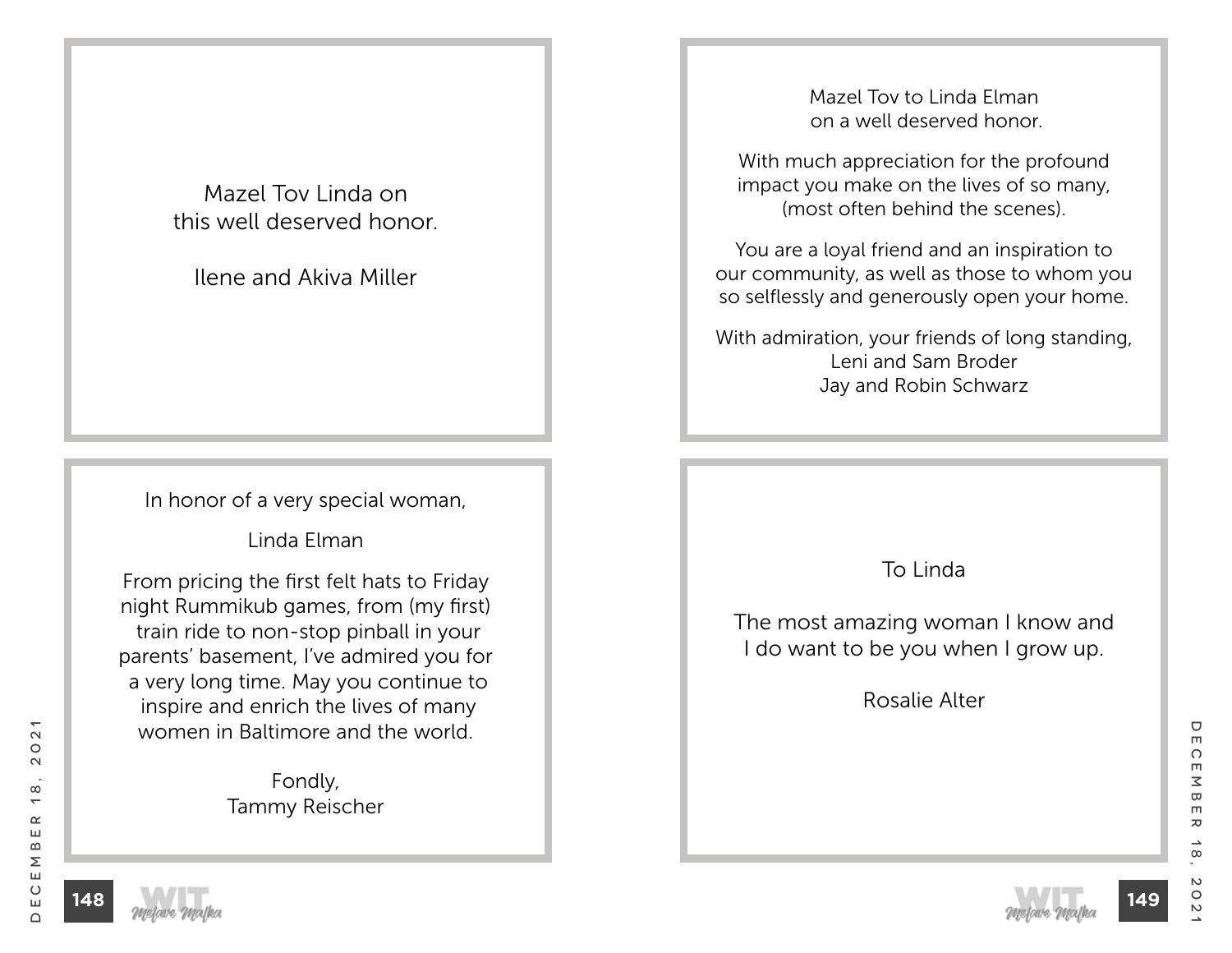Mazel Tov Linda on
this well deserved honor.

Ilene and Akiva Miller

---

In honor of a very special woman,

Linda Elman

From pricing the first felt hats to Friday night Rummikub games, from (my first) train ride to non-stop pinball in your parents' basement, I've admired you for a very long time. May you continue to inspire and enrich the lives of many women in Baltimore and the world.

Fondly,
Tammy Reischer

---

Mazel Tov to Linda Elman
on a well deserved honor.

With much appreciation for the profound impact you make on the lives of so many, (most often behind the scenes).

You are a loyal friend and an inspiration to our community, as well as those to whom you so selflessly and generously open your home.

With admiration, your friends of long standing,
Leni and Sam Broder
Jay and Robin Schwarz

---

To Linda

The most amazing woman I know and
I do want to be you when I grow up.

Rosalie Alter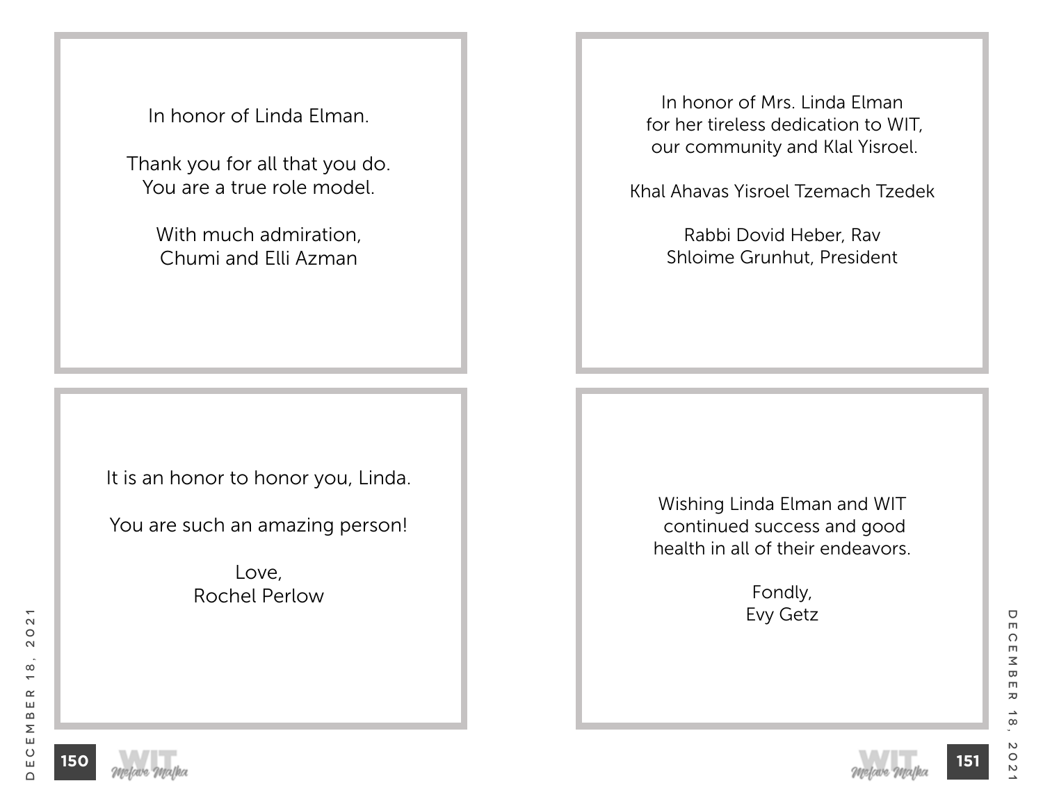In honor of Linda Elman.

Thank you for all that you do.
You are a true role model.

With much admiration,
Chumi and Elli Azman

---

It is an honor to honor you, Linda.

You are such an amazing person!

Love,
Rochel Perlow

---

In honor of Mrs. Linda Elman
for her tireless dedication to WIT,
our community and Klal Yisroel.

Khal Ahavas Yisroel Tzemach Tzedek

Rabbi Dovid Heber, Rav
Shloime Grunhut, President

---

Wishing Linda Elman and WIT
continued success and good
health in all of their endeavors.

Fondly,
Evy Getz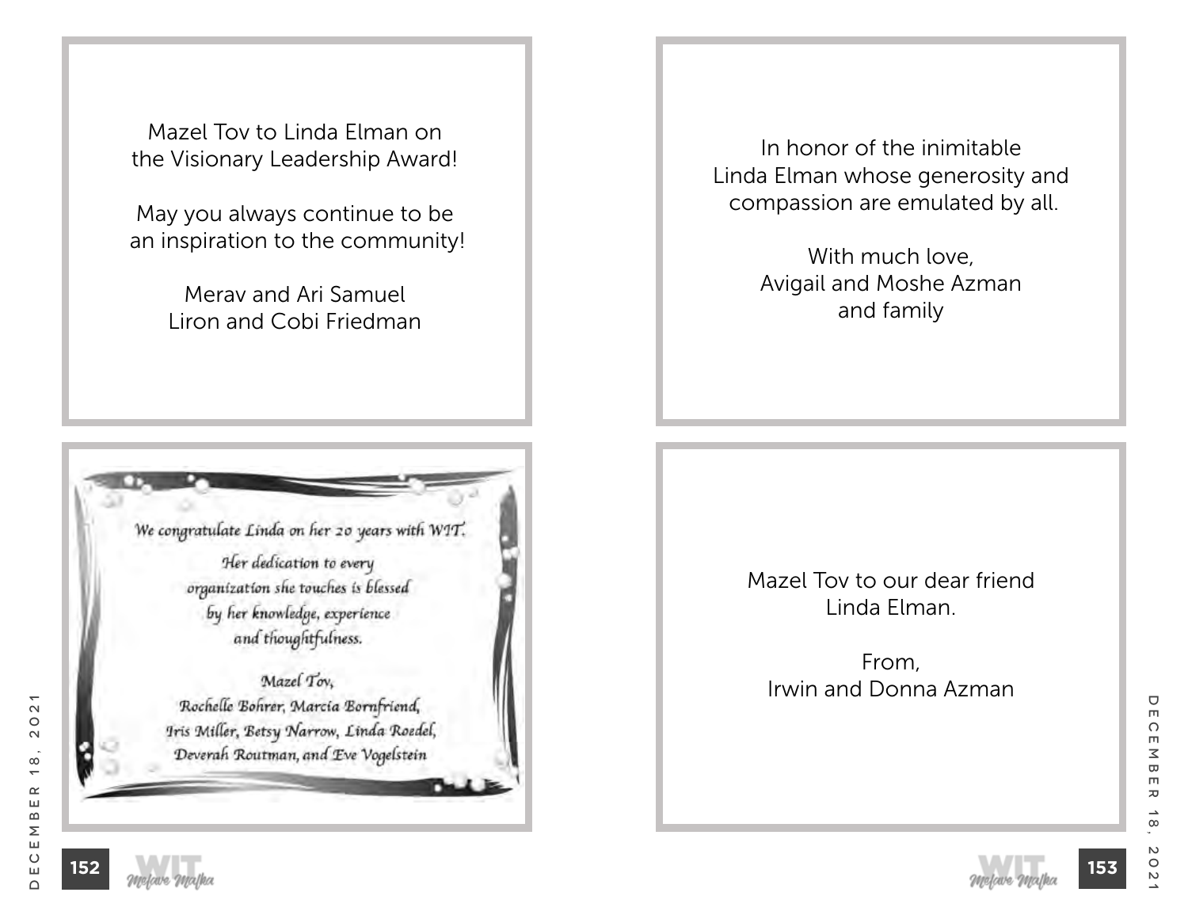Mazel Tov to Linda Elman on
the Visionary Leadership Award!

May you always continue to be
an inspiration to the community!

Merav and Ari Samuel
Liron and Cobi Friedman

---

*We congratulate Linda on her 20 years with WIT.*

*Her dedication to every
organization she touches is blessed
by her knowledge, experience
and thoughtfulness.*

*Mazel Tov,*
*Rochelle Bohrer, Marcia Bornfriend,
Iris Miller, Betsy Narrow, Linda Roedel,
Deverah Routman, and Eve Vogelstein*

---

In honor of the inimitable
Linda Elman whose generosity and
compassion are emulated by all.

With much love,
Avigail and Moshe Azman
and family

---

Mazel Tov to our dear friend
Linda Elman.

From,
Irwin and Donna Azman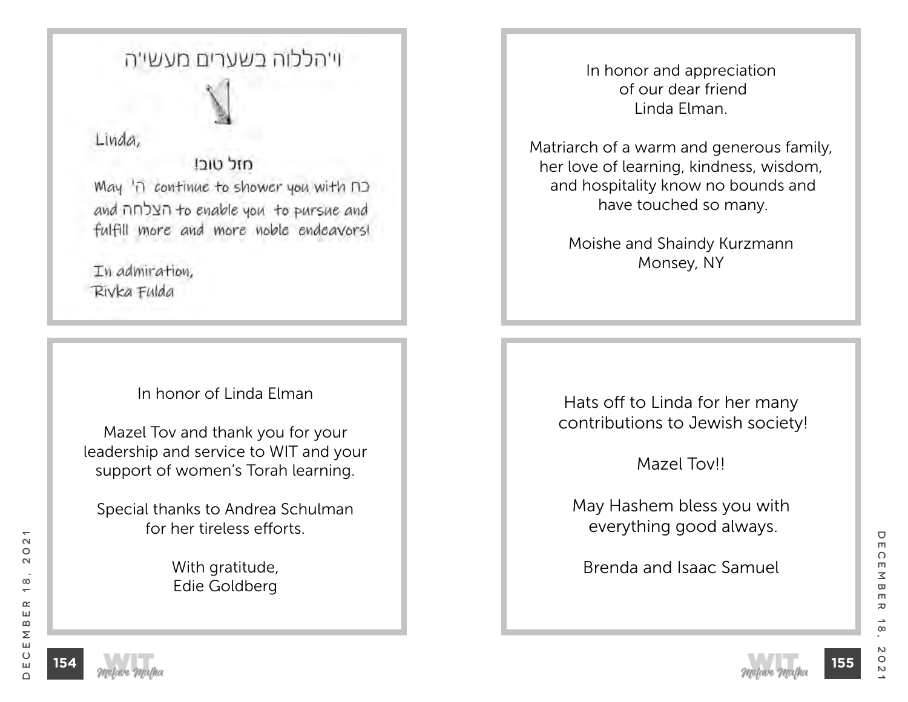ויהללוה בשערים מעשיה

Linda,

מזל טוב!

May ה' continue to shower you with כח and הצלחה to enable you to pursue and fulfill more and more noble endeavors!

In admiration,
Rivka Fulda

---

In honor and appreciation
of our dear friend
Linda Elman.

Matriarch of a warm and generous family,
her love of learning, kindness, wisdom,
and hospitality know no bounds and
have touched so many.

Moishe and Shaindy Kurzmann
Monsey, NY

---

In honor of Linda Elman

Mazel Tov and thank you for your
leadership and service to WIT and your
support of women's Torah learning.

Special thanks to Andrea Schulman
for her tireless efforts.

With gratitude,
Edie Goldberg

---

Hats off to Linda for her many
contributions to Jewish society!

Mazel Tov!!

May Hashem bless you with
everything good always.

Brenda and Isaac Samuel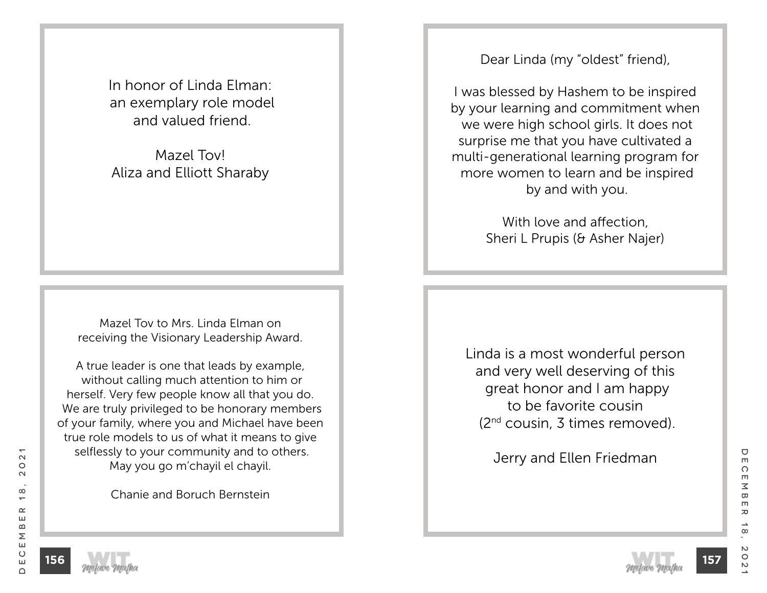In honor of Linda Elman:
an exemplary role model
and valued friend.

Mazel Tov!
Aliza and Elliott Sharaby

---

Mazel Tov to Mrs. Linda Elman on
receiving the Visionary Leadership Award.

A true leader is one that leads by example,
without calling much attention to him or
herself. Very few people know all that you do.
We are truly privileged to be honorary members
of your family, where you and Michael have been
true role models to us of what it means to give
selflessly to your community and to others.
May you go m'chayil el chayil.

Chanie and Boruch Bernstein

---

Dear Linda (my "oldest" friend),

I was blessed by Hashem to be inspired
by your learning and commitment when
we were high school girls. It does not
surprise me that you have cultivated a
multi-generational learning program for
more women to learn and be inspired
by and with you.

With love and affection,
Sheri L Prupis (& Asher Najer)

---

Linda is a most wonderful person
and very well deserving of this
great honor and I am happy
to be favorite cousin
(2nd cousin, 3 times removed).

Jerry and Ellen Friedman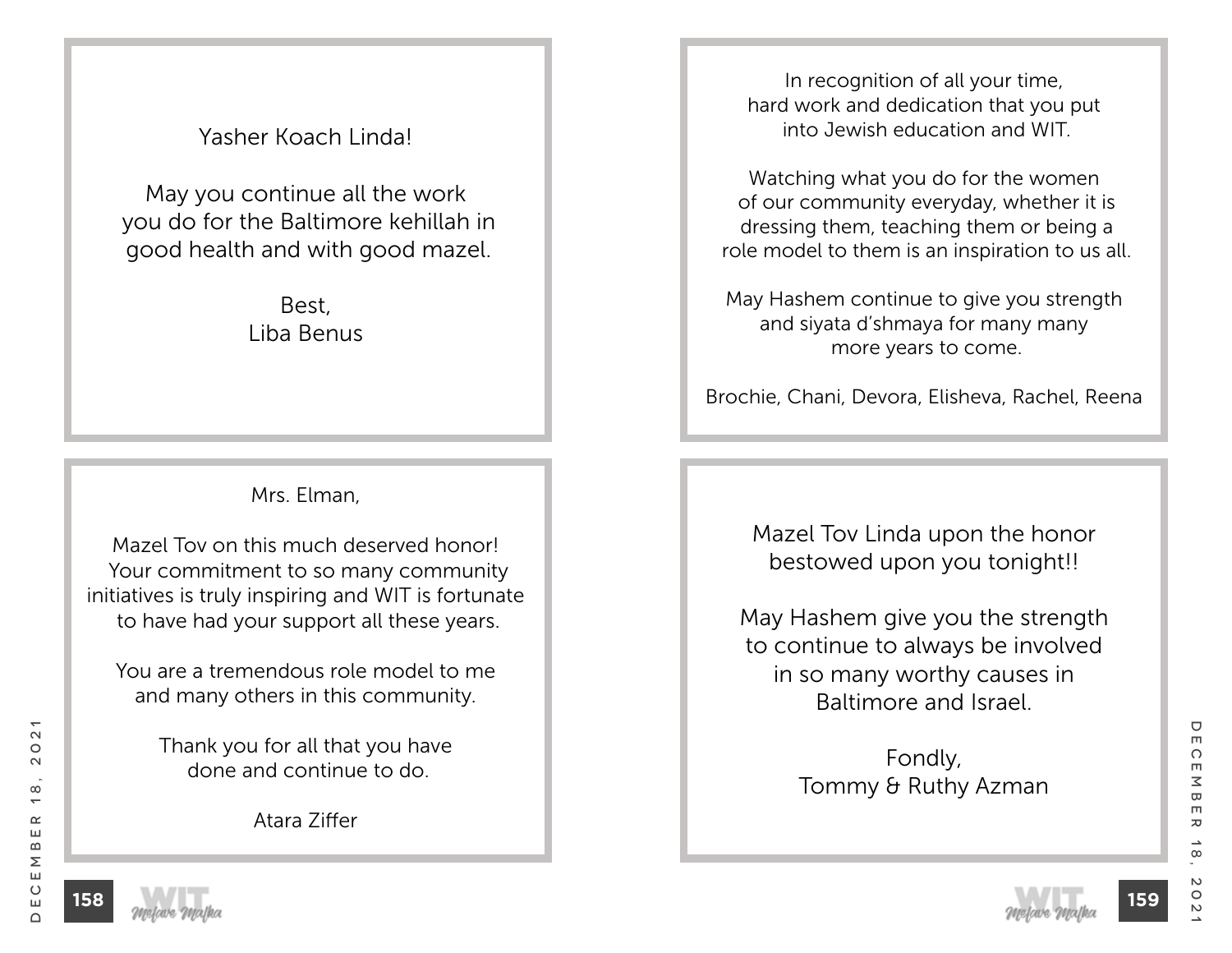Yasher Koach Linda!

May you continue all the work you do for the Baltimore kehillah in good health and with good mazel.

Best,
Liba Benus

---

Mrs. Elman,

Mazel Tov on this much deserved honor! Your commitment to so many community initiatives is truly inspiring and WIT is fortunate to have had your support all these years.

You are a tremendous role model to me and many others in this community.

Thank you for all that you have done and continue to do.

Atara Ziffer

---

In recognition of all your time, hard work and dedication that you put into Jewish education and WIT.

Watching what you do for the women of our community everyday, whether it is dressing them, teaching them or being a role model to them is an inspiration to us all.

May Hashem continue to give you strength and siyata d'shmaya for many many more years to come.

Brochie, Chani, Devora, Elisheva, Rachel, Reena

---

Mazel Tov Linda upon the honor bestowed upon you tonight!!

May Hashem give you the strength to continue to always be involved in so many worthy causes in Baltimore and Israel.

Fondly,
Tommy & Ruthy Azman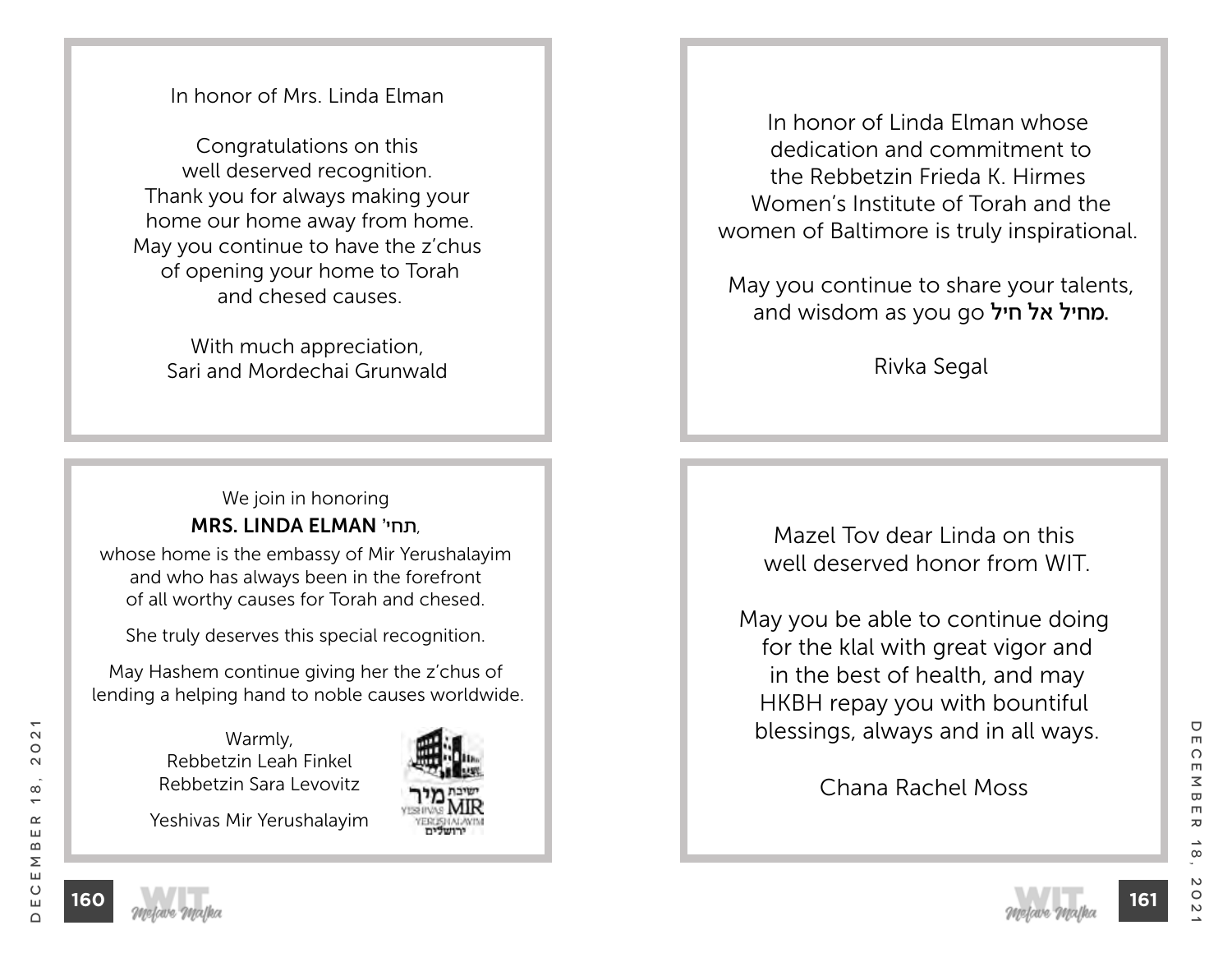In honor of Mrs. Linda Elman

Congratulations on this
well deserved recognition.
Thank you for always making your
home our home away from home.
May you continue to have the z'chus
of opening your home to Torah
and chesed causes.

With much appreciation,
Sari and Mordechai Grunwald

---

We join in honoring

**MRS. LINDA ELMAN תחי',**

whose home is the embassy of Mir Yerushalayim
and who has always been in the forefront
of all worthy causes for Torah and chesed.

She truly deserves this special recognition.

May Hashem continue giving her the z'chus of
lending a helping hand to noble causes worldwide.

Warmly,
Rebbetzin Leah Finkel
Rebbetzin Sara Levovitz

Yeshivas Mir Yerushalayim

---

In honor of Linda Elman whose
dedication and commitment to
the Rebbetzin Frieda K. Hirmes
Women's Institute of Torah and the
women of Baltimore is truly inspirational.

May you continue to share your talents,
and wisdom as you go **מחיל אל חיל.**

Rivka Segal

---

Mazel Tov dear Linda on this
well deserved honor from WIT.

May you be able to continue doing
for the klal with great vigor and
in the best of health, and may
HKBH repay you with bountiful
blessings, always and in all ways.

Chana Rachel Moss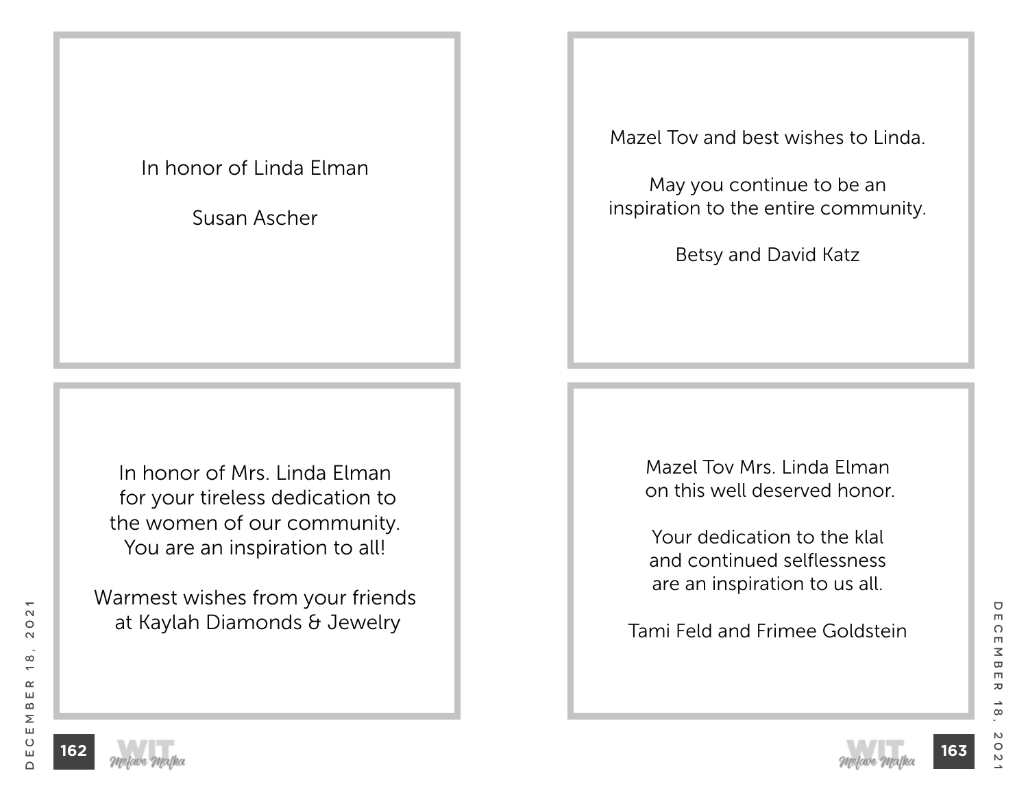In honor of Linda Elman

Susan Ascher

---

In honor of Mrs. Linda Elman
for your tireless dedication to
the women of our community.
You are an inspiration to all!

Warmest wishes from your friends
at Kaylah Diamonds & Jewelry

---

Mazel Tov and best wishes to Linda.

May you continue to be an
inspiration to the entire community.

Betsy and David Katz

---

Mazel Tov Mrs. Linda Elman
on this well deserved honor.

Your dedication to the klal
and continued selflessness
are an inspiration to us all.

Tami Feld and Frimee Goldstein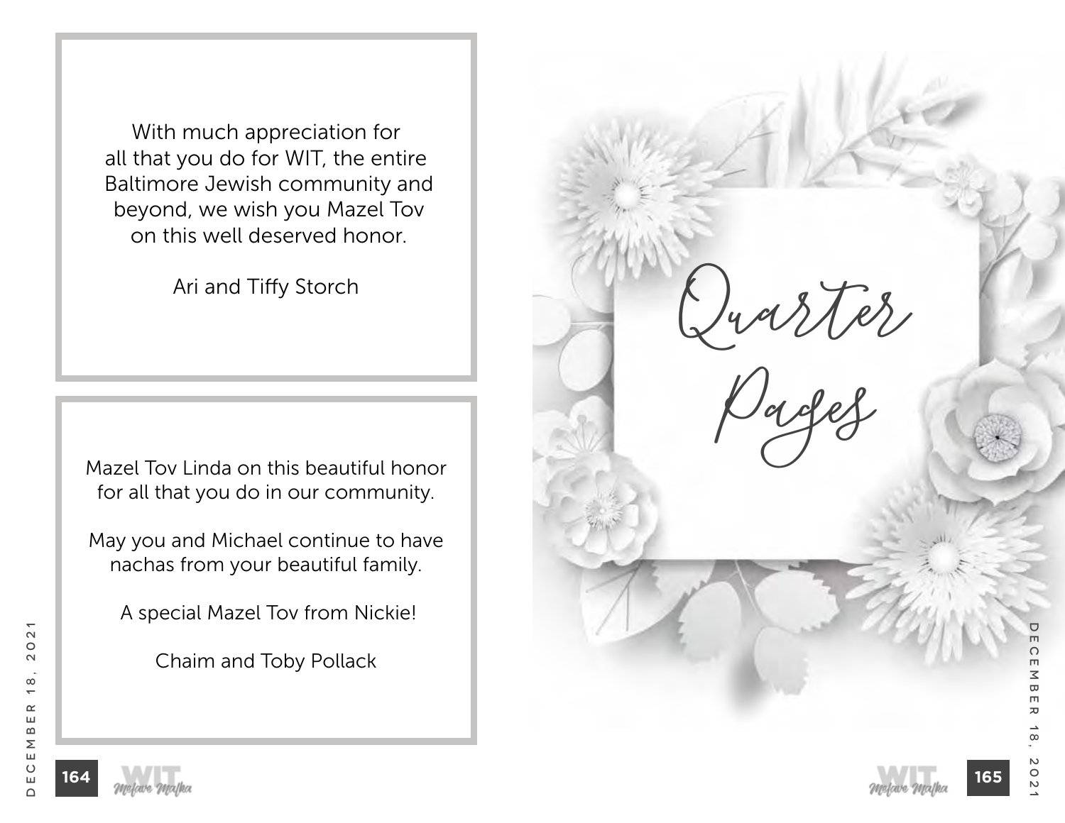With much appreciation for
all that you do for WIT, the entire
Baltimore Jewish community and
beyond, we wish you Mazel Tov
on this well deserved honor.

Ari and Tiffy Storch

---

Mazel Tov Linda on this beautiful honor
for all that you do in our community.

May you and Michael continue to have
nachas from your beautiful family.

A special Mazel Tov from Nickie!

Chaim and Toby Pollack

---

# Quarter Pages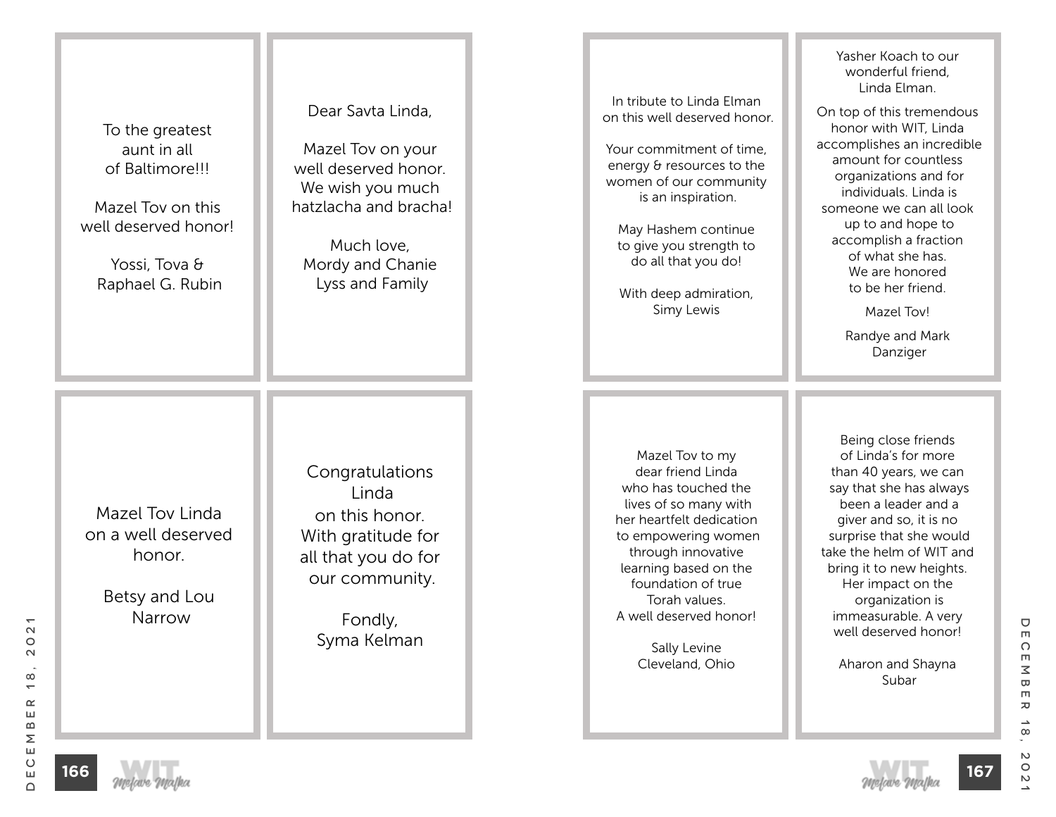To the greatest
aunt in all
of Baltimore!!!

Mazel Tov on this
well deserved honor!

Yossi, Tova &
Raphael G. Rubin

---

Dear Savta Linda,

Mazel Tov on your
well deserved honor.
We wish you much
hatzlacha and bracha!

Much love,
Mordy and Chanie
Lyss and Family

---

Mazel Tov Linda
on a well deserved
honor.

Betsy and Lou
Narrow

---

Congratulations
Linda
on this honor.
With gratitude for
all that you do for
our community.

Fondly,
Syma Kelman

---

In tribute to Linda Elman
on this well deserved honor.

Your commitment of time,
energy & resources to the
women of our community
is an inspiration.

May Hashem continue
to give you strength to
do all that you do!

With deep admiration,
Simy Lewis

---

Yasher Koach to our
wonderful friend,
Linda Elman.

On top of this tremendous
honor with WIT, Linda
accomplishes an incredible
amount for countless
organizations and for
individuals. Linda is
someone we can all look
up to and hope to
accomplish a fraction
of what she has.
We are honored
to be her friend.

Mazel Tov!

Randye and Mark
Danziger

---

Mazel Tov to my
dear friend Linda
who has touched the
lives of so many with
her heartfelt dedication
to empowering women
through innovative
learning based on the
foundation of true
Torah values.
A well deserved honor!

Sally Levine
Cleveland, Ohio

---

Being close friends
of Linda's for more
than 40 years, we can
say that she has always
been a leader and a
giver and so, it is no
surprise that she would
take the helm of WIT and
bring it to new heights.
Her impact on the
organization is
immeasurable. A very
well deserved honor!

Aharon and Shayna
Subar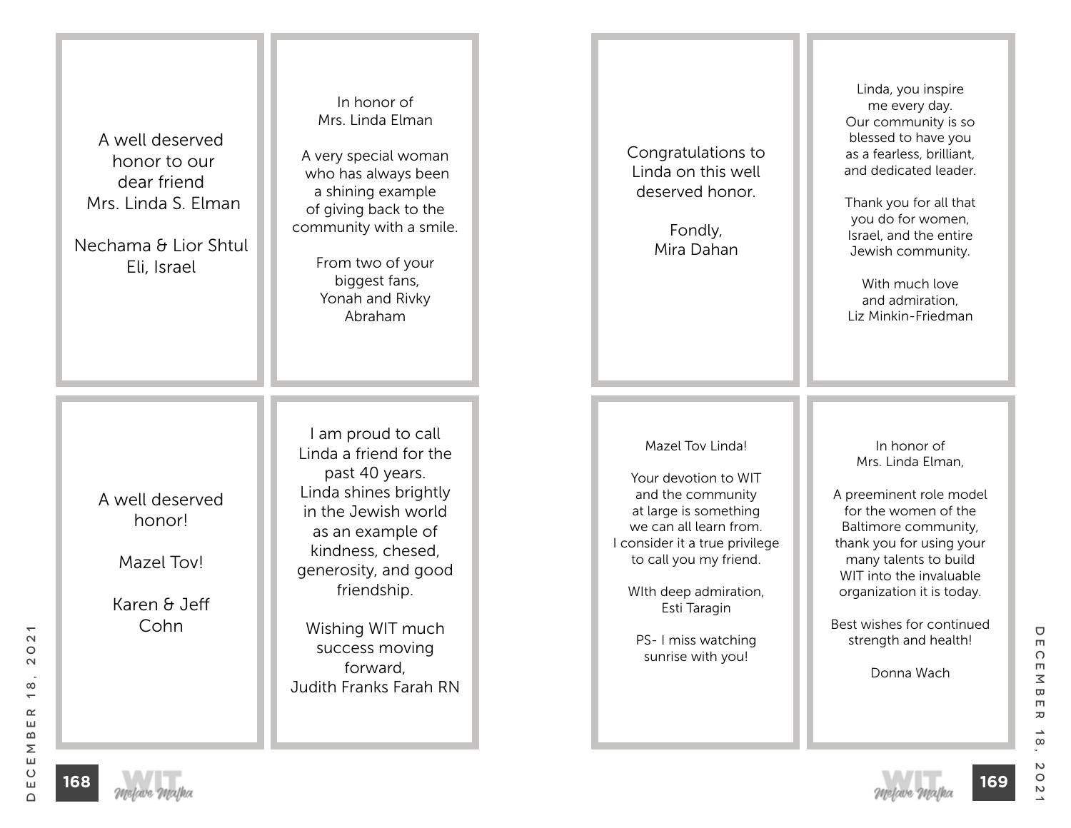A well deserved
honor to our
dear friend
Mrs. Linda S. Elman

Nechama & Lior Shtul
Eli, Israel

---

In honor of
Mrs. Linda Elman

A very special woman
who has always been
a shining example
of giving back to the
community with a smile.

From two of your
biggest fans,
Yonah and Rivky
Abraham

---

A well deserved
honor!

Mazel Tov!

Karen & Jeff
Cohn

---

I am proud to call
Linda a friend for the
past 40 years.
Linda shines brightly
in the Jewish world
as an example of
kindness, chesed,
generosity, and good
friendship.

Wishing WIT much
success moving
forward,
Judith Franks Farah RN

---

Congratulations to
Linda on this well
deserved honor.

Fondly,
Mira Dahan

---

Linda, you inspire
me every day.
Our community is so
blessed to have you
as a fearless, brilliant,
and dedicated leader.

Thank you for all that
you do for women,
Israel, and the entire
Jewish community.

With much love
and admiration,
Liz Minkin-Friedman

---

Mazel Tov Linda!

Your devotion to WIT
and the community
at large is something
we can all learn from.
I consider it a true privilege
to call you my friend.

WIth deep admiration,
Esti Taragin

PS- I miss watching
sunrise with you!

---

In honor of
Mrs. Linda Elman,

A preeminent role model
for the women of the
Baltimore community,
thank you for using your
many talents to build
WIT into the invaluable
organization it is today.

Best wishes for continued
strength and health!

Donna Wach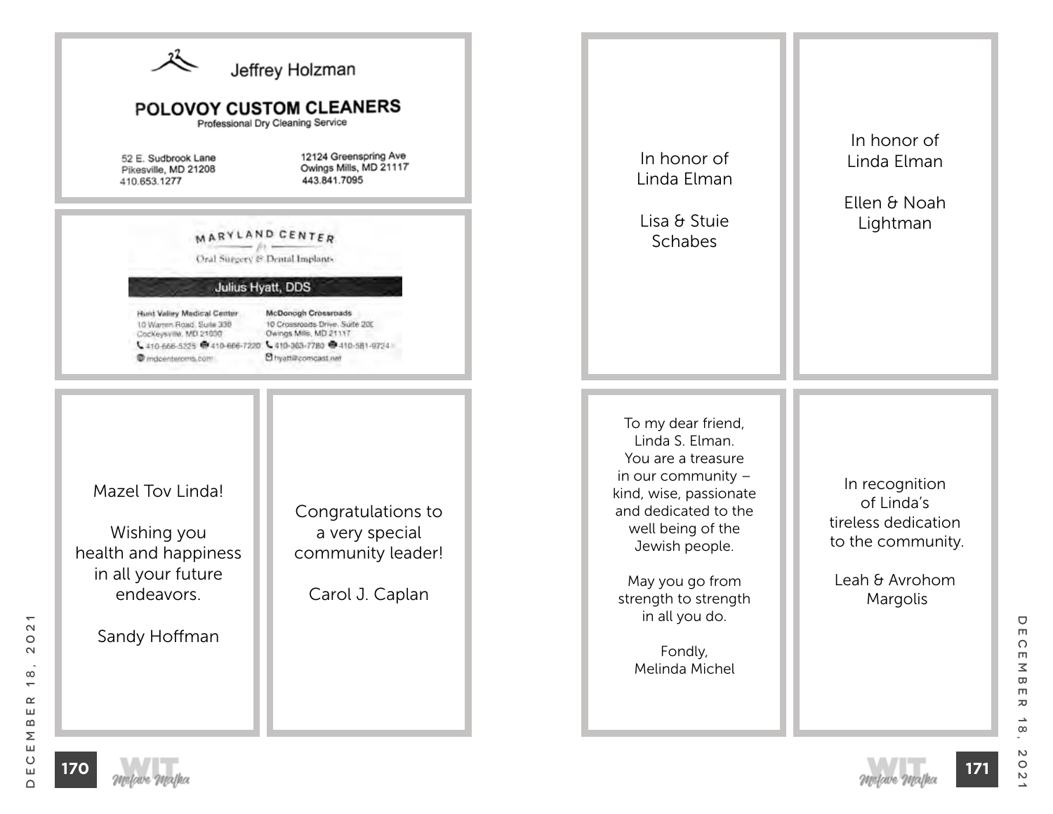Jeffrey Holzman

**POLOVOY CUSTOM CLEANERS**

Professional Dry Cleaning Service

52 E. Sudbrook Lane
Pikesville, MD 21208
410.653.1277

12124 Greenspring Ave
Owings Mills, MD 21117
443.841.7095

---

MARYLAND CENTER

for

Oral Surgery & Dental Implants

**Julius Hyatt, DDS**

Hunt Valley Medical Center
10 Warren Road, Suite 330
Cockeysville, MD 21030
410-666-5325 410-666-7220
mdcenteroms.com

McDonogh Crossroads
10 Crossroads Drive, Suite 200
Owings Mills, MD 21117
410-363-7780 410-581-9724
hyatt@comcast.net

---

Mazel Tov Linda!

Wishing you health and happiness in all your future endeavors.

Sandy Hoffman

---

Congratulations to a very special community leader!

Carol J. Caplan

---

In honor of
Linda Elman

Lisa & Stuie
Schabes

---

In honor of
Linda Elman

Ellen & Noah
Lightman

---

To my dear friend,
Linda S. Elman.
You are a treasure in our community – kind, wise, passionate and dedicated to the well being of the Jewish people.

May you go from strength to strength in all you do.

Fondly,
Melinda Michel

---

In recognition of Linda's tireless dedication to the community.

Leah & Avrohom
Margolis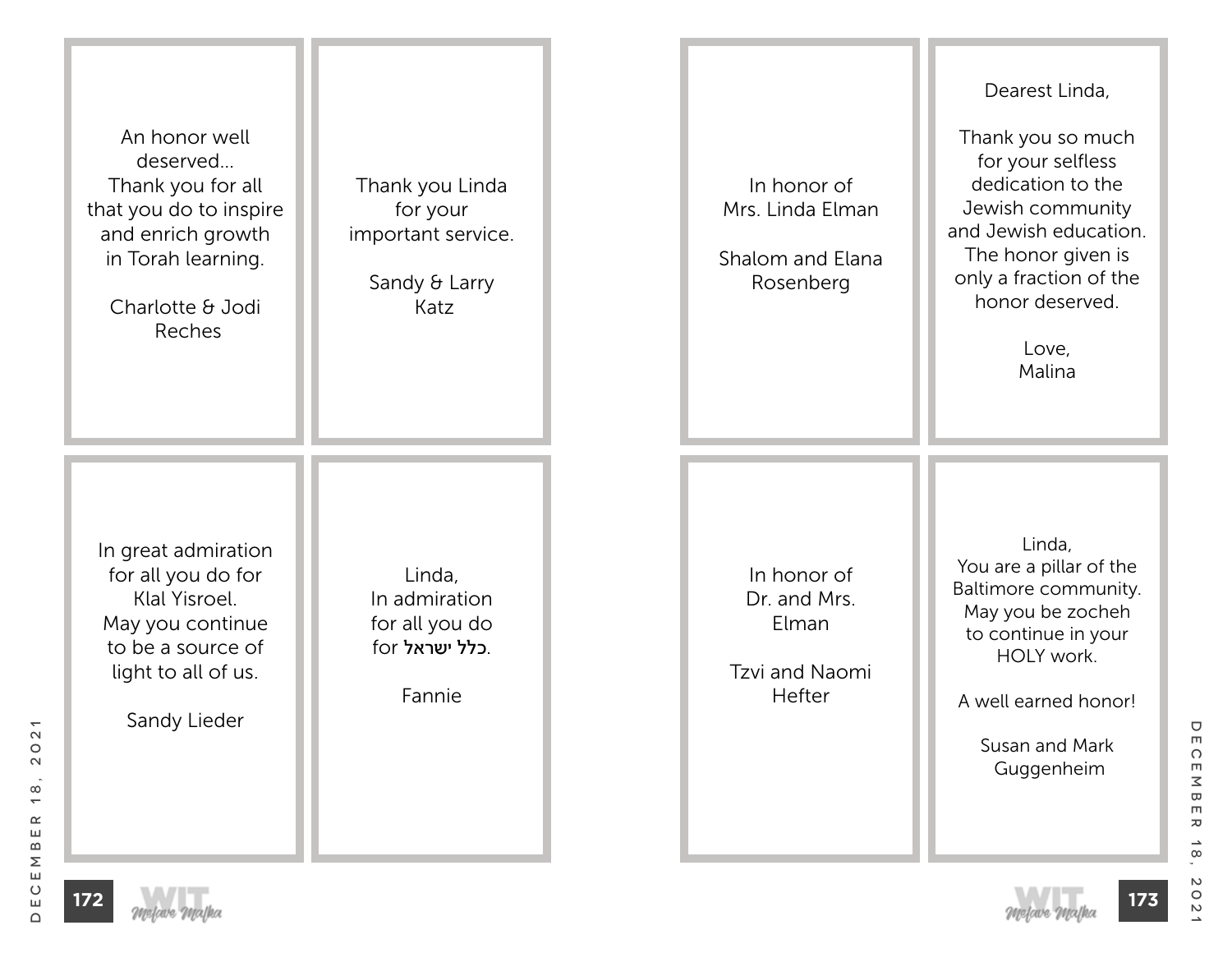An honor well
deserved...
Thank you for all
that you do to inspire
and enrich growth
in Torah learning.

Charlotte & Jodi
Reches

---

Thank you Linda
for your
important service.

Sandy & Larry
Katz

---

In great admiration
for all you do for
Klal Yisroel.
May you continue
to be a source of
light to all of us.

Sandy Lieder

---

Linda,
In admiration
for all you do
for **כלל ישראל**.

Fannie

---

In honor of
Mrs. Linda Elman

Shalom and Elana
Rosenberg

---

Dearest Linda,

Thank you so much
for your selfless
dedication to the
Jewish community
and Jewish education.
The honor given is
only a fraction of the
honor deserved.

Love,
Malina

---

In honor of
Dr. and Mrs.
Elman

Tzvi and Naomi
Hefter

---

Linda,
You are a pillar of the
Baltimore community.
May you be zocheh
to continue in your
HOLY work.

A well earned honor!

Susan and Mark
Guggenheim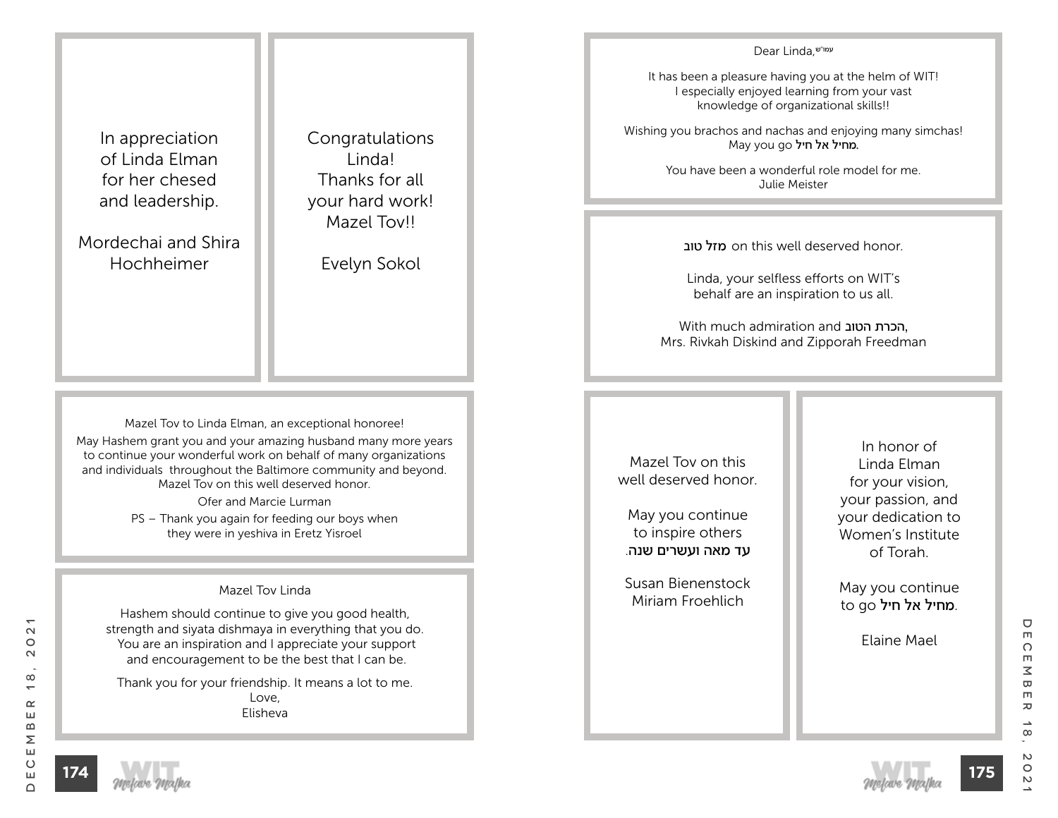In appreciation
of Linda Elman
for her chesed
and leadership.

Mordechai and Shira
Hochheimer

Congratulations
Linda!
Thanks for all
your hard work!
Mazel Tov!!

Evelyn Sokol

Mazel Tov to Linda Elman, an exceptional honoree!

May Hashem grant you and your amazing husband many more years
to continue your wonderful work on behalf of many organizations
and individuals throughout the Baltimore community and beyond.
Mazel Tov on this well deserved honor.

Ofer and Marcie Lurman

PS – Thank you again for feeding our boys when
they were in yeshiva in Eretz Yisroel

Mazel Tov Linda

Hashem should continue to give you good health,
strength and siyata dishmaya in everything that you do.
You are an inspiration and I appreciate your support
and encouragement to be the best that I can be.

Thank you for your friendship. It means a lot to me.
Love,
Elisheva

Dear Linda, עמו"ש

It has been a pleasure having you at the helm of WIT!
I especially enjoyed learning from your vast
knowledge of organizational skills!!

Wishing you brachos and nachas and enjoying many simchas!
May you go מחיל אל חיל.

You have been a wonderful role model for me.
Julie Meister

מזל טוב on this well deserved honor.

Linda, your selfless efforts on WIT's
behalf are an inspiration to us all.

With much admiration and הכרת הטוב,
Mrs. Rivkah Diskind and Zipporah Freedman

Mazel Tov on this
well deserved honor.

May you continue
to inspire others
עד מאה ועשרים שנה.

Susan Bienenstock
Miriam Froehlich

In honor of
Linda Elman
for your vision,
your passion, and
your dedication to
Women's Institute
of Torah.

May you continue
to go מחיל אל חיל.

Elaine Mael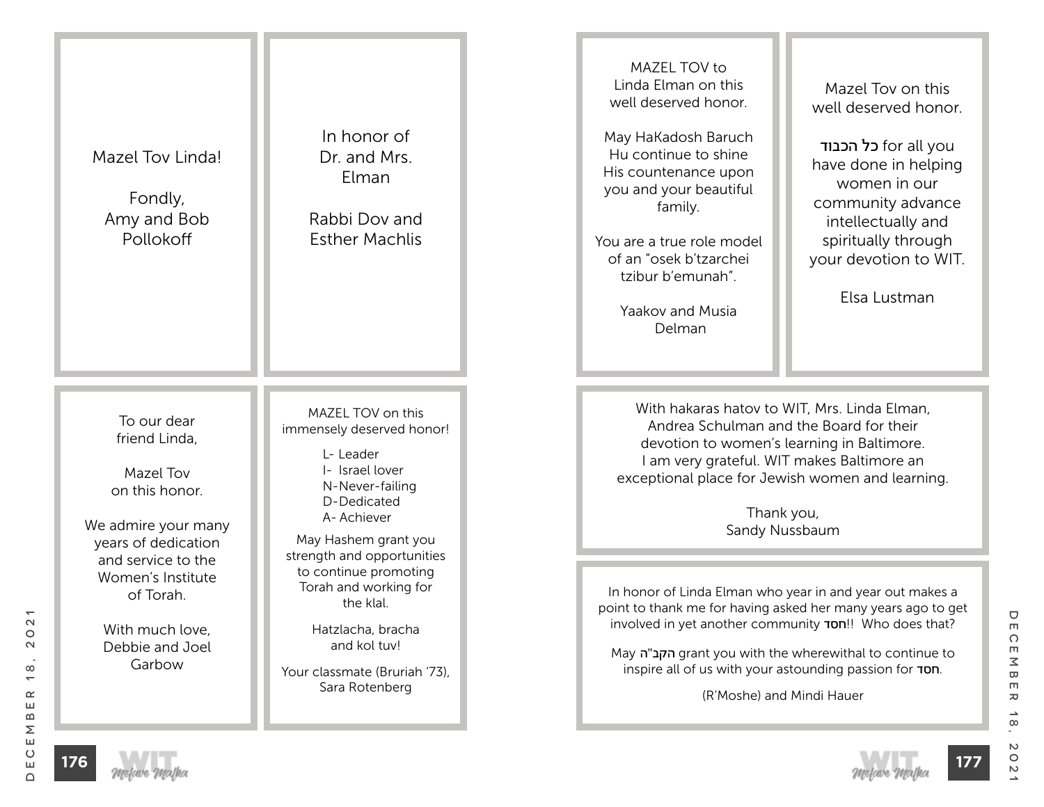Mazel Tov Linda!

Fondly,
Amy and Bob Pollokoff

---

In honor of Dr. and Mrs. Elman

Rabbi Dov and Esther Machlis

---

To our dear friend Linda,

Mazel Tov on this honor.

We admire your many years of dedication and service to the Women's Institute of Torah.

With much love,
Debbie and Joel Garbow

---

MAZEL TOV on this immensely deserved honor!

L- Leader
I- Israel lover
N-Never-failing
D-Dedicated
A- Achiever

May Hashem grant you strength and opportunities to continue promoting Torah and working for the klal.

Hatzlacha, bracha and kol tuv!

Your classmate (Bruriah '73),
Sara Rotenberg

---

MAZEL TOV to Linda Elman on this well deserved honor.

May HaKadosh Baruch Hu continue to shine His countenance upon you and your beautiful family.

You are a true role model of an "osek b'tzarchei tzibur b'emunah".

Yaakov and Musia Delman

---

Mazel Tov on this well deserved honor.

**כל הכבוד** for all you have done in helping women in our community advance intellectually and spiritually through your devotion to WIT.

Elsa Lustman

---

With hakaras hatov to WIT, Mrs. Linda Elman, Andrea Schulman and the Board for their devotion to women's learning in Baltimore. I am very grateful. WIT makes Baltimore an exceptional place for Jewish women and learning.

Thank you,
Sandy Nussbaum

---

In honor of Linda Elman who year in and year out makes a point to thank me for having asked her many years ago to get involved in yet another community חסד!! Who does that?

May הקב"ה grant you with the wherewithal to continue to inspire all of us with your astounding passion for חסד.

(R'Moshe) and Mindi Hauer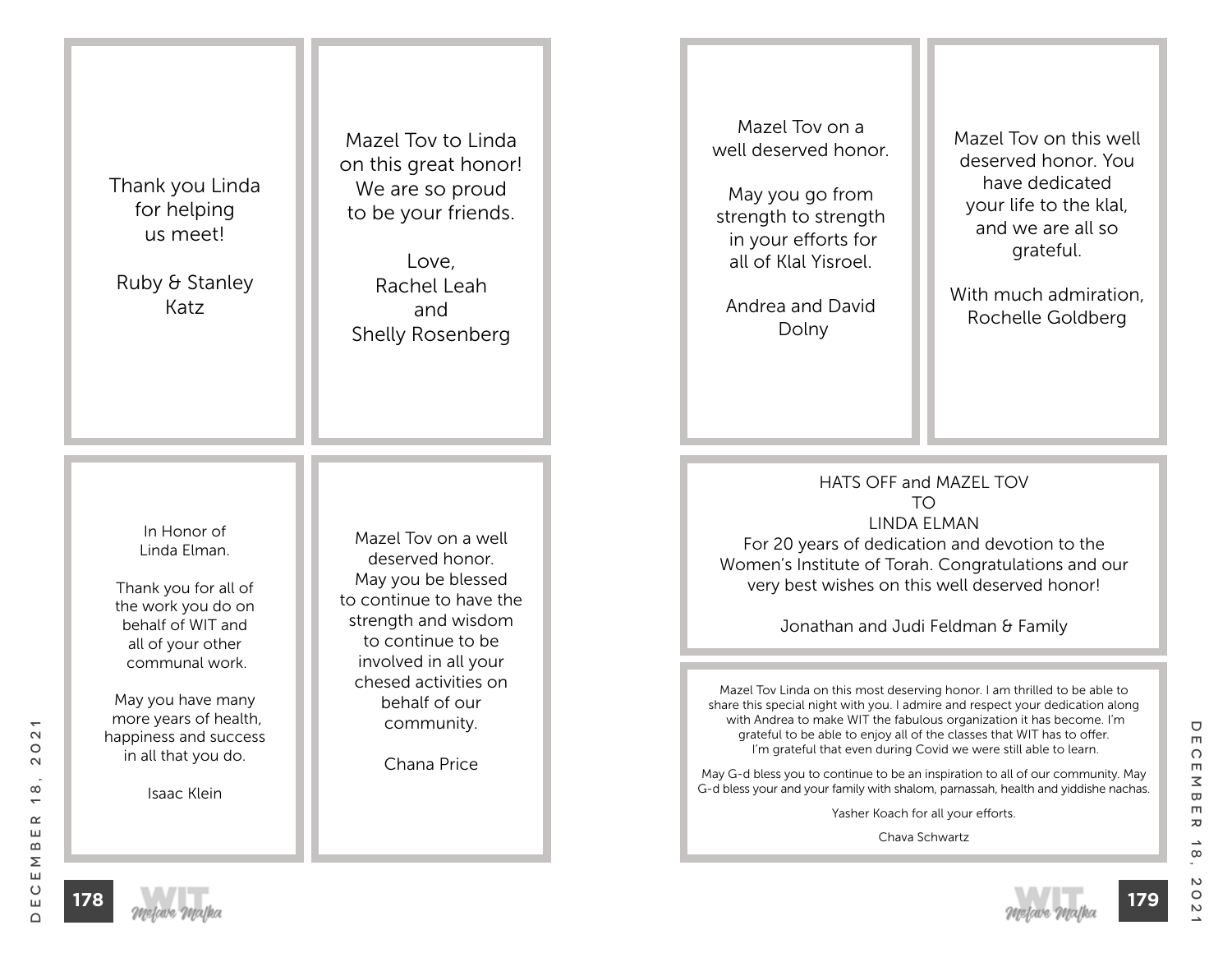Thank you Linda
for helping
us meet!

Ruby & Stanley
Katz

---

Mazel Tov to Linda
on this great honor!
We are so proud
to be your friends.

Love,
Rachel Leah
and
Shelly Rosenberg

---

In Honor of
Linda Elman.

Thank you for all of
the work you do on
behalf of WIT and
all of your other
communal work.

May you have many
more years of health,
happiness and success
in all that you do.

Isaac Klein

---

Mazel Tov on a well
deserved honor.
May you be blessed
to continue to have the
strength and wisdom
to continue to be
involved in all your
chesed activities on
behalf of our
community.

Chana Price

---

Mazel Tov on a
well deserved honor.

May you go from
strength to strength
in your efforts for
all of Klal Yisroel.

Andrea and David
Dolny

---

Mazel Tov on this well
deserved honor. You
have dedicated
your life to the klal,
and we are all so
grateful.

With much admiration,
Rochelle Goldberg

---

HATS OFF and MAZEL TOV
TO
LINDA ELMAN
For 20 years of dedication and devotion to the
Women's Institute of Torah. Congratulations and our
very best wishes on this well deserved honor!

Jonathan and Judi Feldman & Family

---

Mazel Tov Linda on this most deserving honor. I am thrilled to be able to
share this special night with you. I admire and respect your dedication along
with Andrea to make WIT the fabulous organization it has become. I'm
grateful to be able to enjoy all of the classes that WIT has to offer.
I'm grateful that even during Covid we were still able to learn.

May G-d bless you to continue to be an inspiration to all of our community. May
G-d bless your and your family with shalom, parnassah, health and yiddishe nachas.

Yasher Koach for all your efforts.

Chava Schwartz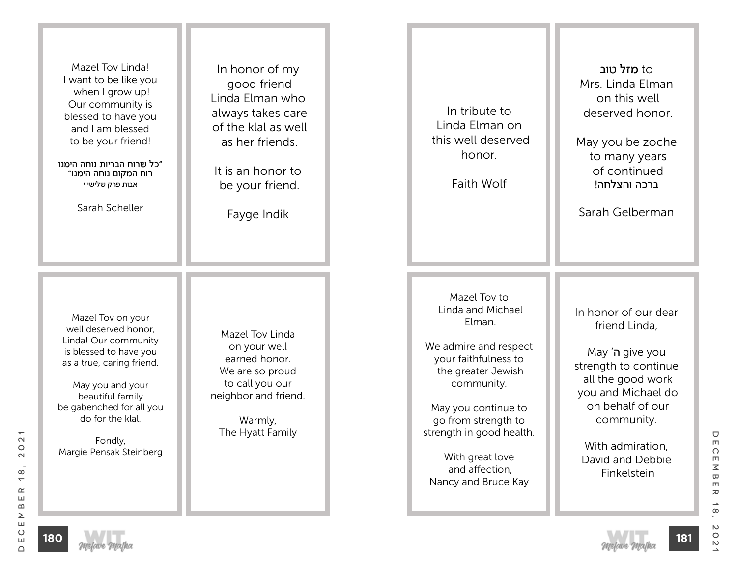Mazel Tov Linda!
I want to be like you
when I grow up!
Our community is
blessed to have you
and I am blessed
to be your friend!

"כל שרוח הבריות נוחה הימנו
רוח המקום נוחה הימנו"
אבות פרק שלישי י

Sarah Scheller

---

In honor of my
good friend
Linda Elman who
always takes care
of the klal as well
as her friends.

It is an honor to
be your friend.

Fayge Indik

---

Mazel Tov on your
well deserved honor,
Linda! Our community
is blessed to have you
as a true, caring friend.

May you and your
beautiful family
be gabenched for all you
do for the klal.

Fondly,
Margie Pensak Steinberg

---

Mazel Tov Linda
on your well
earned honor.
We are so proud
to call you our
neighbor and friend.

Warmly,
The Hyatt Family

---

In tribute to
Linda Elman on
this well deserved
honor.

Faith Wolf

---

**מזל טוב** to
Mrs. Linda Elman
on this well
deserved honor.

May you be zoche
to many years
of continued
!ברכה והצלחה

Sarah Gelberman

---

Mazel Tov to
Linda and Michael
Elman.

We admire and respect
your faithfulness to
the greater Jewish
community.

May you continue to
go from strength to
strength in good health.

With great love
and affection,
Nancy and Bruce Kay

---

In honor of our dear
friend Linda,

May **ה׳** give you
strength to continue
all the good work
you and Michael do
on behalf of our
community.

With admiration,
David and Debbie
Finkelstein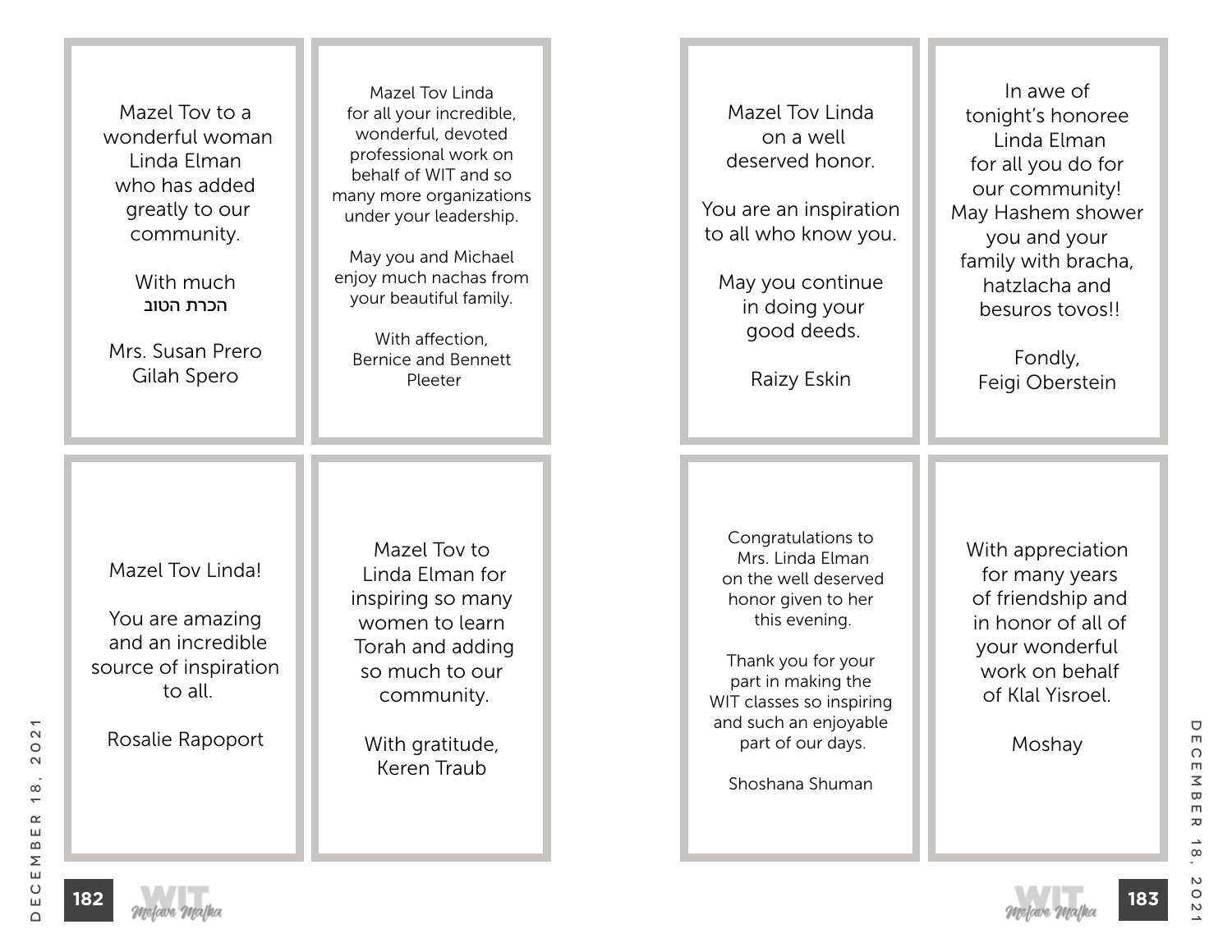Mazel Tov to a
wonderful woman
Linda Elman
who has added
greatly to our
community.

With much
הכרת הטוב

Mrs. Susan Prero
Gilah Spero

---

Mazel Tov Linda
for all your incredible,
wonderful, devoted
professional work on
behalf of WIT and so
many more organizations
under your leadership.

May you and Michael
enjoy much nachas from
your beautiful family.

With affection,
Bernice and Bennett
Pleeter

---

Mazel Tov Linda!

You are amazing
and an incredible
source of inspiration
to all.

Rosalie Rapoport

---

Mazel Tov to
Linda Elman for
inspiring so many
women to learn
Torah and adding
so much to our
community.

With gratitude,
Keren Traub

---

Mazel Tov Linda
on a well
deserved honor.

You are an inspiration
to all who know you.

May you continue
in doing your
good deeds.

Raizy Eskin

---

In awe of
tonight's honoree
Linda Elman
for all you do for
our community!
May Hashem shower
you and your
family with bracha,
hatzlacha and
besuros tovos!!

Fondly,
Feigi Oberstein

---

Congratulations to
Mrs. Linda Elman
on the well deserved
honor given to her
this evening.

Thank you for your
part in making the
WIT classes so inspiring
and such an enjoyable
part of our days.

Shoshana Shuman

---

With appreciation
for many years
of friendship and
in honor of all of
your wonderful
work on behalf
of Klal Yisroel.

Moshay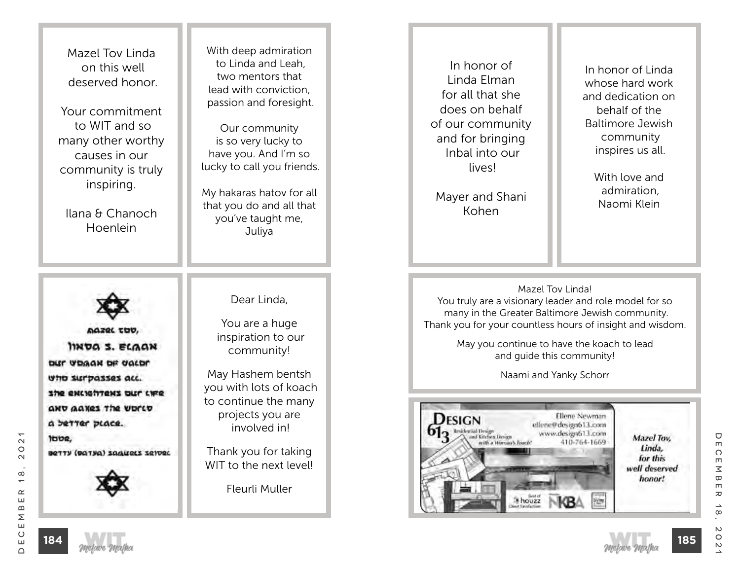Mazel Tov Linda
on this well
deserved honor.

Your commitment
to WIT and so
many other worthy
causes in our
community is truly
inspiring.

Ilana & Chanoch
Hoenlein

---

With deep admiration
to Linda and Leah,
two mentors that
lead with conviction,
passion and foresight.

Our community
is so very lucky to
have you. And I'm so
lucky to call you friends.

My hakaras hatov for all
that you do and all that
you've taught me,
Juliya

---

Mazel Tov,

Linda S. Elman

our woman of valor
who surpasses all.
She enlightens our life
and makes the world
a better place.

love,

Betty (Batya) Samuels Seidel

---

Dear Linda,

You are a huge
inspiration to our
community!

May Hashem bentsh
you with lots of koach
to continue the many
projects you are
involved in!

Thank you for taking
WIT to the next level!

Fleurli Muller

---

In honor of
Linda Elman
for all that she
does on behalf
of our community
and for bringing
Inbal into our
lives!

Mayer and Shani
Kohen

---

In honor of Linda
whose hard work
and dedication on
behalf of the
Baltimore Jewish
community
inspires us all.

With love and
admiration,
Naomi Klein

---

Mazel Tov Linda!
You truly are a visionary leader and role model for so
many in the Greater Baltimore Jewish community.
Thank you for your countless hours of insight and wisdom.

May you continue to have the koach to lead
and guide this community!

Naami and Yanky Schorr

---

Design 613
Residential Design
and Kitchen Design
with a Woman's Touch!

Ellene Newman
ellene@design613.com
www.design613.com
410-764-1669

Best of houzz Client Satisfaction

NKBA

***Mazel Tov,***
***Linda,***
***for this***
***well deserved***
***honor!***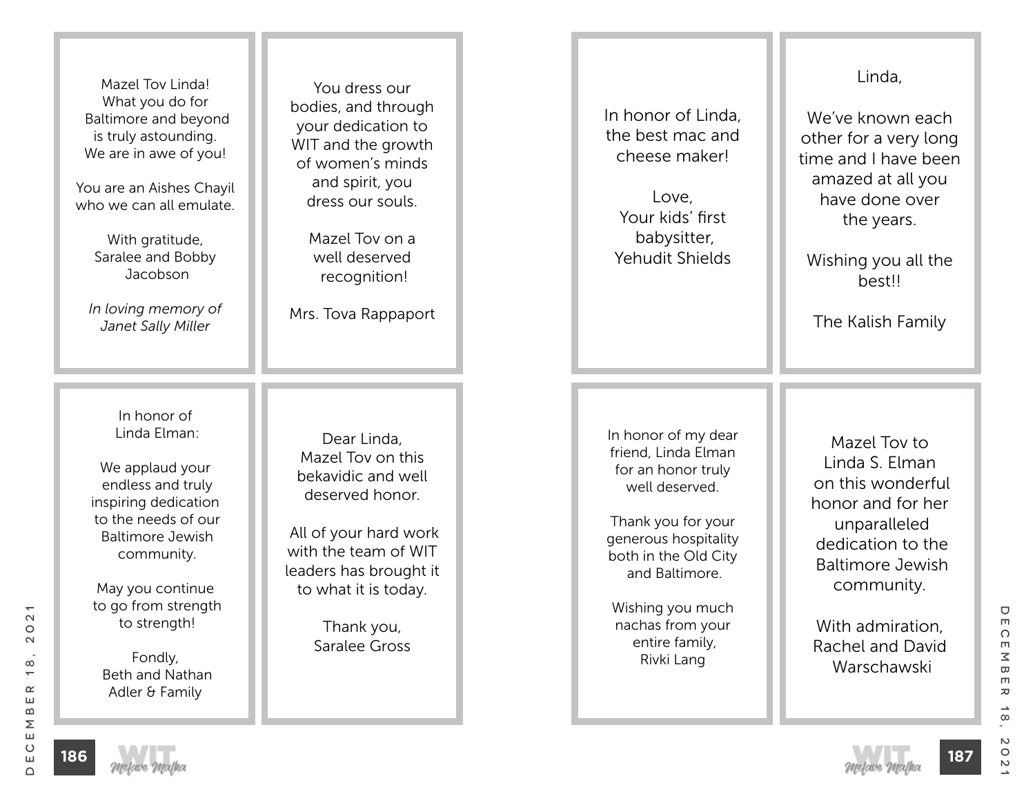Mazel Tov Linda!
What you do for
Baltimore and beyond
is truly astounding.
We are in awe of you!

You are an Aishes Chayil
who we can all emulate.

With gratitude,
Saralee and Bobby
Jacobson

*In loving memory of
Janet Sally Miller*

---

You dress our
bodies, and through
your dedication to
WIT and the growth
of women's minds
and spirit, you
dress our souls.

Mazel Tov on a
well deserved
recognition!

Mrs. Tova Rappaport

---

In honor of
Linda Elman:

We applaud your
endless and truly
inspiring dedication
to the needs of our
Baltimore Jewish
community.

May you continue
to go from strength
to strength!

Fondly,
Beth and Nathan
Adler & Family

---

Dear Linda,
Mazel Tov on this
bekavidic and well
deserved honor.

All of your hard work
with the team of WIT
leaders has brought it
to what it is today.

Thank you,
Saralee Gross

---

In honor of Linda,
the best mac and
cheese maker!

Love,
Your kids' first
babysitter,
Yehudit Shields

---

Linda,

We've known each
other for a very long
time and I have been
amazed at all you
have done over
the years.

Wishing you all the
best!!

The Kalish Family

---

In honor of my dear
friend, Linda Elman
for an honor truly
well deserved.

Thank you for your
generous hospitality
both in the Old City
and Baltimore.

Wishing you much
nachas from your
entire family,
Rivki Lang

---

Mazel Tov to
Linda S. Elman
on this wonderful
honor and for her
unparalleled
dedication to the
Baltimore Jewish
community.

With admiration,
Rachel and David
Warschawski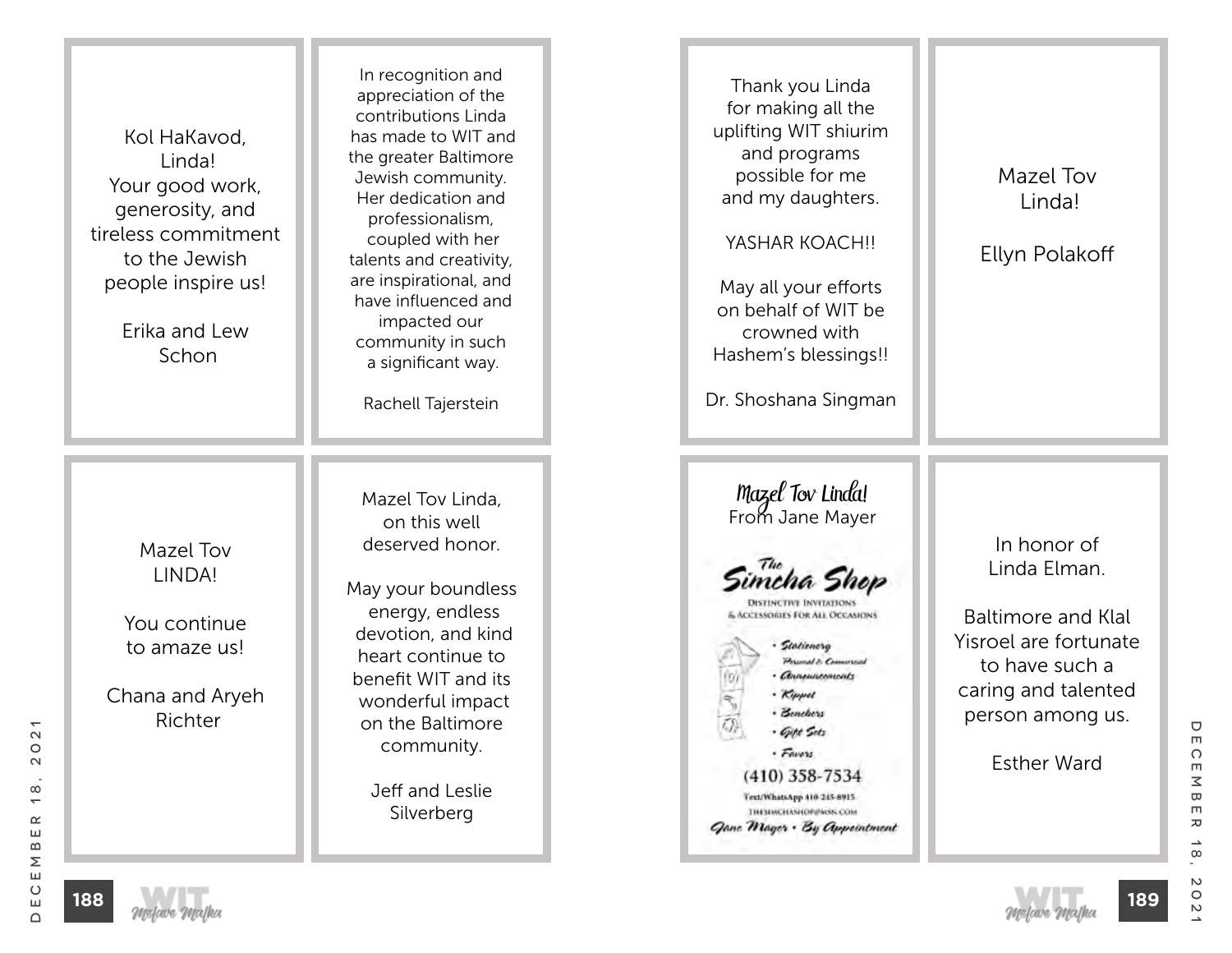Kol HaKavod,
Linda!
Your good work,
generosity, and
tireless commitment
to the Jewish
people inspire us!

Erika and Lew
Schon

---

In recognition and appreciation of the contributions Linda has made to WIT and the greater Baltimore Jewish community. Her dedication and professionalism, coupled with her talents and creativity, are inspirational, and have influenced and impacted our community in such a significant way.

Rachell Tajerstein

---

Mazel Tov
LINDA!

You continue
to amaze us!

Chana and Aryeh
Richter

---

Mazel Tov Linda,
on this well
deserved honor.

May your boundless energy, endless devotion, and kind heart continue to benefit WIT and its wonderful impact on the Baltimore community.

Jeff and Leslie
Silverberg

---

Thank you Linda
for making all the
uplifting WIT shiurim
and programs
possible for me
and my daughters.

YASHAR KOACH!!

May all your efforts
on behalf of WIT be
crowned with
Hashem's blessings!!

Dr. Shoshana Singman

---

Mazel Tov
Linda!

Ellyn Polakoff

---

*Mazel Tov Linda!*
From Jane Mayer

**The Simcha Shop**
DISTINCTIVE INVITATIONS
& ACCESSORIES FOR ALL OCCASIONS

- Stationery
  Personal & Commercial
- Announcements
- Kippot
- Benchers
- Gift Sets
- Favors

(410) 358-7534
Text/WhatsApp 410-245-8915
THESIMCHASHOP@MSN.COM
Jane Mayer • By Appointment

---

In honor of
Linda Elman.

Baltimore and Klal
Yisroel are fortunate
to have such a
caring and talented
person among us.

Esther Ward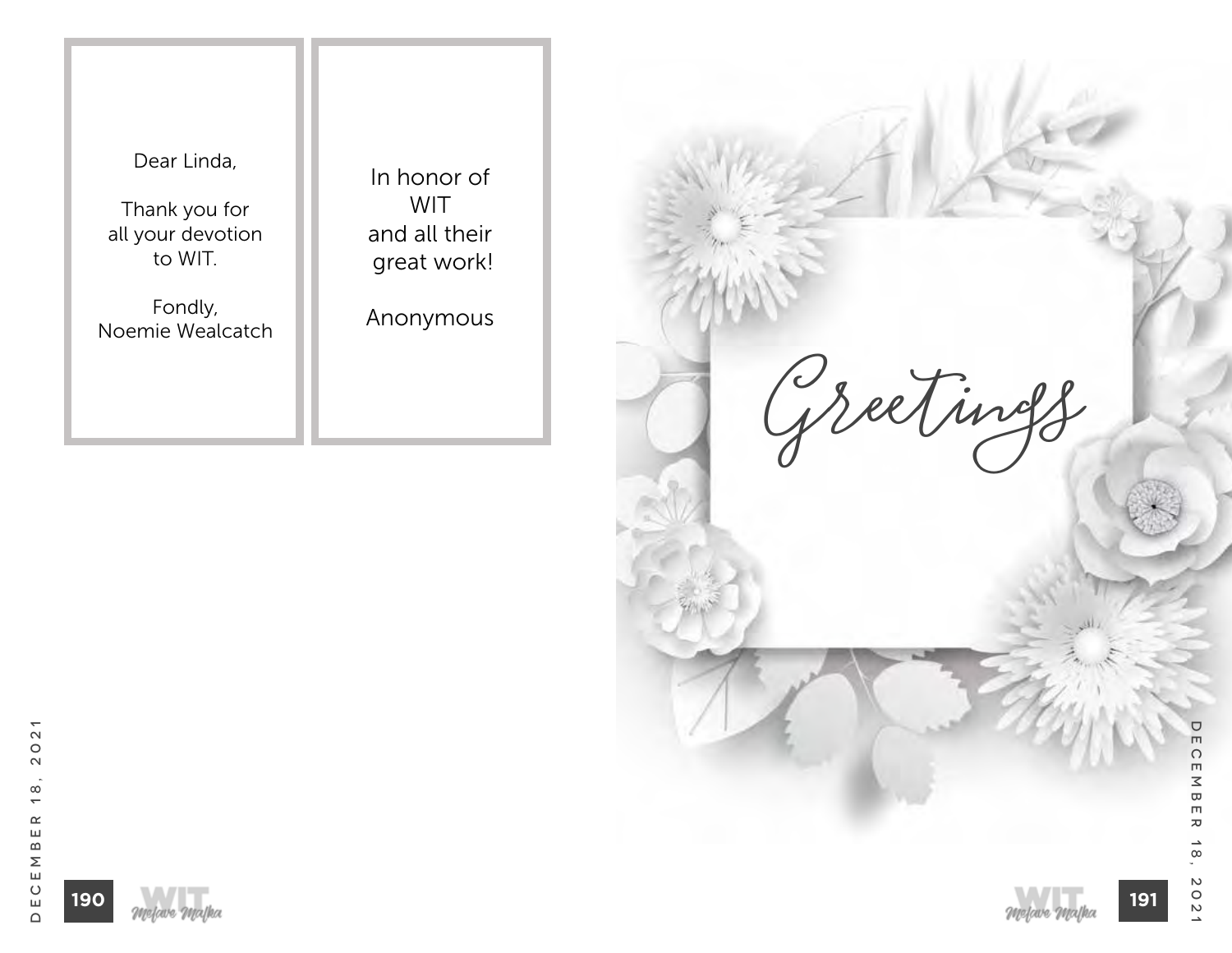Dear Linda,

Thank you for all your devotion to WIT.

Fondly,
Noemie Wealcatch

---

In honor of WIT and all their great work!

Anonymous

---

Greetings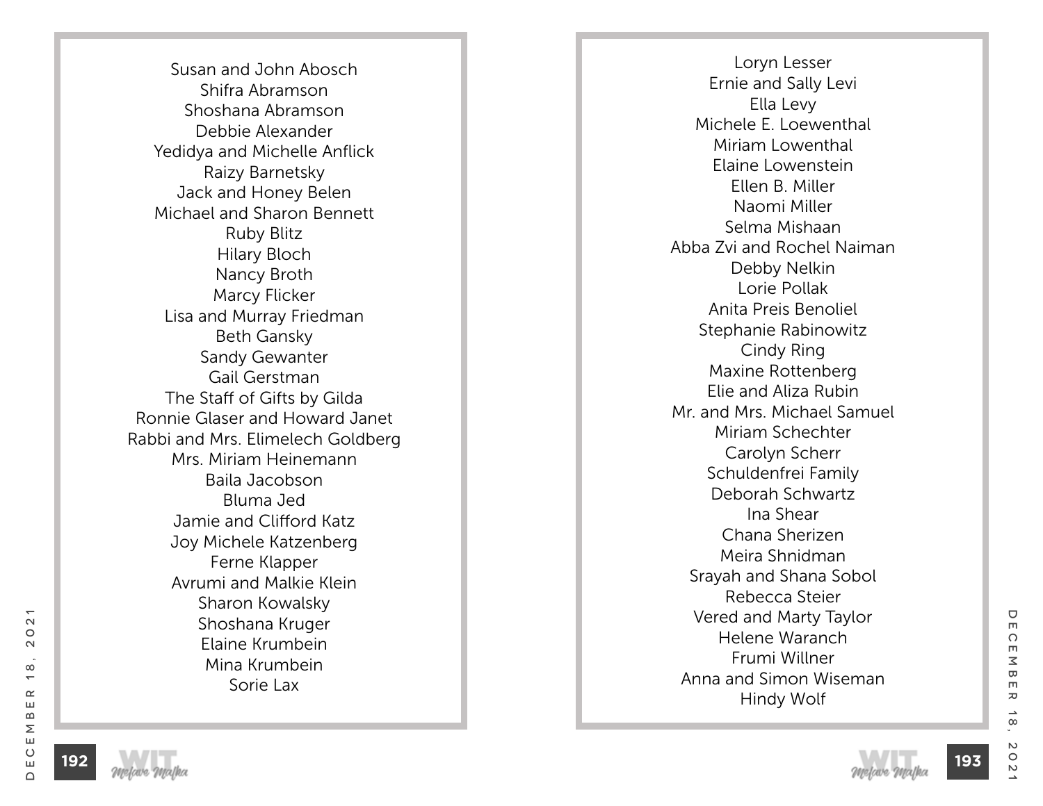Susan and John Abosch
Shifra Abramson
Shoshana Abramson
Debbie Alexander
Yedidya and Michelle Anflick
Raizy Barnetsky
Jack and Honey Belen
Michael and Sharon Bennett
Ruby Blitz
Hilary Bloch
Nancy Broth
Marcy Flicker
Lisa and Murray Friedman
Beth Gansky
Sandy Gewanter
Gail Gerstman
The Staff of Gifts by Gilda
Ronnie Glaser and Howard Janet
Rabbi and Mrs. Elimelech Goldberg
Mrs. Miriam Heinemann
Baila Jacobson
Bluma Jed
Jamie and Clifford Katz
Joy Michele Katzenberg
Ferne Klapper
Avrumi and Malkie Klein
Sharon Kowalsky
Shoshana Kruger
Elaine Krumbein
Mina Krumbein
Sorie Lax

Loryn Lesser
Ernie and Sally Levi
Ella Levy
Michele E. Loewenthal
Miriam Lowenthal
Elaine Lowenstein
Ellen B. Miller
Naomi Miller
Selma Mishaan
Abba Zvi and Rochel Naiman
Debby Nelkin
Lorie Pollak
Anita Preis Benoliel
Stephanie Rabinowitz
Cindy Ring
Maxine Rottenberg
Elie and Aliza Rubin
Mr. and Mrs. Michael Samuel
Miriam Schechter
Carolyn Scherr
Schuldenfrei Family
Deborah Schwartz
Ina Shear
Chana Sherizen
Meira Shnidman
Srayah and Shana Sobol
Rebecca Steier
Vered and Marty Taylor
Helene Waranch
Frumi Willner
Anna and Simon Wiseman
Hindy Wolf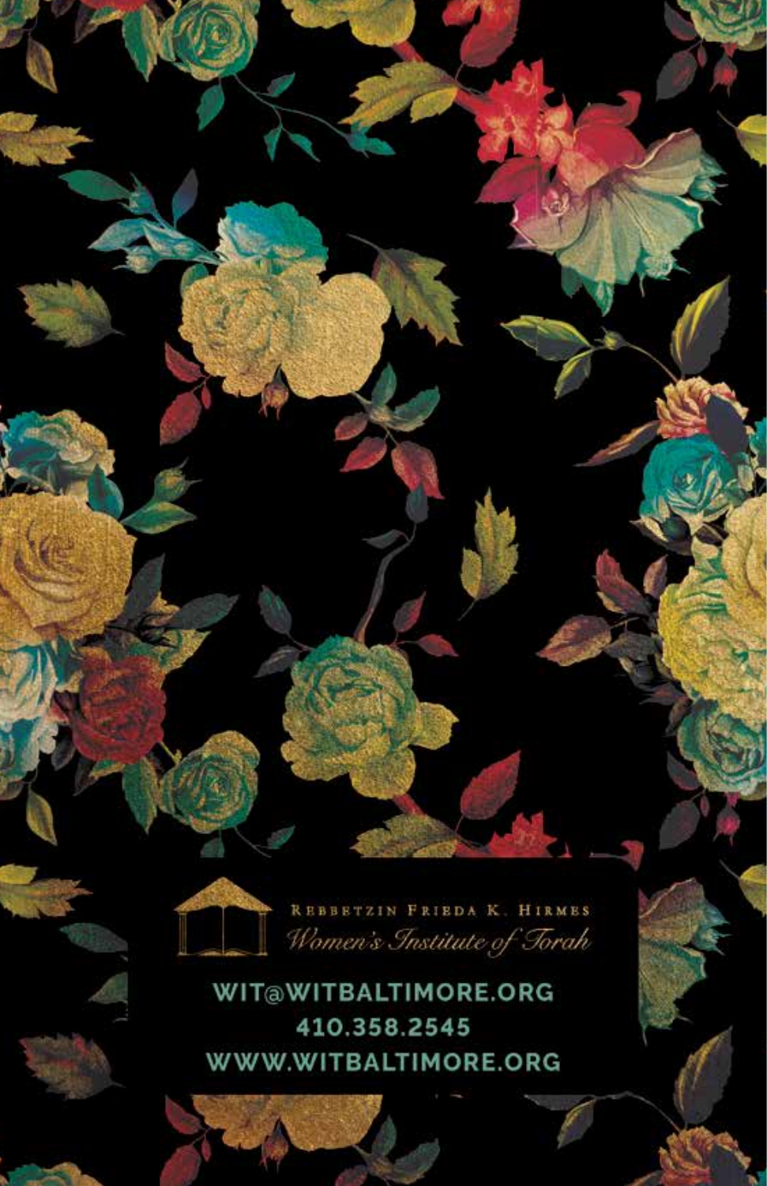Rebbetzin Frieda K. Hirmes

*Women's Institute of Torah*

WIT@WITBALTIMORE.ORG

410.358.2545

WWW.WITBALTIMORE.ORG